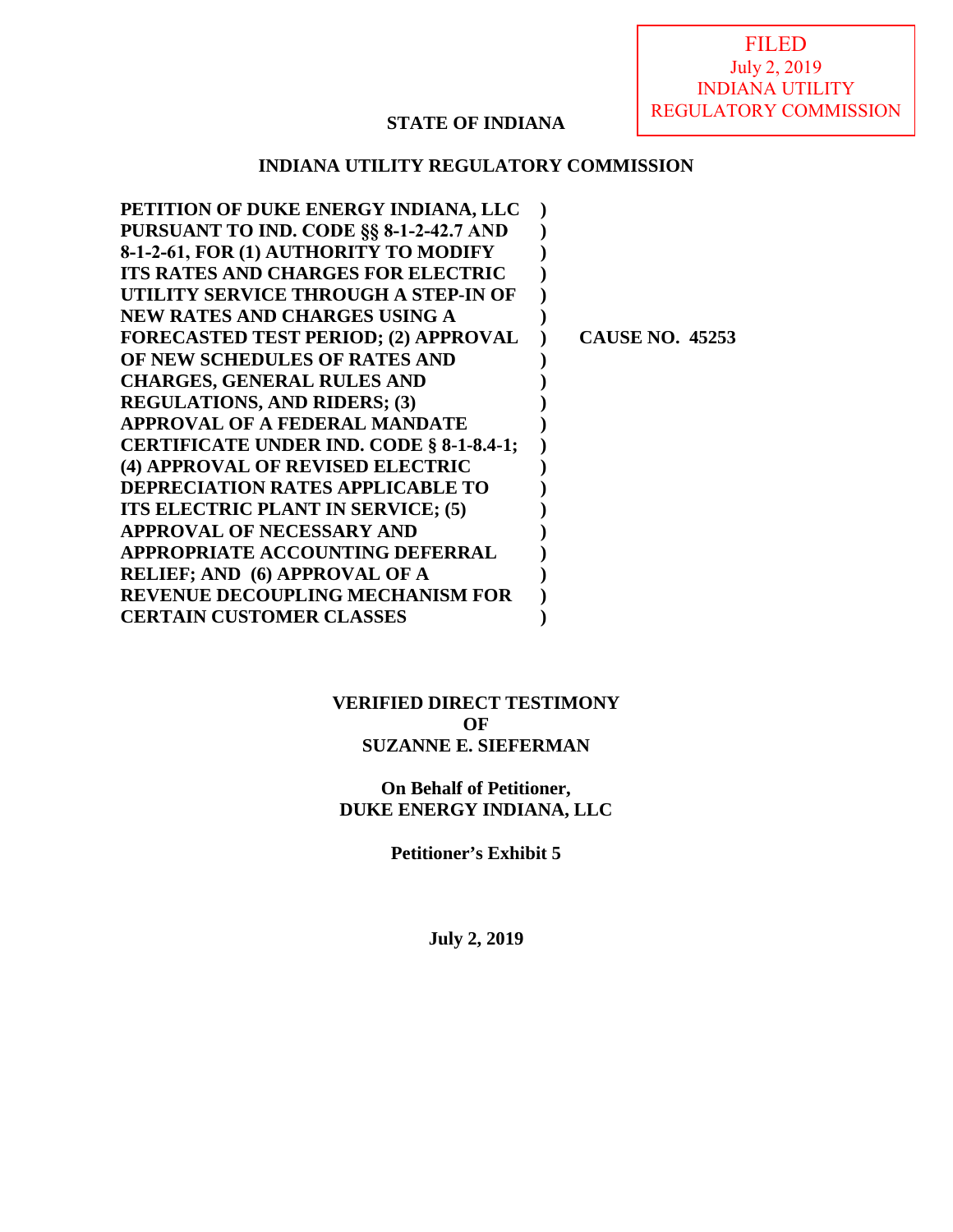FILED
July 2, 2019
INDIANA UTILITY
REGULATORY COMMISSION

**STATE OF INDIANA**

**INDIANA UTILITY REGULATORY COMMISSION**

| | | |
|---|---|---|
| **PETITION OF DUKE ENERGY INDIANA, LLC PURSUANT TO IND. CODE §§ 8-1-2-42.7 AND 8-1-2-61, FOR (1) AUTHORITY TO MODIFY ITS RATES AND CHARGES FOR ELECTRIC UTILITY SERVICE THROUGH A STEP-IN OF NEW RATES AND CHARGES USING A FORECASTED TEST PERIOD; (2) APPROVAL OF NEW SCHEDULES OF RATES AND CHARGES, GENERAL RULES AND REGULATIONS, AND RIDERS; (3) APPROVAL OF A FEDERAL MANDATE CERTIFICATE UNDER IND. CODE § 8-1-8.4-1; (4) APPROVAL OF REVISED ELECTRIC DEPRECIATION RATES APPLICABLE TO ITS ELECTRIC PLANT IN SERVICE; (5) APPROVAL OF NECESSARY AND APPROPRIATE ACCOUNTING DEFERRAL RELIEF; AND (6) APPROVAL OF A REVENUE DECOUPLING MECHANISM FOR CERTAIN CUSTOMER CLASSES** | **)** | **CAUSE NO. 45253** |

**VERIFIED DIRECT TESTIMONY**
**OF**
**SUZANNE E. SIEFERMAN**

**On Behalf of Petitioner,**
**DUKE ENERGY INDIANA, LLC**

**Petitioner's Exhibit 5**

**July 2, 2019**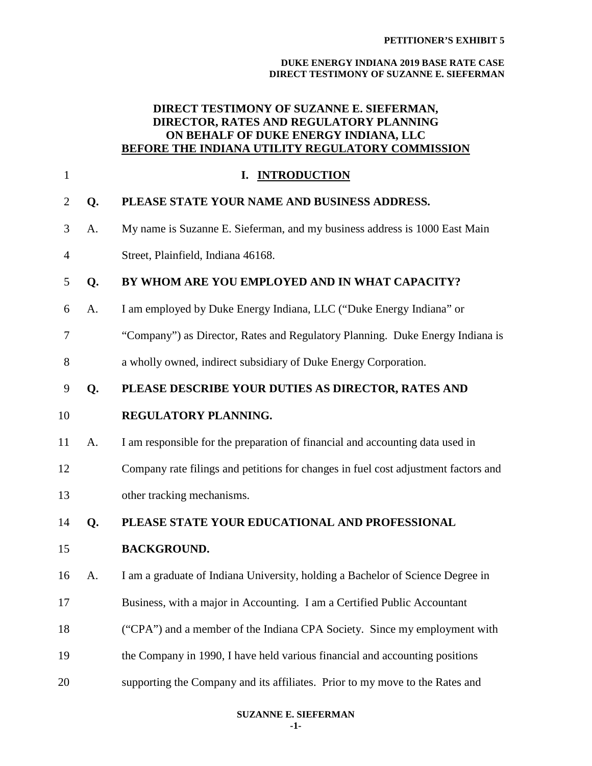# DIRECT TESTIMONY OF SUZANNE E. SIEFERMAN, DIRECTOR, RATES AND REGULATORY PLANNING ON BEHALF OF DUKE ENERGY INDIANA, LLC BEFORE THE INDIANA UTILITY REGULATORY COMMISSION

## I. INTRODUCTION

**Q. PLEASE STATE YOUR NAME AND BUSINESS ADDRESS.**

A. My name is Suzanne E. Sieferman, and my business address is 1000 East Main Street, Plainfield, Indiana 46168.

**Q. BY WHOM ARE YOU EMPLOYED AND IN WHAT CAPACITY?**

A. I am employed by Duke Energy Indiana, LLC ("Duke Energy Indiana" or "Company") as Director, Rates and Regulatory Planning. Duke Energy Indiana is a wholly owned, indirect subsidiary of Duke Energy Corporation.

**Q. PLEASE DESCRIBE YOUR DUTIES AS DIRECTOR, RATES AND REGULATORY PLANNING.**

A. I am responsible for the preparation of financial and accounting data used in Company rate filings and petitions for changes in fuel cost adjustment factors and other tracking mechanisms.

**Q. PLEASE STATE YOUR EDUCATIONAL AND PROFESSIONAL BACKGROUND.**

A. I am a graduate of Indiana University, holding a Bachelor of Science Degree in Business, with a major in Accounting. I am a Certified Public Accountant ("CPA") and a member of the Indiana CPA Society. Since my employment with the Company in 1990, I have held various financial and accounting positions supporting the Company and its affiliates. Prior to my move to the Rates and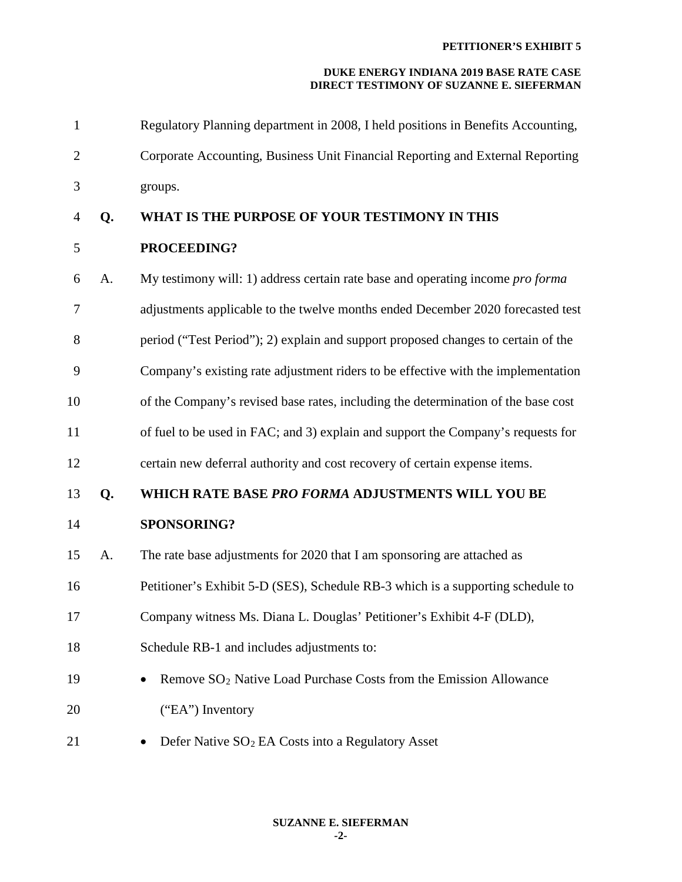Regulatory Planning department in 2008, I held positions in Benefits Accounting, Corporate Accounting, Business Unit Financial Reporting and External Reporting groups.

**Q. WHAT IS THE PURPOSE OF YOUR TESTIMONY IN THIS PROCEEDING?**

A. My testimony will: 1) address certain rate base and operating income *pro forma* adjustments applicable to the twelve months ended December 2020 forecasted test period ("Test Period"); 2) explain and support proposed changes to certain of the Company's existing rate adjustment riders to be effective with the implementation of the Company's revised base rates, including the determination of the base cost of fuel to be used in FAC; and 3) explain and support the Company's requests for certain new deferral authority and cost recovery of certain expense items.

**Q. WHICH RATE BASE *PRO FORMA* ADJUSTMENTS WILL YOU BE SPONSORING?**

A. The rate base adjustments for 2020 that I am sponsoring are attached as Petitioner's Exhibit 5-D (SES), Schedule RB-3 which is a supporting schedule to Company witness Ms. Diana L. Douglas' Petitioner's Exhibit 4-F (DLD), Schedule RB-1 and includes adjustments to:

- Remove $SO_2$ Native Load Purchase Costs from the Emission Allowance ("EA") Inventory
- Defer Native $SO_2$ EA Costs into a Regulatory Asset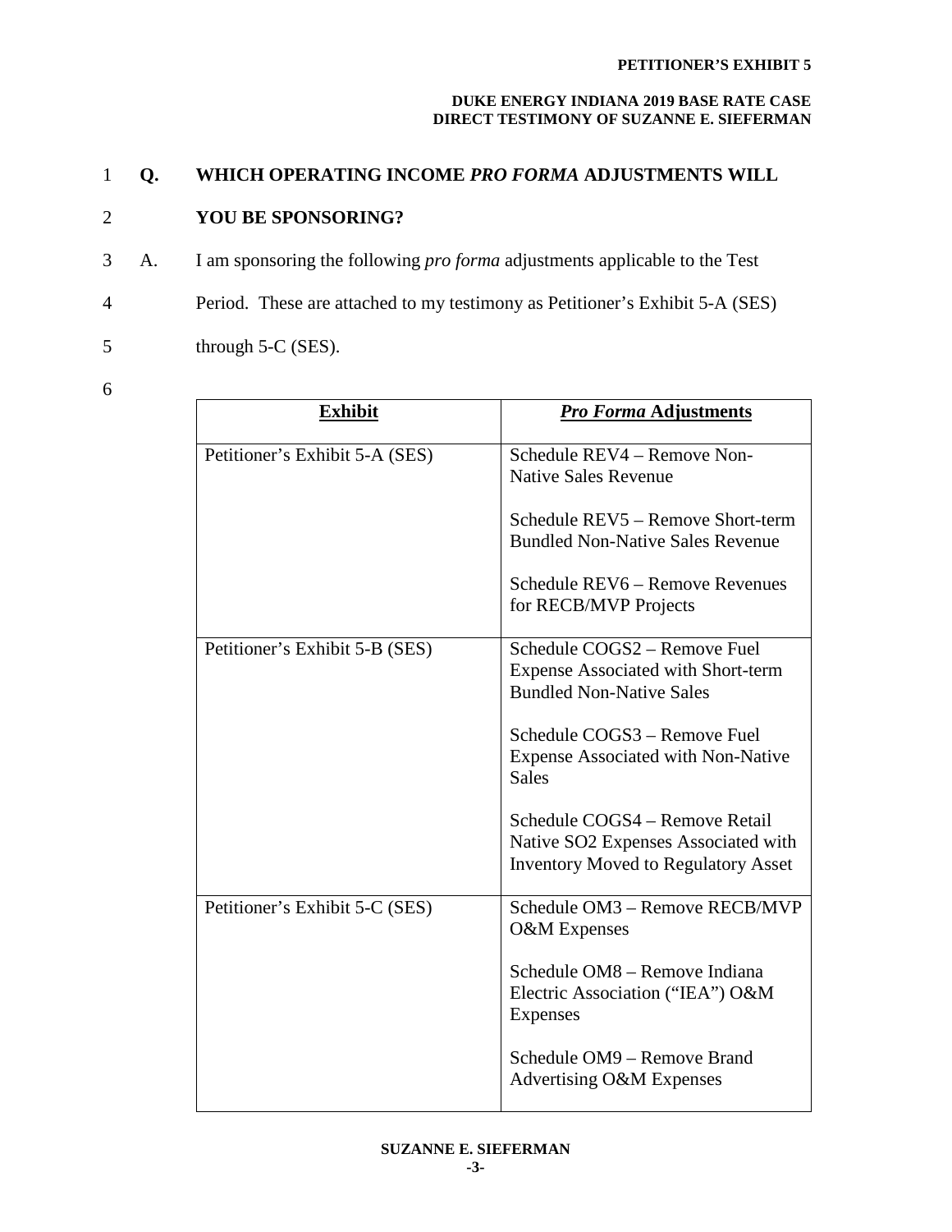**Q. WHICH OPERATING INCOME *PRO FORMA* ADJUSTMENTS WILL YOU BE SPONSORING?**

A. I am sponsoring the following *pro forma* adjustments applicable to the Test Period. These are attached to my testimony as Petitioner's Exhibit 5-A (SES) through 5-C (SES).

| **Exhibit** | ***Pro Forma* Adjustments** |
|---|---|
| Petitioner's Exhibit 5-A (SES) | Schedule REV4 – Remove Non-Native Sales Revenue<br><br>Schedule REV5 – Remove Short-term Bundled Non-Native Sales Revenue<br><br>Schedule REV6 – Remove Revenues for RECB/MVP Projects |
| Petitioner's Exhibit 5-B (SES) | Schedule COGS2 – Remove Fuel Expense Associated with Short-term Bundled Non-Native Sales<br><br>Schedule COGS3 – Remove Fuel Expense Associated with Non-Native Sales<br><br>Schedule COGS4 – Remove Retail Native $SO_2$ Expenses Associated with Inventory Moved to Regulatory Asset |
| Petitioner's Exhibit 5-C (SES) | Schedule OM3 – Remove RECB/MVP O&M Expenses<br><br>Schedule OM8 – Remove Indiana Electric Association ("IEA") O&M Expenses<br><br>Schedule OM9 – Remove Brand Advertising O&M Expenses |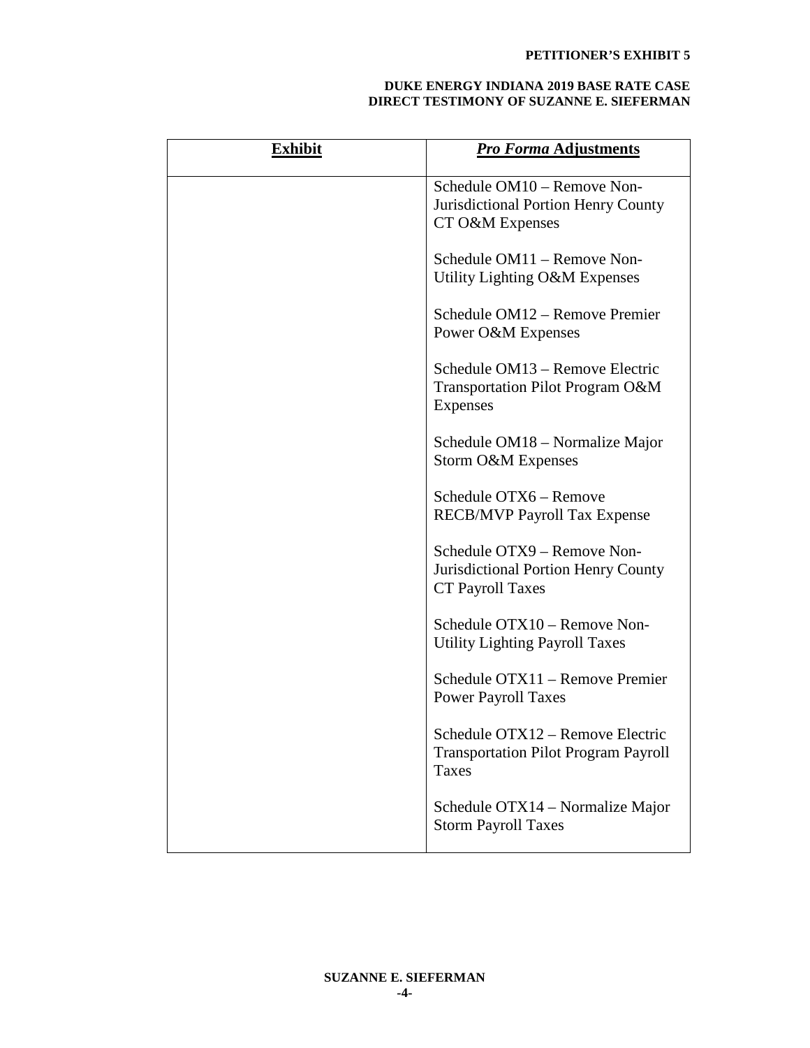| **Exhibit** | ***Pro Forma* Adjustments** |
|---|---|
| | Schedule OM10 – Remove Non-Jurisdictional Portion Henry County CT O&M Expenses<br><br>Schedule OM11 – Remove Non-Utility Lighting O&M Expenses<br><br>Schedule OM12 – Remove Premier Power O&M Expenses<br><br>Schedule OM13 – Remove Electric Transportation Pilot Program O&M Expenses<br><br>Schedule OM18 – Normalize Major Storm O&M Expenses<br><br>Schedule OTX6 – Remove RECB/MVP Payroll Tax Expense<br><br>Schedule OTX9 – Remove Non-Jurisdictional Portion Henry County CT Payroll Taxes<br><br>Schedule OTX10 – Remove Non-Utility Lighting Payroll Taxes<br><br>Schedule OTX11 – Remove Premier Power Payroll Taxes<br><br>Schedule OTX12 – Remove Electric Transportation Pilot Program Payroll Taxes<br><br>Schedule OTX14 – Normalize Major Storm Payroll Taxes |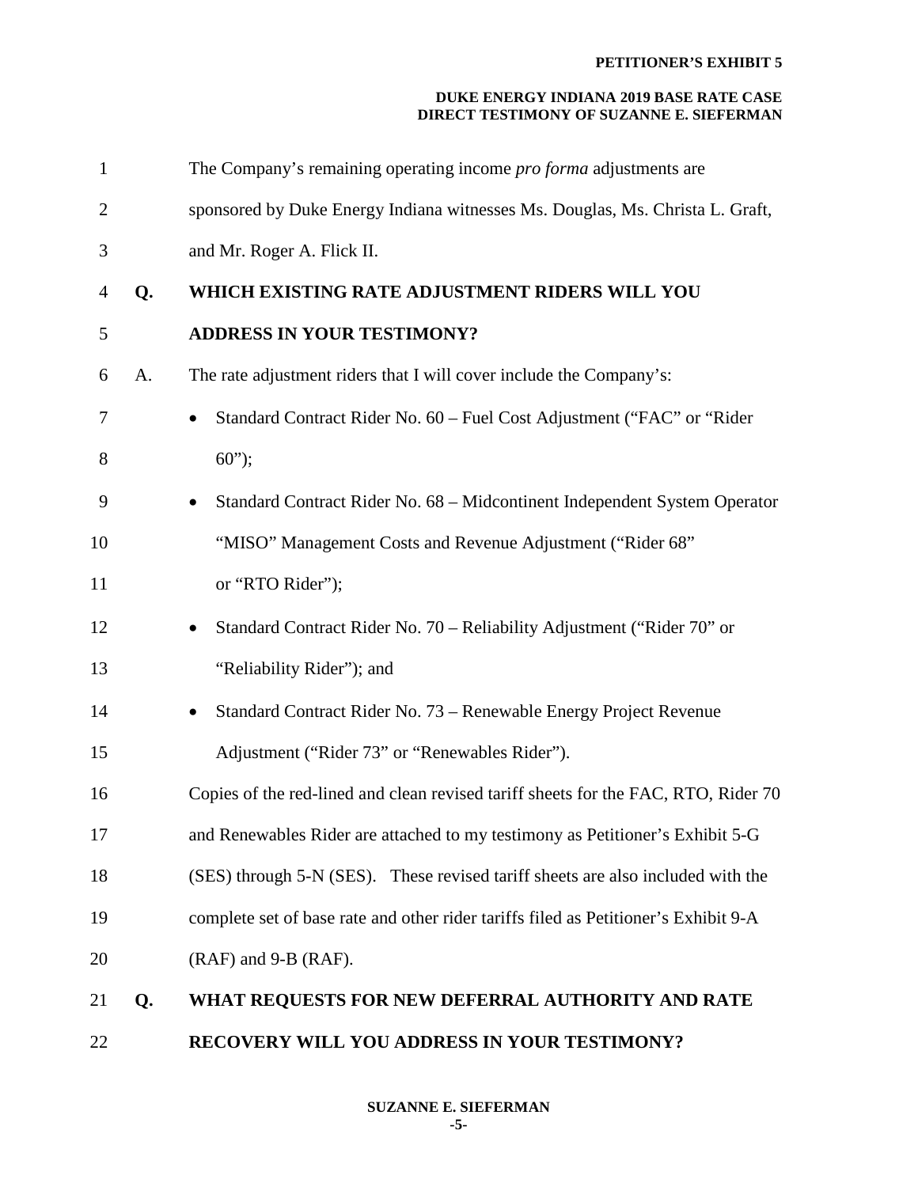The Company's remaining operating income *pro forma* adjustments are sponsored by Duke Energy Indiana witnesses Ms. Douglas, Ms. Christa L. Graft, and Mr. Roger A. Flick II.

**Q. WHICH EXISTING RATE ADJUSTMENT RIDERS WILL YOU ADDRESS IN YOUR TESTIMONY?**

A. The rate adjustment riders that I will cover include the Company's:

- Standard Contract Rider No. 60 – Fuel Cost Adjustment ("FAC" or "Rider 60");
- Standard Contract Rider No. 68 – Midcontinent Independent System Operator "MISO" Management Costs and Revenue Adjustment ("Rider 68" or "RTO Rider");
- Standard Contract Rider No. 70 – Reliability Adjustment ("Rider 70" or "Reliability Rider"); and
- Standard Contract Rider No. 73 – Renewable Energy Project Revenue Adjustment ("Rider 73" or "Renewables Rider").

Copies of the red-lined and clean revised tariff sheets for the FAC, RTO, Rider 70 and Renewables Rider are attached to my testimony as Petitioner's Exhibit 5-G (SES) through 5-N (SES). These revised tariff sheets are also included with the complete set of base rate and other rider tariffs filed as Petitioner's Exhibit 9-A (RAF) and 9-B (RAF).

**Q. WHAT REQUESTS FOR NEW DEFERRAL AUTHORITY AND RATE RECOVERY WILL YOU ADDRESS IN YOUR TESTIMONY?**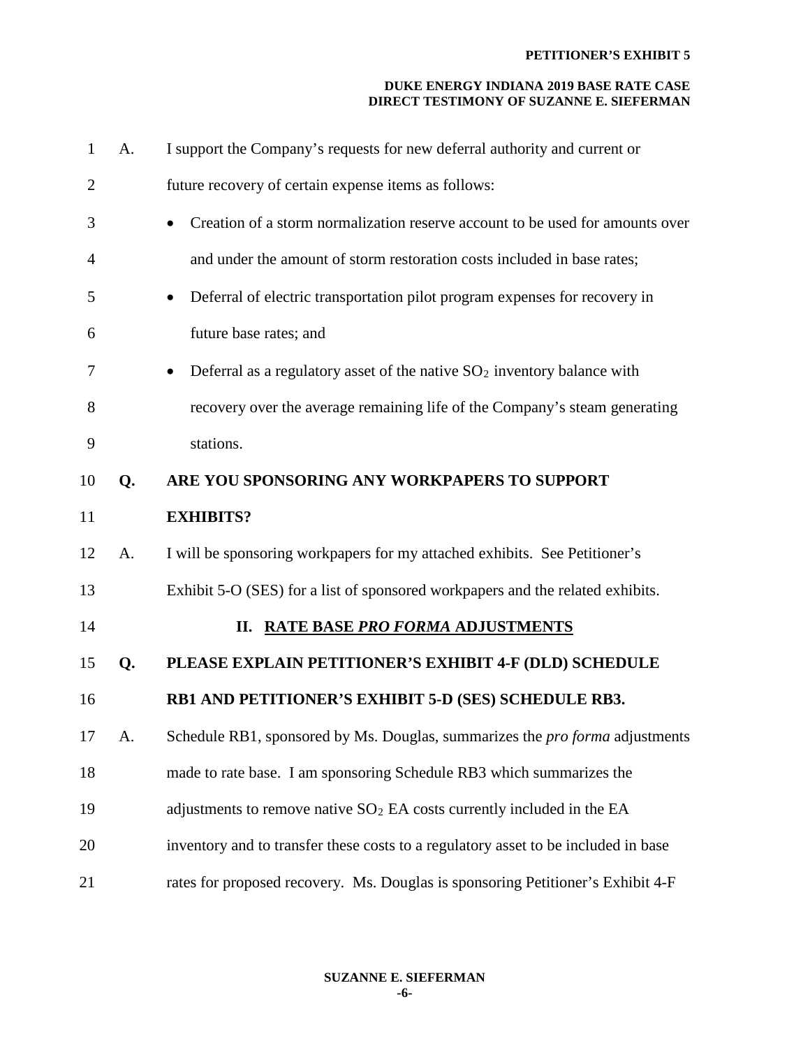A. I support the Company's requests for new deferral authority and current or future recovery of certain expense items as follows:

- Creation of a storm normalization reserve account to be used for amounts over and under the amount of storm restoration costs included in base rates;
- Deferral of electric transportation pilot program expenses for recovery in future base rates; and
- Deferral as a regulatory asset of the native $SO_2$ inventory balance with recovery over the average remaining life of the Company's steam generating stations.

**Q. ARE YOU SPONSORING ANY WORKPAPERS TO SUPPORT EXHIBITS?**

A. I will be sponsoring workpapers for my attached exhibits. See Petitioner's Exhibit 5-O (SES) for a list of sponsored workpapers and the related exhibits.

## II. RATE BASE *PRO FORMA* ADJUSTMENTS

**Q. PLEASE EXPLAIN PETITIONER'S EXHIBIT 4-F (DLD) SCHEDULE RB1 AND PETITIONER'S EXHIBIT 5-D (SES) SCHEDULE RB3.**

A. Schedule RB1, sponsored by Ms. Douglas, summarizes the *pro forma* adjustments made to rate base. I am sponsoring Schedule RB3 which summarizes the adjustments to remove native $SO_2$ EA costs currently included in the EA inventory and to transfer these costs to a regulatory asset to be included in base rates for proposed recovery. Ms. Douglas is sponsoring Petitioner's Exhibit 4-F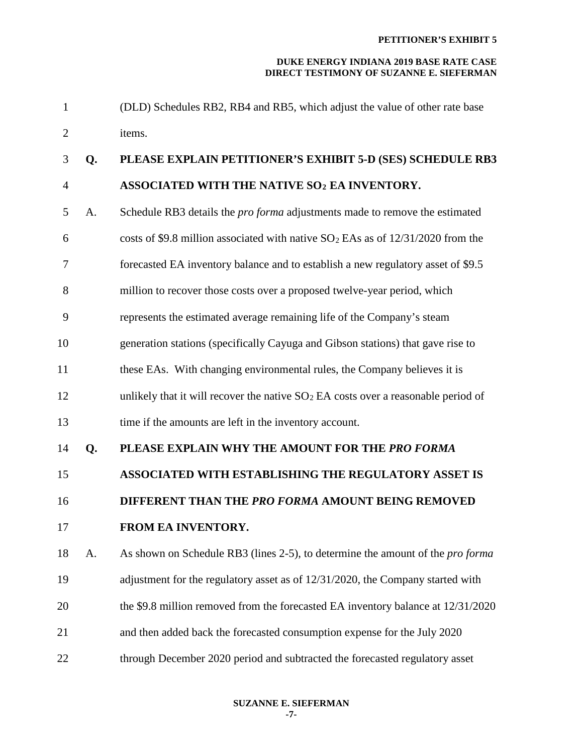(DLD) Schedules RB2, RB4 and RB5, which adjust the value of other rate base items.

**Q. PLEASE EXPLAIN PETITIONER'S EXHIBIT 5-D (SES) SCHEDULE RB3 ASSOCIATED WITH THE NATIVE $SO_2$ EA INVENTORY.**

A. Schedule RB3 details the *pro forma* adjustments made to remove the estimated costs of $9.8 million associated with native $SO_2$ EAs as of 12/31/2020 from the forecasted EA inventory balance and to establish a new regulatory asset of $9.5 million to recover those costs over a proposed twelve-year period, which represents the estimated average remaining life of the Company's steam generation stations (specifically Cayuga and Gibson stations) that gave rise to these EAs. With changing environmental rules, the Company believes it is unlikely that it will recover the native $SO_2$ EA costs over a reasonable period of time if the amounts are left in the inventory account.

**Q. PLEASE EXPLAIN WHY THE AMOUNT FOR THE *PRO FORMA* ASSOCIATED WITH ESTABLISHING THE REGULATORY ASSET IS DIFFERENT THAN THE *PRO FORMA* AMOUNT BEING REMOVED FROM EA INVENTORY.**

A. As shown on Schedule RB3 (lines 2-5), to determine the amount of the *pro forma* adjustment for the regulatory asset as of 12/31/2020, the Company started with the $9.8 million removed from the forecasted EA inventory balance at 12/31/2020 and then added back the forecasted consumption expense for the July 2020 through December 2020 period and subtracted the forecasted regulatory asset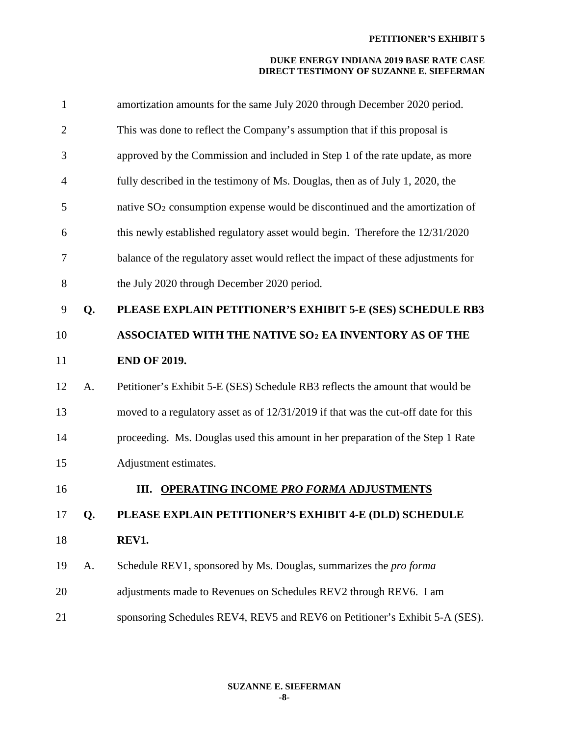amortization amounts for the same July 2020 through December 2020 period. This was done to reflect the Company's assumption that if this proposal is approved by the Commission and included in Step 1 of the rate update, as more fully described in the testimony of Ms. Douglas, then as of July 1, 2020, the native $SO_2$ consumption expense would be discontinued and the amortization of this newly established regulatory asset would begin. Therefore the 12/31/2020 balance of the regulatory asset would reflect the impact of these adjustments for the July 2020 through December 2020 period.

**Q. PLEASE EXPLAIN PETITIONER'S EXHIBIT 5-E (SES) SCHEDULE RB3 ASSOCIATED WITH THE NATIVE $SO_2$ EA INVENTORY AS OF THE END OF 2019.**

A. Petitioner's Exhibit 5-E (SES) Schedule RB3 reflects the amount that would be moved to a regulatory asset as of 12/31/2019 if that was the cut-off date for this proceeding. Ms. Douglas used this amount in her preparation of the Step 1 Rate Adjustment estimates.

## III. OPERATING INCOME *PRO FORMA* ADJUSTMENTS

**Q. PLEASE EXPLAIN PETITIONER'S EXHIBIT 4-E (DLD) SCHEDULE REV1.**

A. Schedule REV1, sponsored by Ms. Douglas, summarizes the *pro forma* adjustments made to Revenues on Schedules REV2 through REV6. I am sponsoring Schedules REV4, REV5 and REV6 on Petitioner's Exhibit 5-A (SES).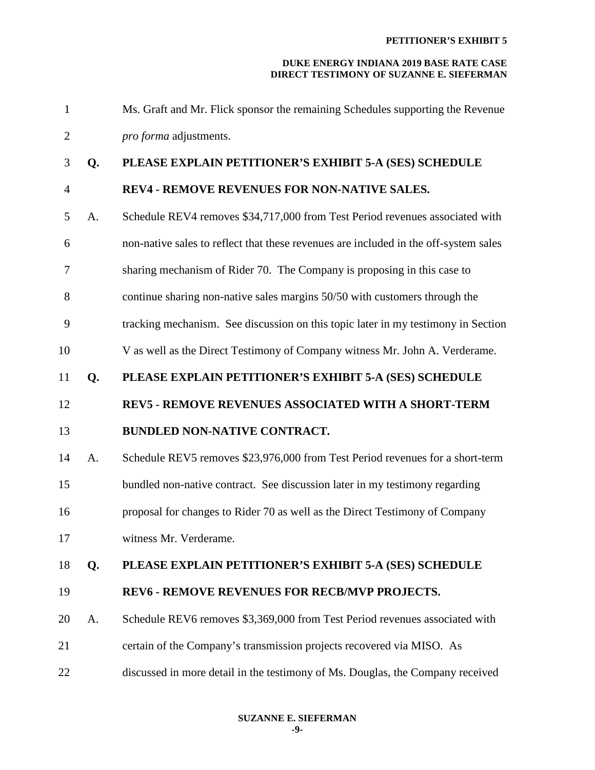Ms. Graft and Mr. Flick sponsor the remaining Schedules supporting the Revenue *pro forma* adjustments.

**Q. PLEASE EXPLAIN PETITIONER'S EXHIBIT 5-A (SES) SCHEDULE REV4 - REMOVE REVENUES FOR NON-NATIVE SALES.**

A. Schedule REV4 removes $34,717,000 from Test Period revenues associated with non-native sales to reflect that these revenues are included in the off-system sales sharing mechanism of Rider 70. The Company is proposing in this case to continue sharing non-native sales margins 50/50 with customers through the tracking mechanism. See discussion on this topic later in my testimony in Section V as well as the Direct Testimony of Company witness Mr. John A. Verderame.

**Q. PLEASE EXPLAIN PETITIONER'S EXHIBIT 5-A (SES) SCHEDULE REV5 - REMOVE REVENUES ASSOCIATED WITH A SHORT-TERM BUNDLED NON-NATIVE CONTRACT.**

A. Schedule REV5 removes $23,976,000 from Test Period revenues for a short-term bundled non-native contract. See discussion later in my testimony regarding proposal for changes to Rider 70 as well as the Direct Testimony of Company witness Mr. Verderame.

**Q. PLEASE EXPLAIN PETITIONER'S EXHIBIT 5-A (SES) SCHEDULE REV6 - REMOVE REVENUES FOR RECB/MVP PROJECTS.**

A. Schedule REV6 removes $3,369,000 from Test Period revenues associated with certain of the Company's transmission projects recovered via MISO. As discussed in more detail in the testimony of Ms. Douglas, the Company received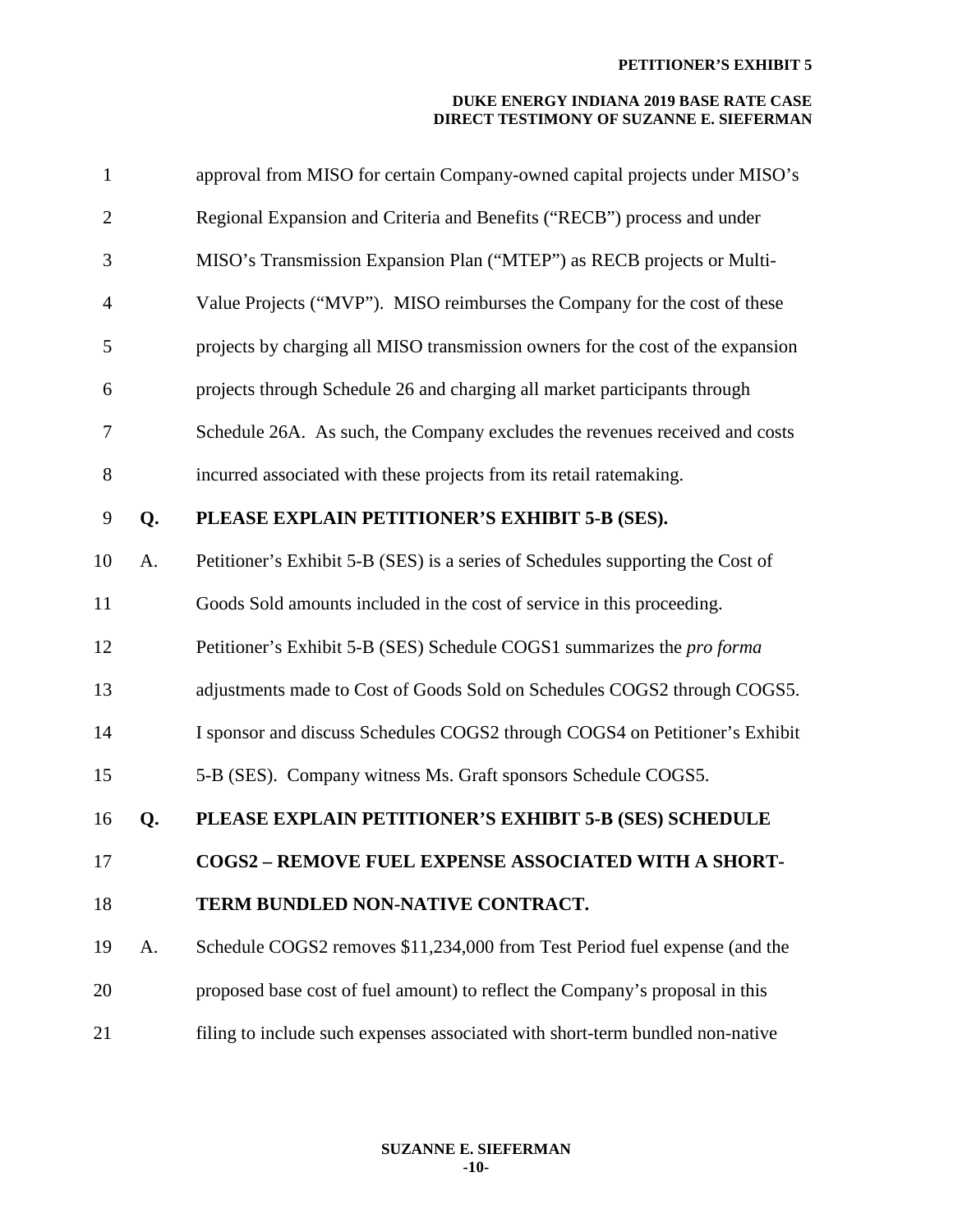approval from MISO for certain Company-owned capital projects under MISO's Regional Expansion and Criteria and Benefits ("RECB") process and under MISO's Transmission Expansion Plan ("MTEP") as RECB projects or Multi-Value Projects ("MVP"). MISO reimburses the Company for the cost of these projects by charging all MISO transmission owners for the cost of the expansion projects through Schedule 26 and charging all market participants through Schedule 26A. As such, the Company excludes the revenues received and costs incurred associated with these projects from its retail ratemaking.

**Q. PLEASE EXPLAIN PETITIONER'S EXHIBIT 5-B (SES).**

A. Petitioner's Exhibit 5-B (SES) is a series of Schedules supporting the Cost of Goods Sold amounts included in the cost of service in this proceeding. Petitioner's Exhibit 5-B (SES) Schedule COGS1 summarizes the *pro forma* adjustments made to Cost of Goods Sold on Schedules COGS2 through COGS5. I sponsor and discuss Schedules COGS2 through COGS4 on Petitioner's Exhibit 5-B (SES). Company witness Ms. Graft sponsors Schedule COGS5.

**Q. PLEASE EXPLAIN PETITIONER'S EXHIBIT 5-B (SES) SCHEDULE COGS2 – REMOVE FUEL EXPENSE ASSOCIATED WITH A SHORT-TERM BUNDLED NON-NATIVE CONTRACT.**

A. Schedule COGS2 removes $11,234,000 from Test Period fuel expense (and the proposed base cost of fuel amount) to reflect the Company's proposal in this filing to include such expenses associated with short-term bundled non-native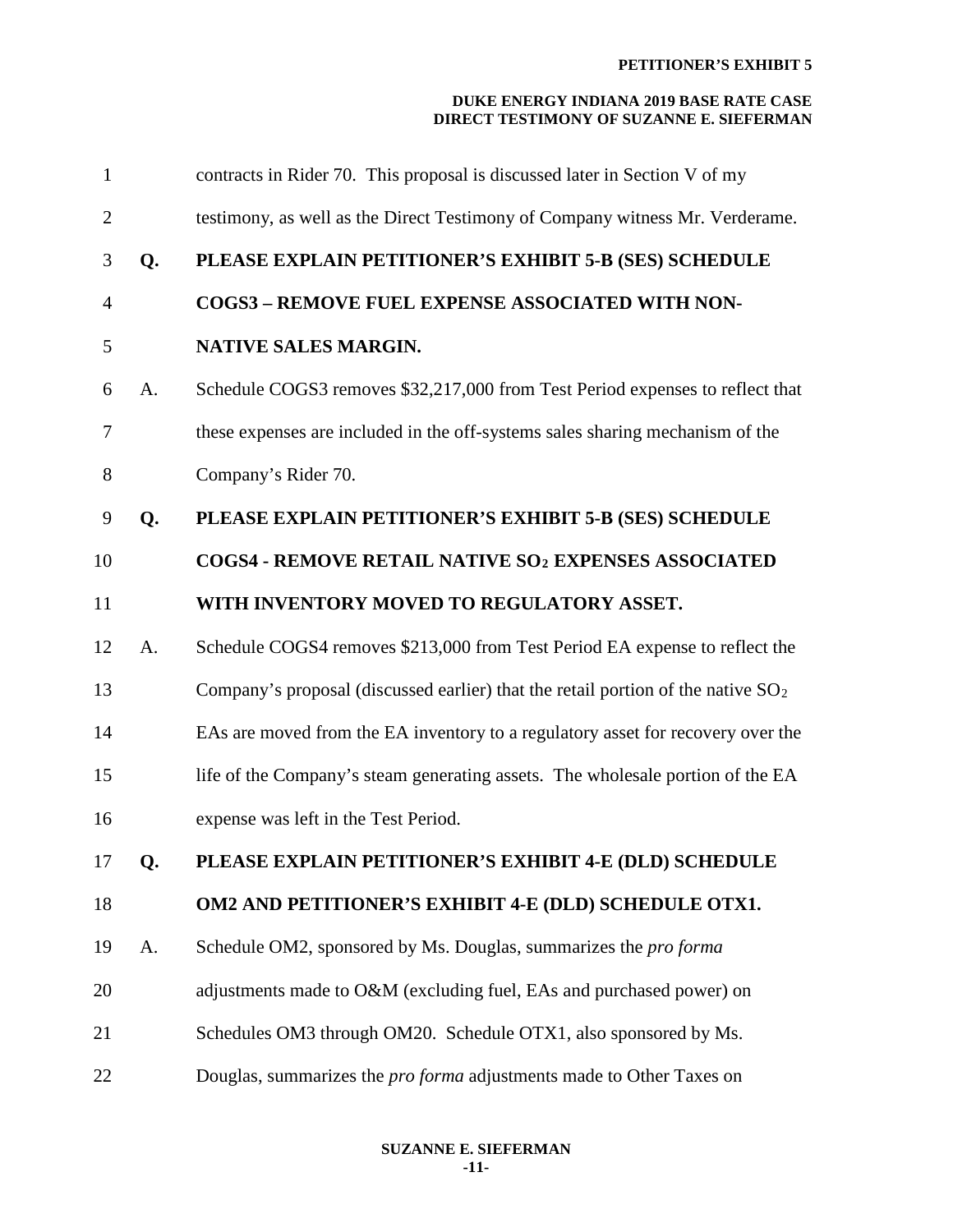contracts in Rider 70. This proposal is discussed later in Section V of my testimony, as well as the Direct Testimony of Company witness Mr. Verderame.

**Q. PLEASE EXPLAIN PETITIONER'S EXHIBIT 5-B (SES) SCHEDULE COGS3 – REMOVE FUEL EXPENSE ASSOCIATED WITH NON-NATIVE SALES MARGIN.**

A. Schedule COGS3 removes $32,217,000 from Test Period expenses to reflect that these expenses are included in the off-systems sales sharing mechanism of the Company's Rider 70.

**Q. PLEASE EXPLAIN PETITIONER'S EXHIBIT 5-B (SES) SCHEDULE COGS4 - REMOVE RETAIL NATIVE $SO_2$ EXPENSES ASSOCIATED WITH INVENTORY MOVED TO REGULATORY ASSET.**

A. Schedule COGS4 removes $213,000 from Test Period EA expense to reflect the Company's proposal (discussed earlier) that the retail portion of the native $SO_2$ EAs are moved from the EA inventory to a regulatory asset for recovery over the life of the Company's steam generating assets. The wholesale portion of the EA expense was left in the Test Period.

**Q. PLEASE EXPLAIN PETITIONER'S EXHIBIT 4-E (DLD) SCHEDULE OM2 AND PETITIONER'S EXHIBIT 4-E (DLD) SCHEDULE OTX1.**

A. Schedule OM2, sponsored by Ms. Douglas, summarizes the *pro forma* adjustments made to O&M (excluding fuel, EAs and purchased power) on Schedules OM3 through OM20. Schedule OTX1, also sponsored by Ms. Douglas, summarizes the *pro forma* adjustments made to Other Taxes on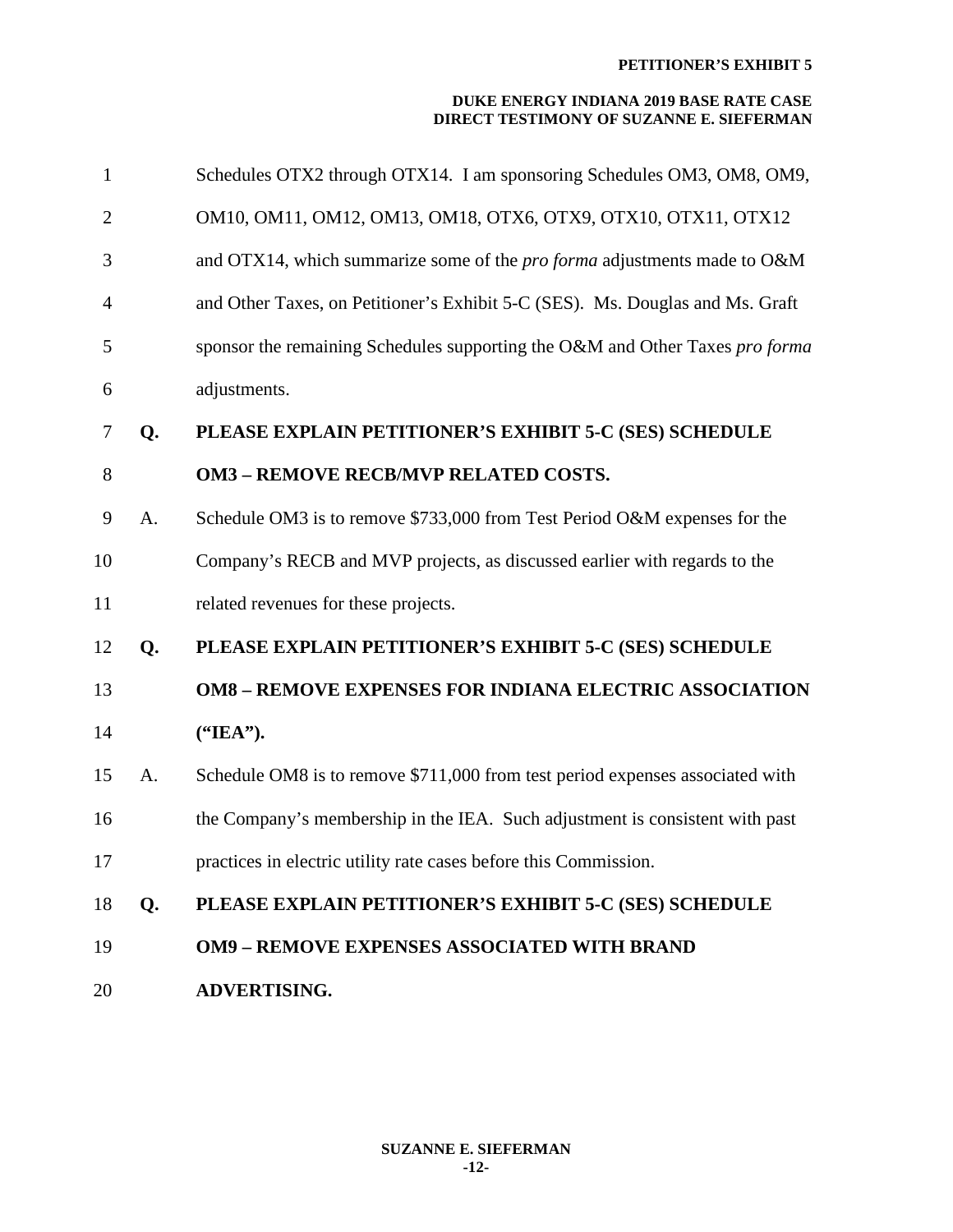Schedules OTX2 through OTX14. I am sponsoring Schedules OM3, OM8, OM9, OM10, OM11, OM12, OM13, OM18, OTX6, OTX9, OTX10, OTX11, OTX12 and OTX14, which summarize some of the *pro forma* adjustments made to O&M and Other Taxes, on Petitioner's Exhibit 5-C (SES). Ms. Douglas and Ms. Graft sponsor the remaining Schedules supporting the O&M and Other Taxes *pro forma* adjustments.

**Q. PLEASE EXPLAIN PETITIONER'S EXHIBIT 5-C (SES) SCHEDULE OM3 – REMOVE RECB/MVP RELATED COSTS.**

A. Schedule OM3 is to remove $733,000 from Test Period O&M expenses for the Company's RECB and MVP projects, as discussed earlier with regards to the related revenues for these projects.

**Q. PLEASE EXPLAIN PETITIONER'S EXHIBIT 5-C (SES) SCHEDULE OM8 – REMOVE EXPENSES FOR INDIANA ELECTRIC ASSOCIATION ("IEA").**

A. Schedule OM8 is to remove $711,000 from test period expenses associated with the Company's membership in the IEA. Such adjustment is consistent with past practices in electric utility rate cases before this Commission.

**Q. PLEASE EXPLAIN PETITIONER'S EXHIBIT 5-C (SES) SCHEDULE OM9 – REMOVE EXPENSES ASSOCIATED WITH BRAND ADVERTISING.**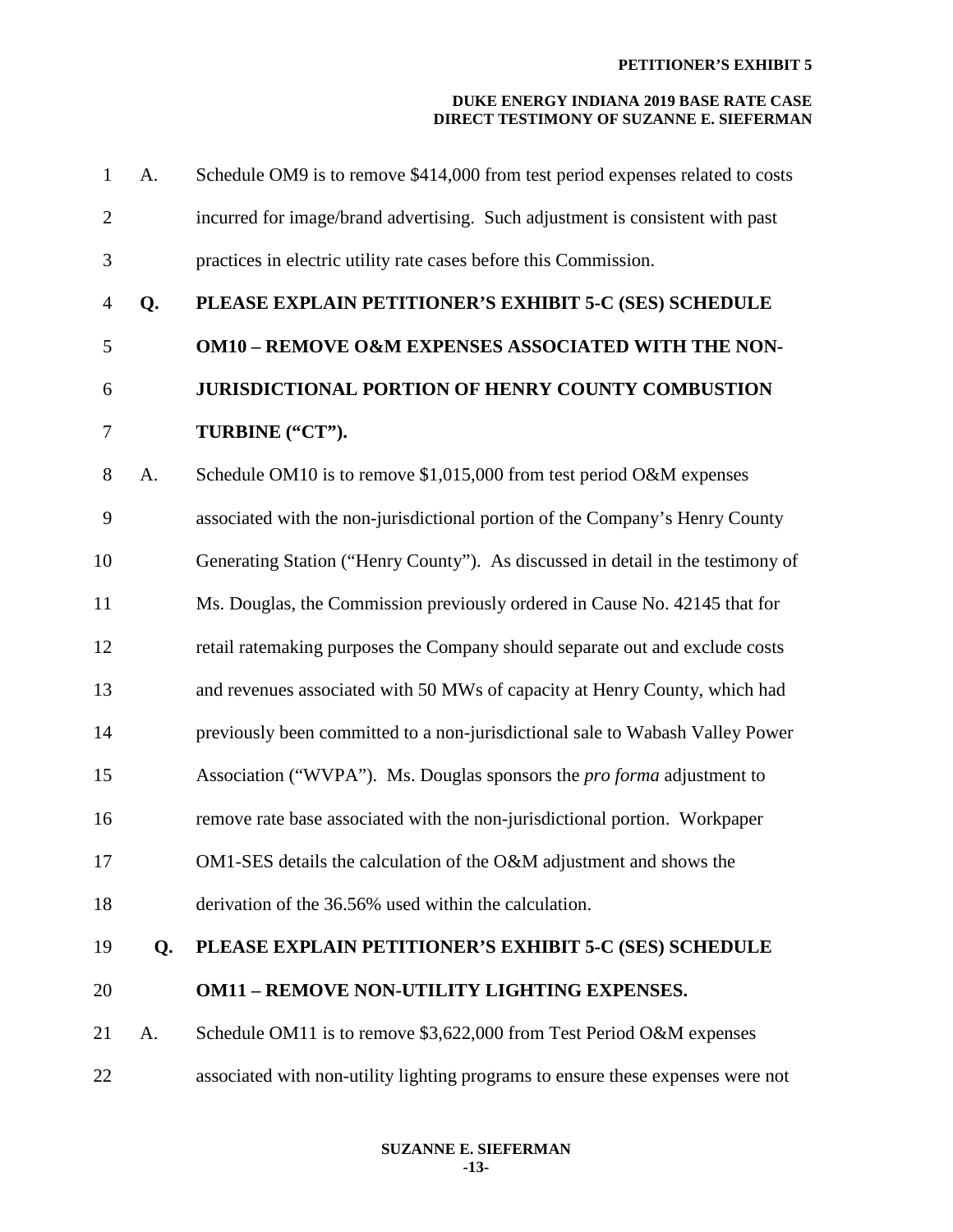A. Schedule OM9 is to remove $414,000 from test period expenses related to costs incurred for image/brand advertising. Such adjustment is consistent with past practices in electric utility rate cases before this Commission.

**Q. PLEASE EXPLAIN PETITIONER'S EXHIBIT 5-C (SES) SCHEDULE OM10 – REMOVE O&M EXPENSES ASSOCIATED WITH THE NON-JURISDICTIONAL PORTION OF HENRY COUNTY COMBUSTION TURBINE ("CT").**

A. Schedule OM10 is to remove $1,015,000 from test period O&M expenses associated with the non-jurisdictional portion of the Company's Henry County Generating Station ("Henry County"). As discussed in detail in the testimony of Ms. Douglas, the Commission previously ordered in Cause No. 42145 that for retail ratemaking purposes the Company should separate out and exclude costs and revenues associated with 50 MWs of capacity at Henry County, which had previously been committed to a non-jurisdictional sale to Wabash Valley Power Association ("WVPA"). Ms. Douglas sponsors the *pro forma* adjustment to remove rate base associated with the non-jurisdictional portion. Workpaper OM1-SES details the calculation of the O&M adjustment and shows the derivation of the 36.56% used within the calculation.

**Q. PLEASE EXPLAIN PETITIONER'S EXHIBIT 5-C (SES) SCHEDULE OM11 – REMOVE NON-UTILITY LIGHTING EXPENSES.**

A. Schedule OM11 is to remove $3,622,000 from Test Period O&M expenses associated with non-utility lighting programs to ensure these expenses were not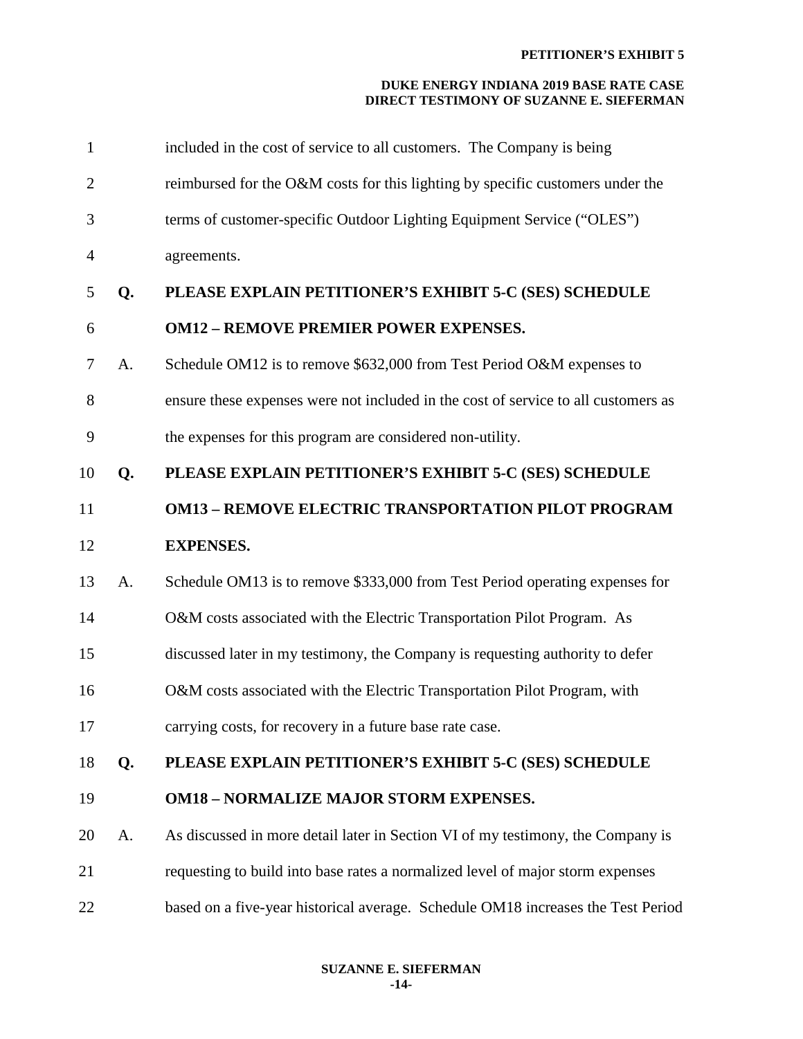included in the cost of service to all customers. The Company is being reimbursed for the O&M costs for this lighting by specific customers under the terms of customer-specific Outdoor Lighting Equipment Service ("OLES") agreements.

**Q. PLEASE EXPLAIN PETITIONER'S EXHIBIT 5-C (SES) SCHEDULE OM12 – REMOVE PREMIER POWER EXPENSES.**

A. Schedule OM12 is to remove $632,000 from Test Period O&M expenses to ensure these expenses were not included in the cost of service to all customers as the expenses for this program are considered non-utility.

**Q. PLEASE EXPLAIN PETITIONER'S EXHIBIT 5-C (SES) SCHEDULE OM13 – REMOVE ELECTRIC TRANSPORTATION PILOT PROGRAM EXPENSES.**

A. Schedule OM13 is to remove $333,000 from Test Period operating expenses for O&M costs associated with the Electric Transportation Pilot Program. As discussed later in my testimony, the Company is requesting authority to defer O&M costs associated with the Electric Transportation Pilot Program, with carrying costs, for recovery in a future base rate case.

**Q. PLEASE EXPLAIN PETITIONER'S EXHIBIT 5-C (SES) SCHEDULE OM18 – NORMALIZE MAJOR STORM EXPENSES.**

A. As discussed in more detail later in Section VI of my testimony, the Company is requesting to build into base rates a normalized level of major storm expenses based on a five-year historical average. Schedule OM18 increases the Test Period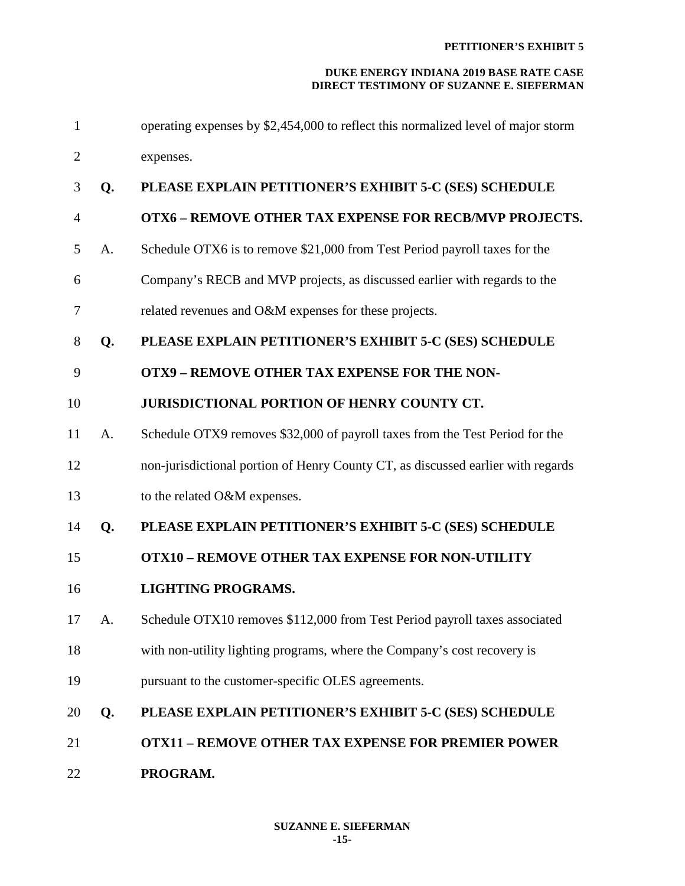operating expenses by $2,454,000 to reflect this normalized level of major storm expenses.

**Q. PLEASE EXPLAIN PETITIONER'S EXHIBIT 5-C (SES) SCHEDULE OTX6 – REMOVE OTHER TAX EXPENSE FOR RECB/MVP PROJECTS.**

A. Schedule OTX6 is to remove $21,000 from Test Period payroll taxes for the Company's RECB and MVP projects, as discussed earlier with regards to the related revenues and O&M expenses for these projects.

**Q. PLEASE EXPLAIN PETITIONER'S EXHIBIT 5-C (SES) SCHEDULE OTX9 – REMOVE OTHER TAX EXPENSE FOR THE NON-JURISDICTIONAL PORTION OF HENRY COUNTY CT.**

A. Schedule OTX9 removes $32,000 of payroll taxes from the Test Period for the non-jurisdictional portion of Henry County CT, as discussed earlier with regards to the related O&M expenses.

**Q. PLEASE EXPLAIN PETITIONER'S EXHIBIT 5-C (SES) SCHEDULE OTX10 – REMOVE OTHER TAX EXPENSE FOR NON-UTILITY LIGHTING PROGRAMS.**

A. Schedule OTX10 removes $112,000 from Test Period payroll taxes associated with non-utility lighting programs, where the Company's cost recovery is pursuant to the customer-specific OLES agreements.

**Q. PLEASE EXPLAIN PETITIONER'S EXHIBIT 5-C (SES) SCHEDULE OTX11 – REMOVE OTHER TAX EXPENSE FOR PREMIER POWER PROGRAM.**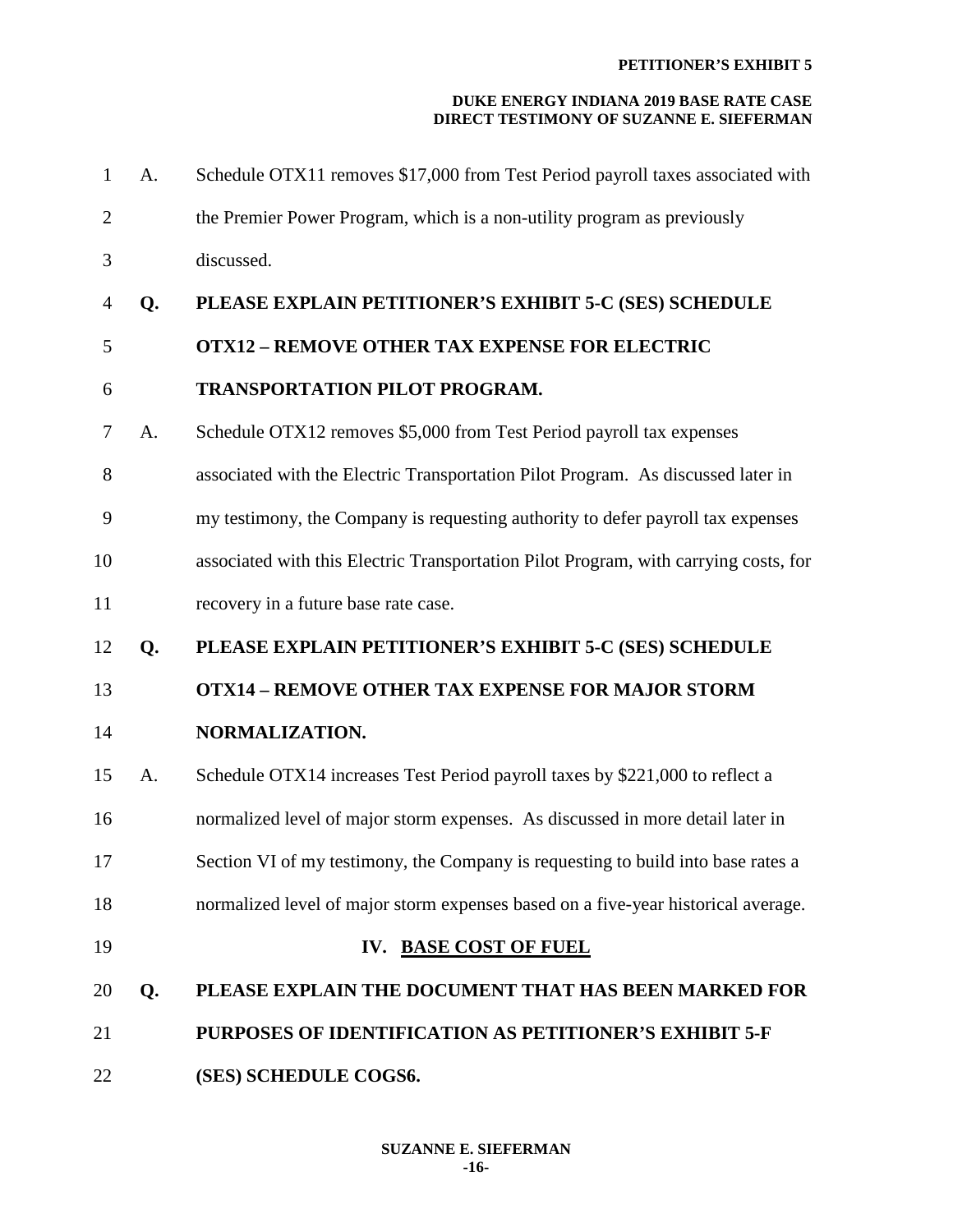A. Schedule OTX11 removes $17,000 from Test Period payroll taxes associated with the Premier Power Program, which is a non-utility program as previously discussed.

**Q. PLEASE EXPLAIN PETITIONER'S EXHIBIT 5-C (SES) SCHEDULE OTX12 – REMOVE OTHER TAX EXPENSE FOR ELECTRIC TRANSPORTATION PILOT PROGRAM.**

A. Schedule OTX12 removes $5,000 from Test Period payroll tax expenses associated with the Electric Transportation Pilot Program. As discussed later in my testimony, the Company is requesting authority to defer payroll tax expenses associated with this Electric Transportation Pilot Program, with carrying costs, for recovery in a future base rate case.

**Q. PLEASE EXPLAIN PETITIONER'S EXHIBIT 5-C (SES) SCHEDULE OTX14 – REMOVE OTHER TAX EXPENSE FOR MAJOR STORM NORMALIZATION.**

A. Schedule OTX14 increases Test Period payroll taxes by $221,000 to reflect a normalized level of major storm expenses. As discussed in more detail later in Section VI of my testimony, the Company is requesting to build into base rates a normalized level of major storm expenses based on a five-year historical average.

## IV. BASE COST OF FUEL

**Q. PLEASE EXPLAIN THE DOCUMENT THAT HAS BEEN MARKED FOR PURPOSES OF IDENTIFICATION AS PETITIONER'S EXHIBIT 5-F (SES) SCHEDULE COGS6.**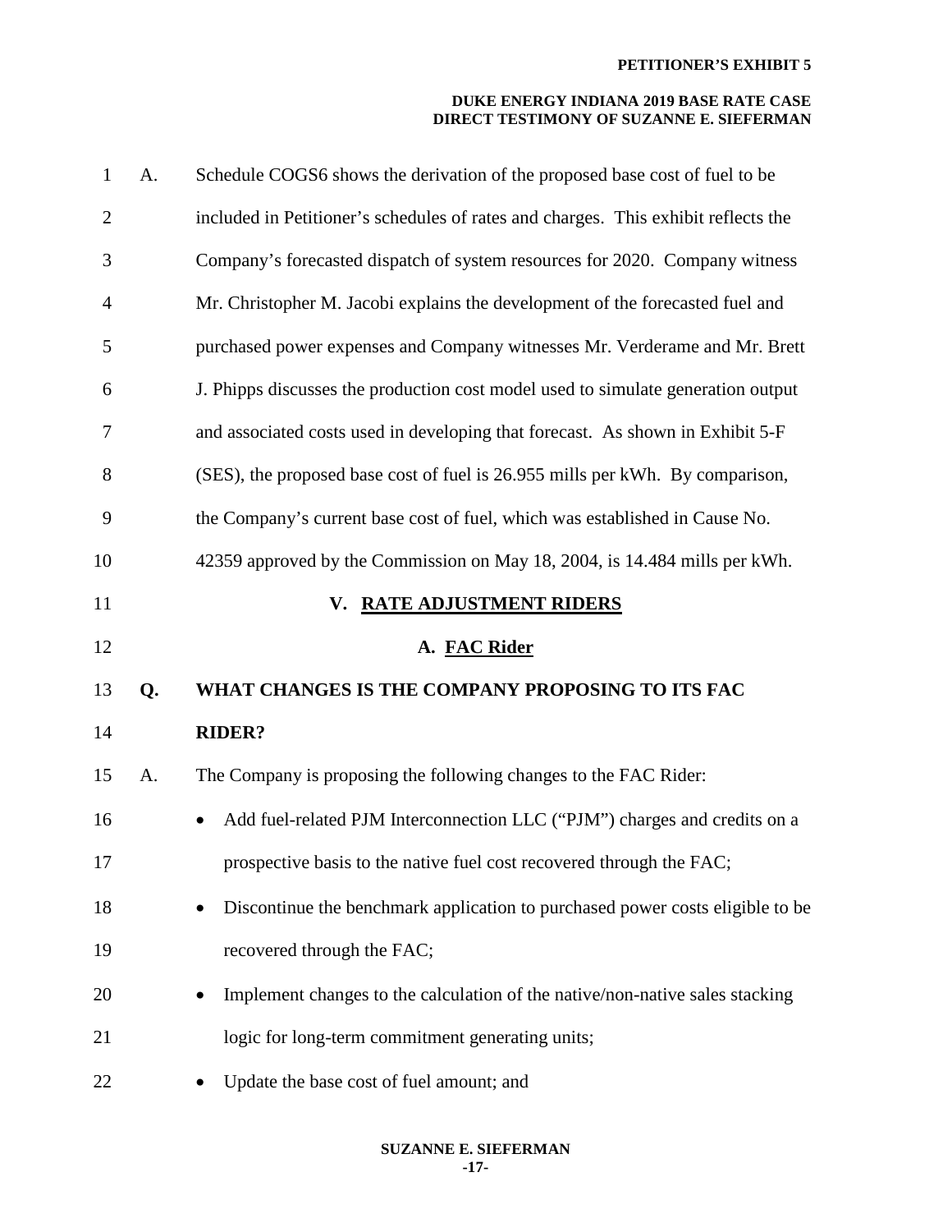A. Schedule COGS6 shows the derivation of the proposed base cost of fuel to be included in Petitioner's schedules of rates and charges. This exhibit reflects the Company's forecasted dispatch of system resources for 2020. Company witness Mr. Christopher M. Jacobi explains the development of the forecasted fuel and purchased power expenses and Company witnesses Mr. Verderame and Mr. Brett J. Phipps discusses the production cost model used to simulate generation output and associated costs used in developing that forecast. As shown in Exhibit 5-F (SES), the proposed base cost of fuel is 26.955 mills per kWh. By comparison, the Company's current base cost of fuel, which was established in Cause No. 42359 approved by the Commission on May 18, 2004, is 14.484 mills per kWh.

## V. RATE ADJUSTMENT RIDERS

### A. FAC Rider

**Q. WHAT CHANGES IS THE COMPANY PROPOSING TO ITS FAC RIDER?**

A. The Company is proposing the following changes to the FAC Rider:

- Add fuel-related PJM Interconnection LLC ("PJM") charges and credits on a prospective basis to the native fuel cost recovered through the FAC;
- Discontinue the benchmark application to purchased power costs eligible to be recovered through the FAC;
- Implement changes to the calculation of the native/non-native sales stacking logic for long-term commitment generating units;
- Update the base cost of fuel amount; and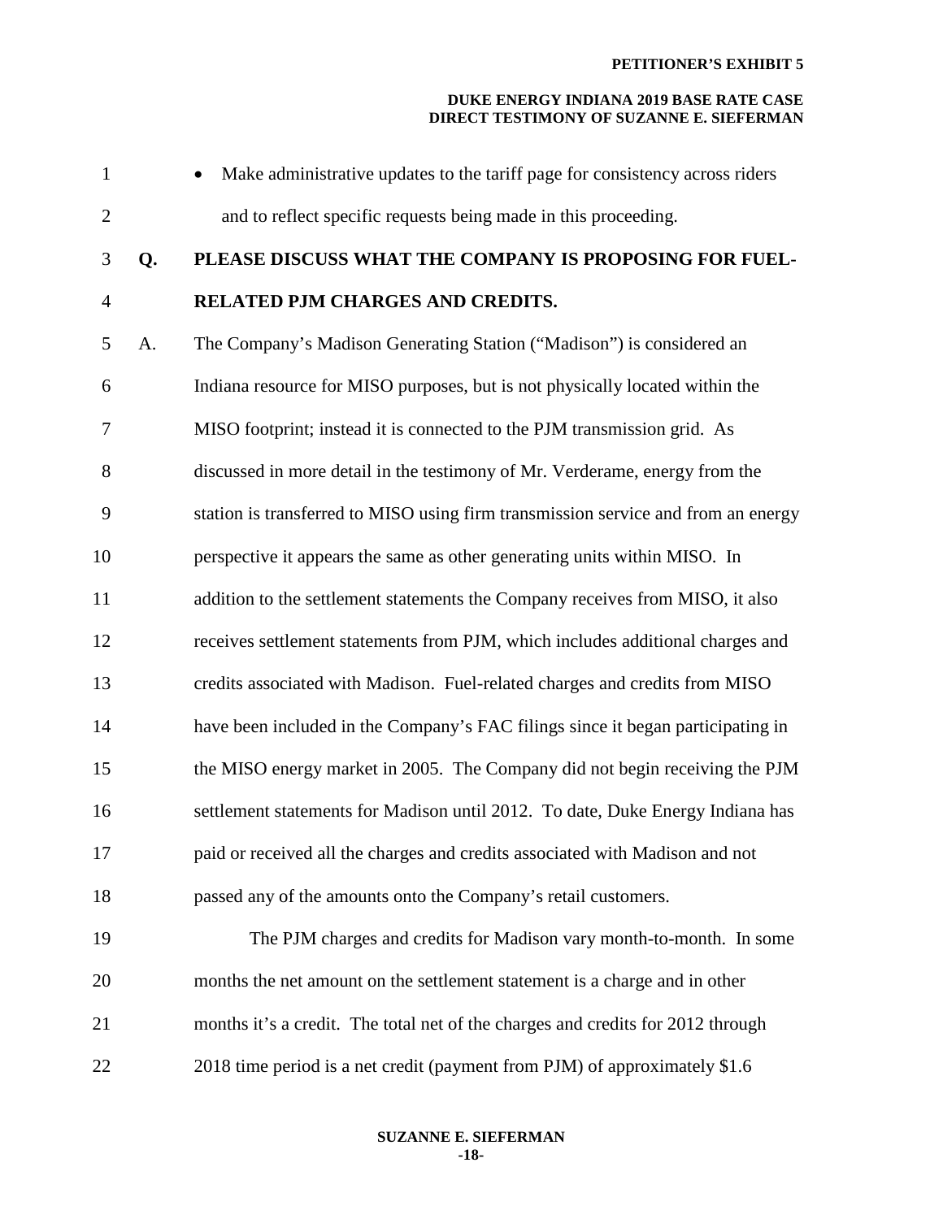- Make administrative updates to the tariff page for consistency across riders and to reflect specific requests being made in this proceeding.

**Q. PLEASE DISCUSS WHAT THE COMPANY IS PROPOSING FOR FUEL-RELATED PJM CHARGES AND CREDITS.**

A. The Company's Madison Generating Station ("Madison") is considered an Indiana resource for MISO purposes, but is not physically located within the MISO footprint; instead it is connected to the PJM transmission grid. As discussed in more detail in the testimony of Mr. Verderame, energy from the station is transferred to MISO using firm transmission service and from an energy perspective it appears the same as other generating units within MISO. In addition to the settlement statements the Company receives from MISO, it also receives settlement statements from PJM, which includes additional charges and credits associated with Madison. Fuel-related charges and credits from MISO have been included in the Company's FAC filings since it began participating in the MISO energy market in 2005. The Company did not begin receiving the PJM settlement statements for Madison until 2012. To date, Duke Energy Indiana has paid or received all the charges and credits associated with Madison and not passed any of the amounts onto the Company's retail customers.

The PJM charges and credits for Madison vary month-to-month. In some months the net amount on the settlement statement is a charge and in other months it's a credit. The total net of the charges and credits for 2012 through 2018 time period is a net credit (payment from PJM) of approximately $1.6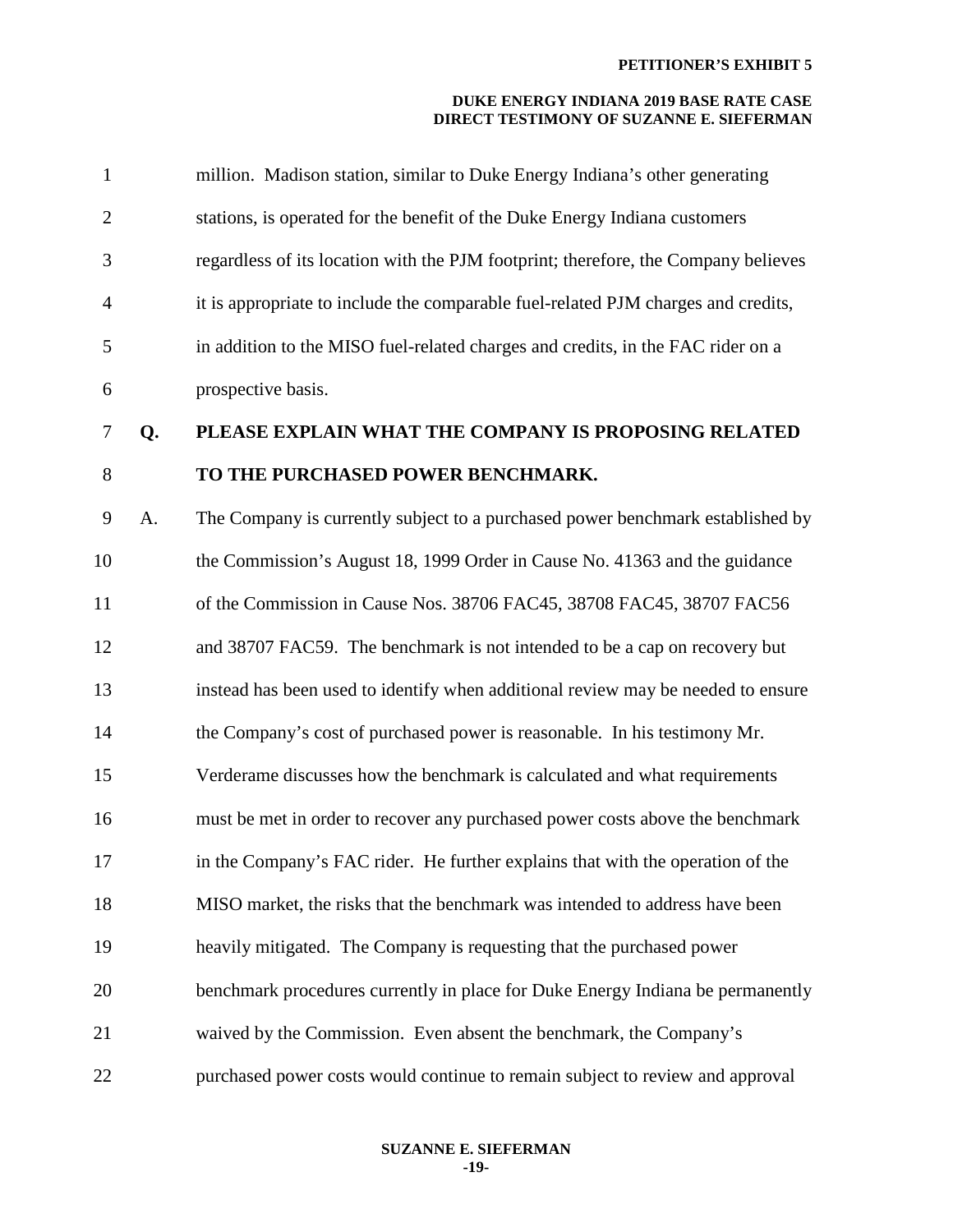million. Madison station, similar to Duke Energy Indiana's other generating stations, is operated for the benefit of the Duke Energy Indiana customers regardless of its location with the PJM footprint; therefore, the Company believes it is appropriate to include the comparable fuel-related PJM charges and credits, in addition to the MISO fuel-related charges and credits, in the FAC rider on a prospective basis.

**Q. PLEASE EXPLAIN WHAT THE COMPANY IS PROPOSING RELATED TO THE PURCHASED POWER BENCHMARK.**

A. The Company is currently subject to a purchased power benchmark established by the Commission's August 18, 1999 Order in Cause No. 41363 and the guidance of the Commission in Cause Nos. 38706 FAC45, 38708 FAC45, 38707 FAC56 and 38707 FAC59. The benchmark is not intended to be a cap on recovery but instead has been used to identify when additional review may be needed to ensure the Company's cost of purchased power is reasonable. In his testimony Mr. Verderame discusses how the benchmark is calculated and what requirements must be met in order to recover any purchased power costs above the benchmark in the Company's FAC rider. He further explains that with the operation of the MISO market, the risks that the benchmark was intended to address have been heavily mitigated. The Company is requesting that the purchased power benchmark procedures currently in place for Duke Energy Indiana be permanently waived by the Commission. Even absent the benchmark, the Company's purchased power costs would continue to remain subject to review and approval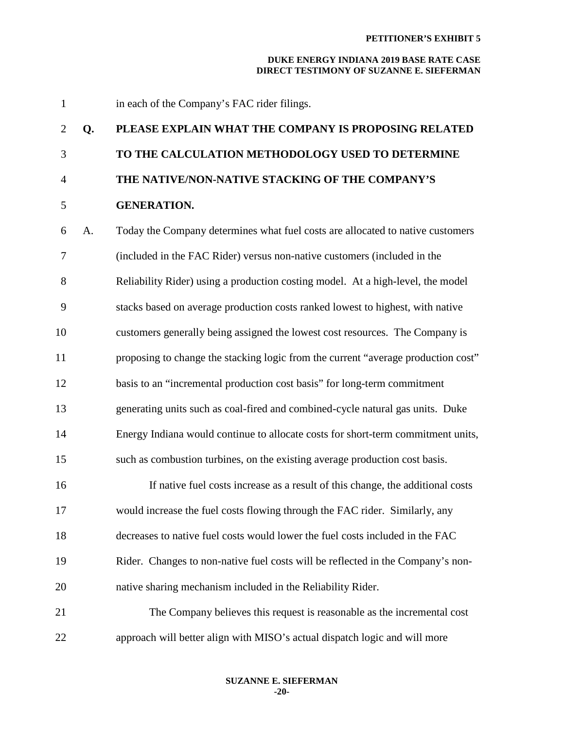in each of the Company's FAC rider filings.

**Q. PLEASE EXPLAIN WHAT THE COMPANY IS PROPOSING RELATED TO THE CALCULATION METHODOLOGY USED TO DETERMINE THE NATIVE/NON-NATIVE STACKING OF THE COMPANY'S GENERATION.**

A. Today the Company determines what fuel costs are allocated to native customers (included in the FAC Rider) versus non-native customers (included in the Reliability Rider) using a production costing model. At a high-level, the model stacks based on average production costs ranked lowest to highest, with native customers generally being assigned the lowest cost resources. The Company is proposing to change the stacking logic from the current "average production cost" basis to an "incremental production cost basis" for long-term commitment generating units such as coal-fired and combined-cycle natural gas units. Duke Energy Indiana would continue to allocate costs for short-term commitment units, such as combustion turbines, on the existing average production cost basis.

If native fuel costs increase as a result of this change, the additional costs would increase the fuel costs flowing through the FAC rider. Similarly, any decreases to native fuel costs would lower the fuel costs included in the FAC Rider. Changes to non-native fuel costs will be reflected in the Company's non-native sharing mechanism included in the Reliability Rider.

The Company believes this request is reasonable as the incremental cost approach will better align with MISO's actual dispatch logic and will more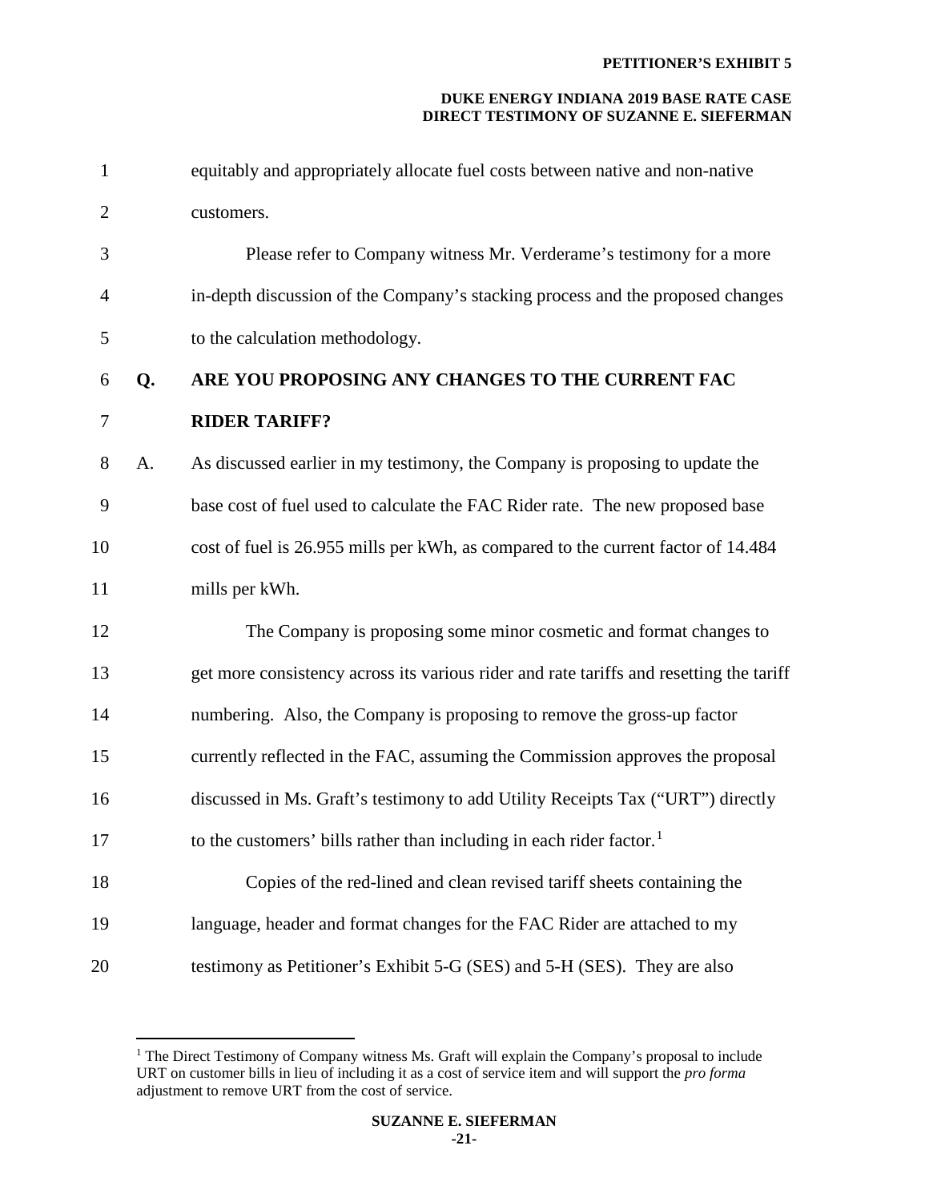equitably and appropriately allocate fuel costs between native and non-native customers.

Please refer to Company witness Mr. Verderame's testimony for a more in-depth discussion of the Company's stacking process and the proposed changes to the calculation methodology.

**Q. ARE YOU PROPOSING ANY CHANGES TO THE CURRENT FAC RIDER TARIFF?**

A. As discussed earlier in my testimony, the Company is proposing to update the base cost of fuel used to calculate the FAC Rider rate. The new proposed base cost of fuel is 26.955 mills per kWh, as compared to the current factor of 14.484 mills per kWh.

The Company is proposing some minor cosmetic and format changes to get more consistency across its various rider and rate tariffs and resetting the tariff numbering. Also, the Company is proposing to remove the gross-up factor currently reflected in the FAC, assuming the Commission approves the proposal discussed in Ms. Graft's testimony to add Utility Receipts Tax ("URT") directly to the customers' bills rather than including in each rider factor.[1]

Copies of the red-lined and clean revised tariff sheets containing the language, header and format changes for the FAC Rider are attached to my testimony as Petitioner's Exhibit 5-G (SES) and 5-H (SES). They are also

[1] The Direct Testimony of Company witness Ms. Graft will explain the Company's proposal to include URT on customer bills in lieu of including it as a cost of service item and will support the *pro forma* adjustment to remove URT from the cost of service.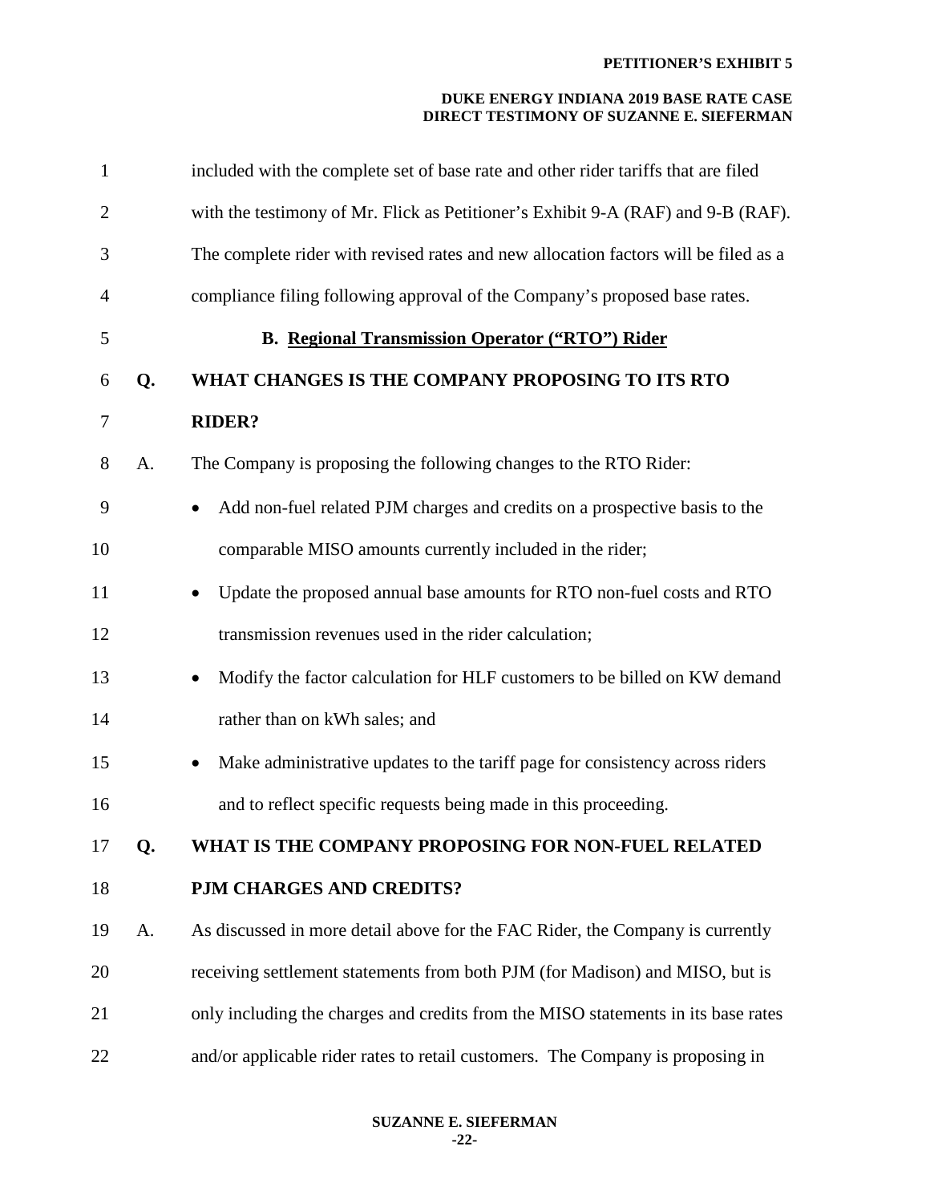included with the complete set of base rate and other rider tariffs that are filed with the testimony of Mr. Flick as Petitioner's Exhibit 9-A (RAF) and 9-B (RAF). The complete rider with revised rates and new allocation factors will be filed as a compliance filing following approval of the Company's proposed base rates.

### B. Regional Transmission Operator ("RTO") Rider

**Q. WHAT CHANGES IS THE COMPANY PROPOSING TO ITS RTO RIDER?**

A. The Company is proposing the following changes to the RTO Rider:

- Add non-fuel related PJM charges and credits on a prospective basis to the comparable MISO amounts currently included in the rider;
- Update the proposed annual base amounts for RTO non-fuel costs and RTO transmission revenues used in the rider calculation;
- Modify the factor calculation for HLF customers to be billed on KW demand rather than on kWh sales; and
- Make administrative updates to the tariff page for consistency across riders and to reflect specific requests being made in this proceeding.

**Q. WHAT IS THE COMPANY PROPOSING FOR NON-FUEL RELATED PJM CHARGES AND CREDITS?**

A. As discussed in more detail above for the FAC Rider, the Company is currently receiving settlement statements from both PJM (for Madison) and MISO, but is only including the charges and credits from the MISO statements in its base rates and/or applicable rider rates to retail customers. The Company is proposing in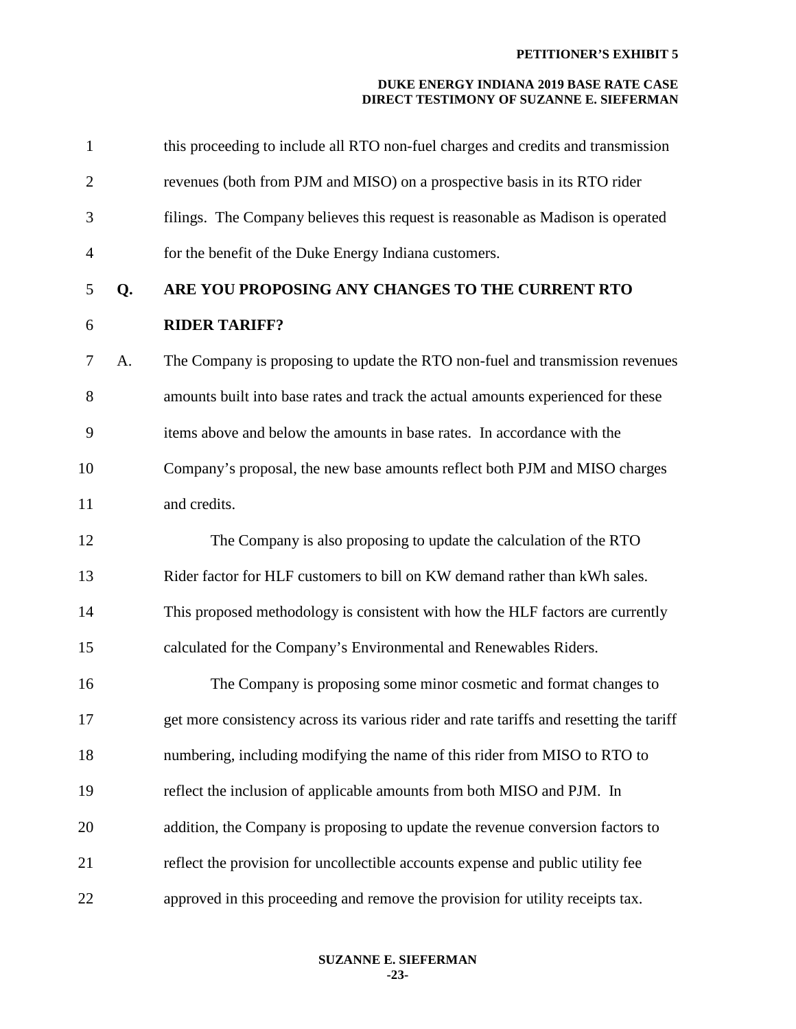this proceeding to include all RTO non-fuel charges and credits and transmission revenues (both from PJM and MISO) on a prospective basis in its RTO rider filings. The Company believes this request is reasonable as Madison is operated for the benefit of the Duke Energy Indiana customers.

**Q. ARE YOU PROPOSING ANY CHANGES TO THE CURRENT RTO RIDER TARIFF?**

A. The Company is proposing to update the RTO non-fuel and transmission revenues amounts built into base rates and track the actual amounts experienced for these items above and below the amounts in base rates. In accordance with the Company's proposal, the new base amounts reflect both PJM and MISO charges and credits.

The Company is also proposing to update the calculation of the RTO Rider factor for HLF customers to bill on KW demand rather than kWh sales. This proposed methodology is consistent with how the HLF factors are currently calculated for the Company's Environmental and Renewables Riders.

The Company is proposing some minor cosmetic and format changes to get more consistency across its various rider and rate tariffs and resetting the tariff numbering, including modifying the name of this rider from MISO to RTO to reflect the inclusion of applicable amounts from both MISO and PJM. In addition, the Company is proposing to update the revenue conversion factors to reflect the provision for uncollectible accounts expense and public utility fee approved in this proceeding and remove the provision for utility receipts tax.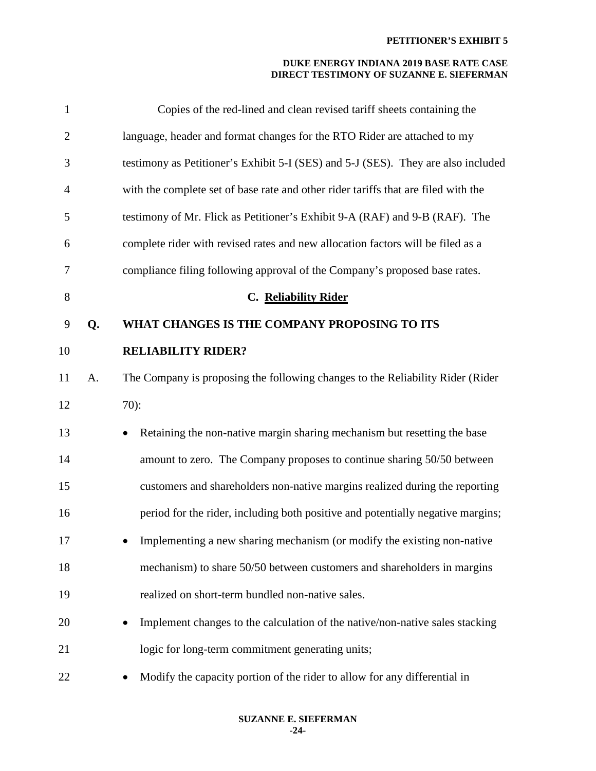Copies of the red-lined and clean revised tariff sheets containing the language, header and format changes for the RTO Rider are attached to my testimony as Petitioner's Exhibit 5-I (SES) and 5-J (SES). They are also included with the complete set of base rate and other rider tariffs that are filed with the testimony of Mr. Flick as Petitioner's Exhibit 9-A (RAF) and 9-B (RAF). The complete rider with revised rates and new allocation factors will be filed as a compliance filing following approval of the Company's proposed base rates.

### C. Reliability Rider

**Q. WHAT CHANGES IS THE COMPANY PROPOSING TO ITS RELIABILITY RIDER?**

A. The Company is proposing the following changes to the Reliability Rider (Rider 70):

- Retaining the non-native margin sharing mechanism but resetting the base amount to zero. The Company proposes to continue sharing 50/50 between customers and shareholders non-native margins realized during the reporting period for the rider, including both positive and potentially negative margins;
- Implementing a new sharing mechanism (or modify the existing non-native mechanism) to share 50/50 between customers and shareholders in margins realized on short-term bundled non-native sales.
- Implement changes to the calculation of the native/non-native sales stacking logic for long-term commitment generating units;
- Modify the capacity portion of the rider to allow for any differential in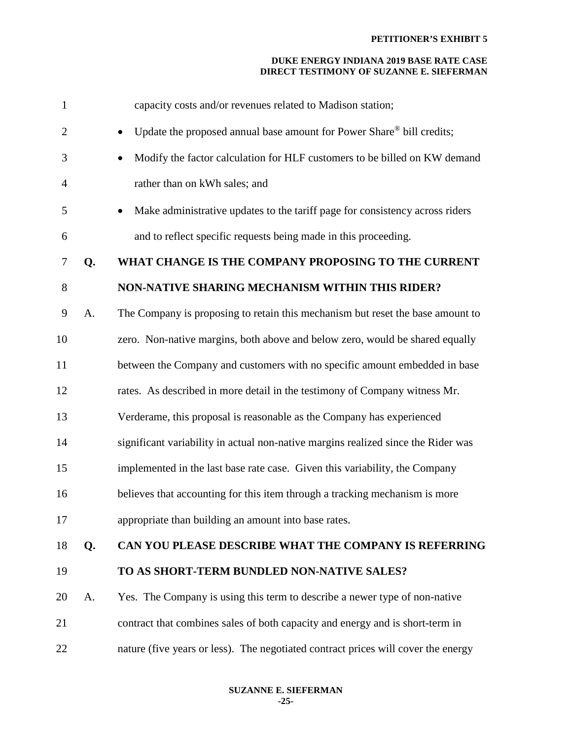capacity costs and/or revenues related to Madison station;

- Update the proposed annual base amount for Power Share® bill credits;
- Modify the factor calculation for HLF customers to be billed on KW demand rather than on kWh sales; and
- Make administrative updates to the tariff page for consistency across riders and to reflect specific requests being made in this proceeding.

**Q. WHAT CHANGE IS THE COMPANY PROPOSING TO THE CURRENT NON-NATIVE SHARING MECHANISM WITHIN THIS RIDER?**

A. The Company is proposing to retain this mechanism but reset the base amount to zero. Non-native margins, both above and below zero, would be shared equally between the Company and customers with no specific amount embedded in base rates. As described in more detail in the testimony of Company witness Mr. Verderame, this proposal is reasonable as the Company has experienced significant variability in actual non-native margins realized since the Rider was implemented in the last base rate case. Given this variability, the Company believes that accounting for this item through a tracking mechanism is more appropriate than building an amount into base rates.

**Q. CAN YOU PLEASE DESCRIBE WHAT THE COMPANY IS REFERRING TO AS SHORT-TERM BUNDLED NON-NATIVE SALES?**

A. Yes. The Company is using this term to describe a newer type of non-native contract that combines sales of both capacity and energy and is short-term in nature (five years or less). The negotiated contract prices will cover the energy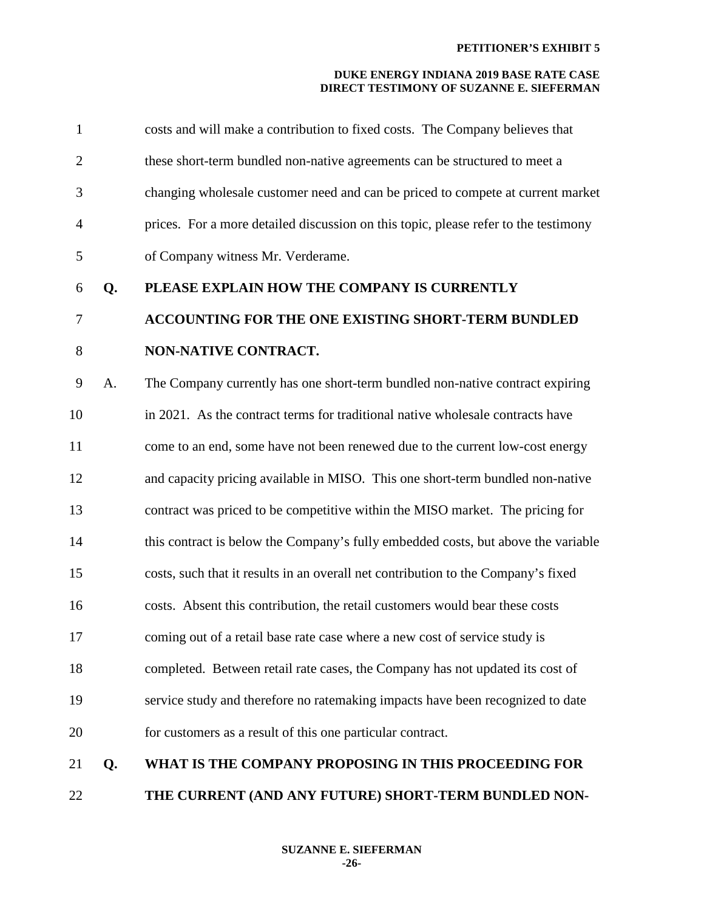costs and will make a contribution to fixed costs. The Company believes that these short-term bundled non-native agreements can be structured to meet a changing wholesale customer need and can be priced to compete at current market prices. For a more detailed discussion on this topic, please refer to the testimony of Company witness Mr. Verderame.

**Q. PLEASE EXPLAIN HOW THE COMPANY IS CURRENTLY ACCOUNTING FOR THE ONE EXISTING SHORT-TERM BUNDLED NON-NATIVE CONTRACT.**

A. The Company currently has one short-term bundled non-native contract expiring in 2021. As the contract terms for traditional native wholesale contracts have come to an end, some have not been renewed due to the current low-cost energy and capacity pricing available in MISO. This one short-term bundled non-native contract was priced to be competitive within the MISO market. The pricing for this contract is below the Company's fully embedded costs, but above the variable costs, such that it results in an overall net contribution to the Company's fixed costs. Absent this contribution, the retail customers would bear these costs coming out of a retail base rate case where a new cost of service study is completed. Between retail rate cases, the Company has not updated its cost of service study and therefore no ratemaking impacts have been recognized to date for customers as a result of this one particular contract.

**Q. WHAT IS THE COMPANY PROPOSING IN THIS PROCEEDING FOR THE CURRENT (AND ANY FUTURE) SHORT-TERM BUNDLED NON-**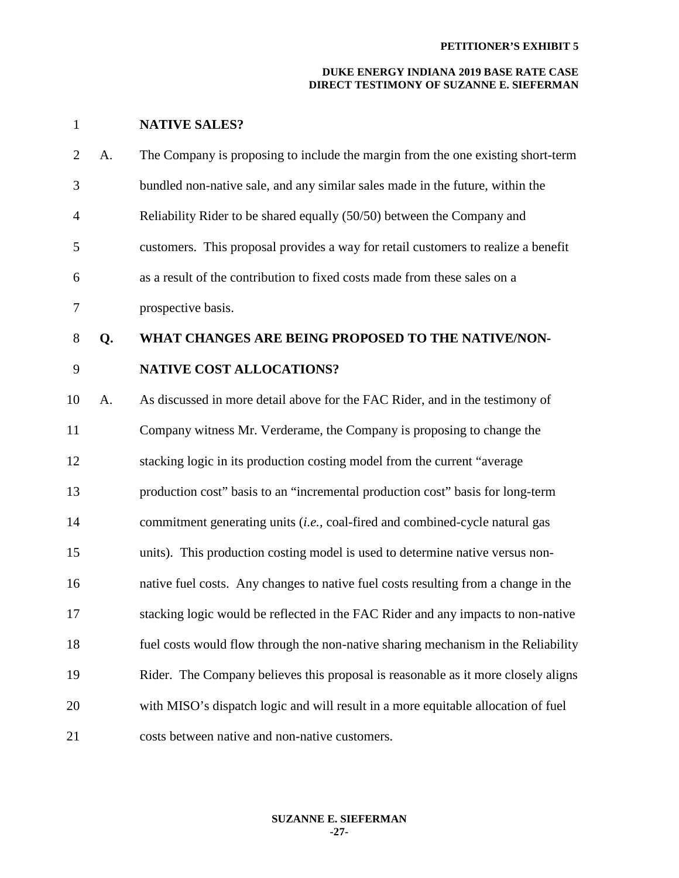**NATIVE SALES?**

A. The Company is proposing to include the margin from the one existing short-term bundled non-native sale, and any similar sales made in the future, within the Reliability Rider to be shared equally (50/50) between the Company and customers. This proposal provides a way for retail customers to realize a benefit as a result of the contribution to fixed costs made from these sales on a prospective basis.

**Q. WHAT CHANGES ARE BEING PROPOSED TO THE NATIVE/NON-NATIVE COST ALLOCATIONS?**

A. As discussed in more detail above for the FAC Rider, and in the testimony of Company witness Mr. Verderame, the Company is proposing to change the stacking logic in its production costing model from the current "average production cost" basis to an "incremental production cost" basis for long-term commitment generating units (*i.e.,* coal-fired and combined-cycle natural gas units). This production costing model is used to determine native versus non-native fuel costs. Any changes to native fuel costs resulting from a change in the stacking logic would be reflected in the FAC Rider and any impacts to non-native fuel costs would flow through the non-native sharing mechanism in the Reliability Rider. The Company believes this proposal is reasonable as it more closely aligns with MISO's dispatch logic and will result in a more equitable allocation of fuel costs between native and non-native customers.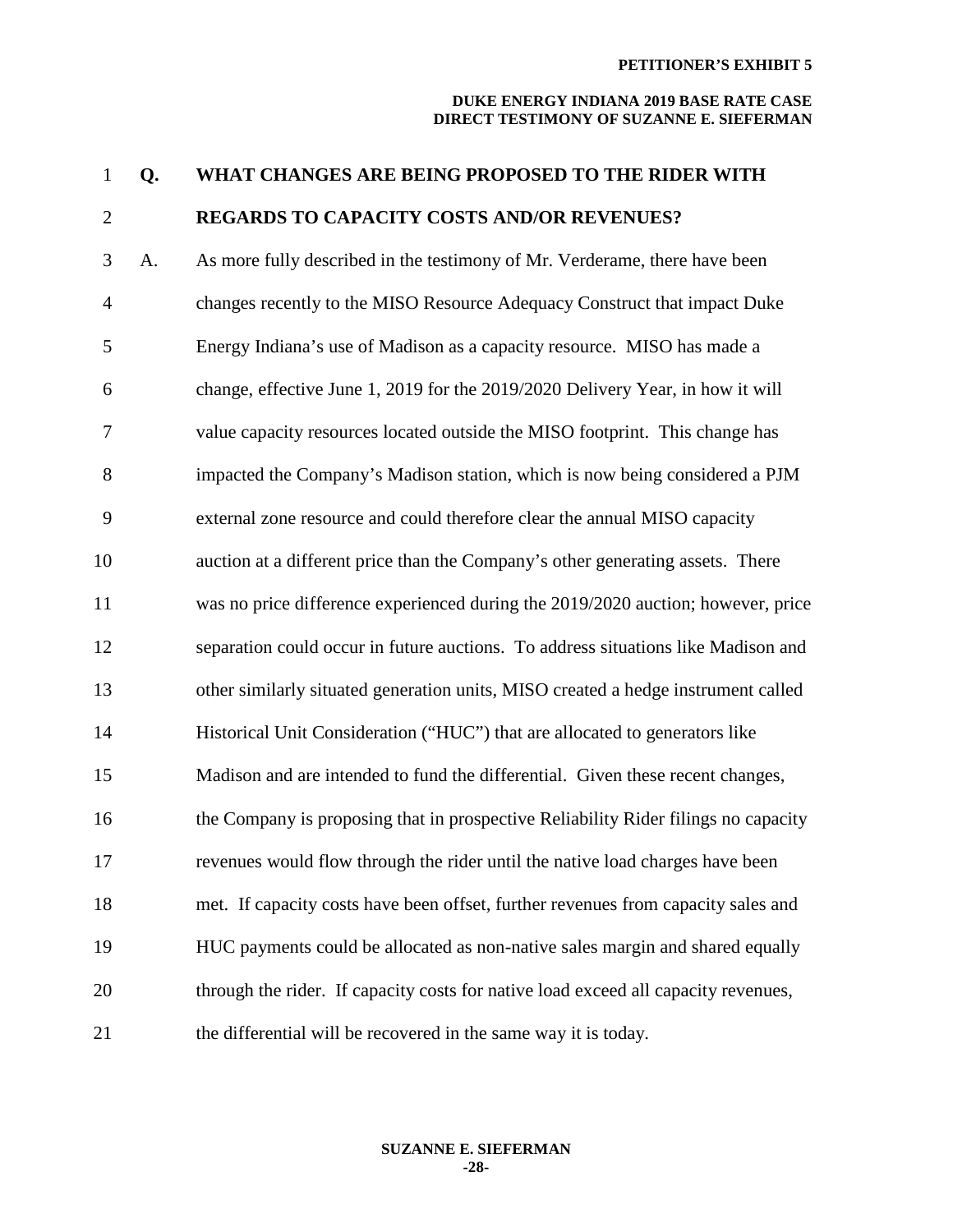**Q. WHAT CHANGES ARE BEING PROPOSED TO THE RIDER WITH REGARDS TO CAPACITY COSTS AND/OR REVENUES?**

A. As more fully described in the testimony of Mr. Verderame, there have been changes recently to the MISO Resource Adequacy Construct that impact Duke Energy Indiana's use of Madison as a capacity resource. MISO has made a change, effective June 1, 2019 for the 2019/2020 Delivery Year, in how it will value capacity resources located outside the MISO footprint. This change has impacted the Company's Madison station, which is now being considered a PJM external zone resource and could therefore clear the annual MISO capacity auction at a different price than the Company's other generating assets. There was no price difference experienced during the 2019/2020 auction; however, price separation could occur in future auctions. To address situations like Madison and other similarly situated generation units, MISO created a hedge instrument called Historical Unit Consideration ("HUC") that are allocated to generators like Madison and are intended to fund the differential. Given these recent changes, the Company is proposing that in prospective Reliability Rider filings no capacity revenues would flow through the rider until the native load charges have been met. If capacity costs have been offset, further revenues from capacity sales and HUC payments could be allocated as non-native sales margin and shared equally through the rider. If capacity costs for native load exceed all capacity revenues, the differential will be recovered in the same way it is today.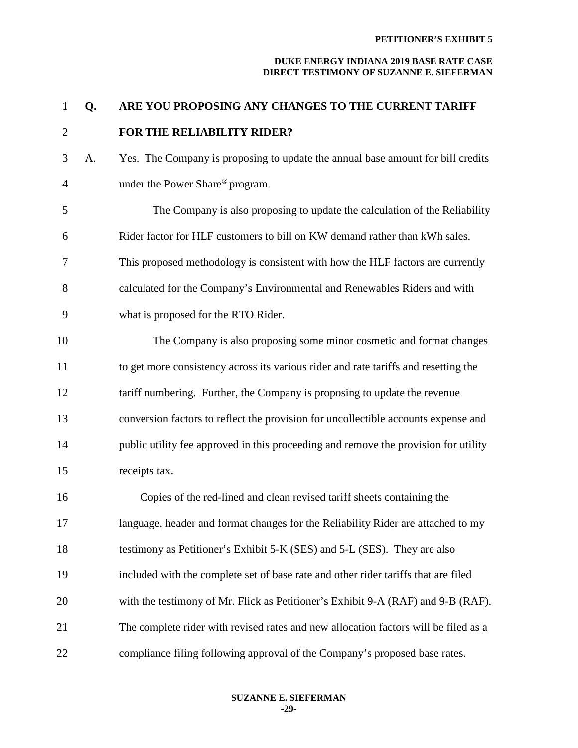**Q. ARE YOU PROPOSING ANY CHANGES TO THE CURRENT TARIFF FOR THE RELIABILITY RIDER?**

A. Yes. The Company is proposing to update the annual base amount for bill credits under the Power Share® program.

The Company is also proposing to update the calculation of the Reliability Rider factor for HLF customers to bill on KW demand rather than kWh sales. This proposed methodology is consistent with how the HLF factors are currently calculated for the Company's Environmental and Renewables Riders and with what is proposed for the RTO Rider.

The Company is also proposing some minor cosmetic and format changes to get more consistency across its various rider and rate tariffs and resetting the tariff numbering. Further, the Company is proposing to update the revenue conversion factors to reflect the provision for uncollectible accounts expense and public utility fee approved in this proceeding and remove the provision for utility receipts tax.

Copies of the red-lined and clean revised tariff sheets containing the language, header and format changes for the Reliability Rider are attached to my testimony as Petitioner's Exhibit 5-K (SES) and 5-L (SES). They are also included with the complete set of base rate and other rider tariffs that are filed with the testimony of Mr. Flick as Petitioner's Exhibit 9-A (RAF) and 9-B (RAF). The complete rider with revised rates and new allocation factors will be filed as a compliance filing following approval of the Company's proposed base rates.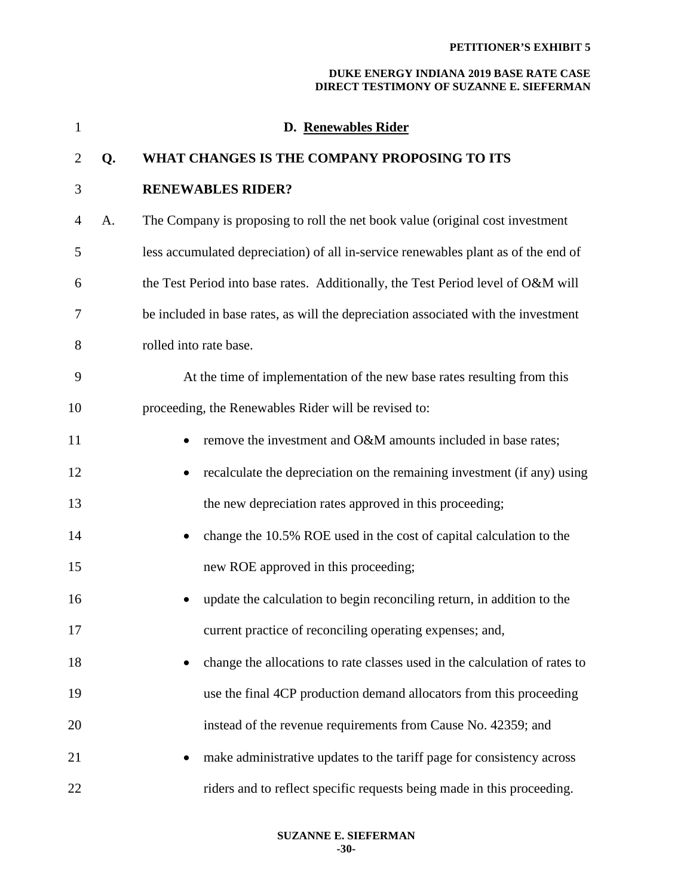### D. Renewables Rider

**Q. WHAT CHANGES IS THE COMPANY PROPOSING TO ITS RENEWABLES RIDER?**

A. The Company is proposing to roll the net book value (original cost investment less accumulated depreciation) of all in-service renewables plant as of the end of the Test Period into base rates. Additionally, the Test Period level of O&M will be included in base rates, as will the depreciation associated with the investment rolled into rate base.

At the time of implementation of the new base rates resulting from this proceeding, the Renewables Rider will be revised to:

- remove the investment and O&M amounts included in base rates;
- recalculate the depreciation on the remaining investment (if any) using the new depreciation rates approved in this proceeding;
- change the 10.5% ROE used in the cost of capital calculation to the new ROE approved in this proceeding;
- update the calculation to begin reconciling return, in addition to the current practice of reconciling operating expenses; and,
- change the allocations to rate classes used in the calculation of rates to use the final 4CP production demand allocators from this proceeding instead of the revenue requirements from Cause No. 42359; and
- make administrative updates to the tariff page for consistency across riders and to reflect specific requests being made in this proceeding.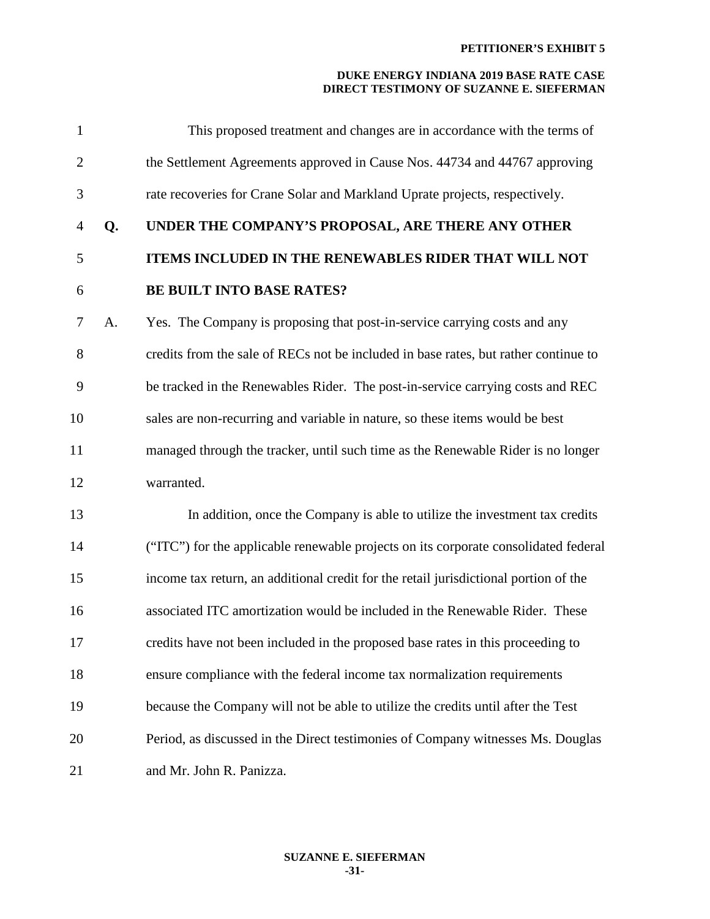This proposed treatment and changes are in accordance with the terms of the Settlement Agreements approved in Cause Nos. 44734 and 44767 approving rate recoveries for Crane Solar and Markland Uprate projects, respectively.

**Q. UNDER THE COMPANY'S PROPOSAL, ARE THERE ANY OTHER ITEMS INCLUDED IN THE RENEWABLES RIDER THAT WILL NOT BE BUILT INTO BASE RATES?**

A. Yes. The Company is proposing that post-in-service carrying costs and any credits from the sale of RECs not be included in base rates, but rather continue to be tracked in the Renewables Rider. The post-in-service carrying costs and REC sales are non-recurring and variable in nature, so these items would be best managed through the tracker, until such time as the Renewable Rider is no longer warranted.

In addition, once the Company is able to utilize the investment tax credits ("ITC") for the applicable renewable projects on its corporate consolidated federal income tax return, an additional credit for the retail jurisdictional portion of the associated ITC amortization would be included in the Renewable Rider. These credits have not been included in the proposed base rates in this proceeding to ensure compliance with the federal income tax normalization requirements because the Company will not be able to utilize the credits until after the Test Period, as discussed in the Direct testimonies of Company witnesses Ms. Douglas and Mr. John R. Panizza.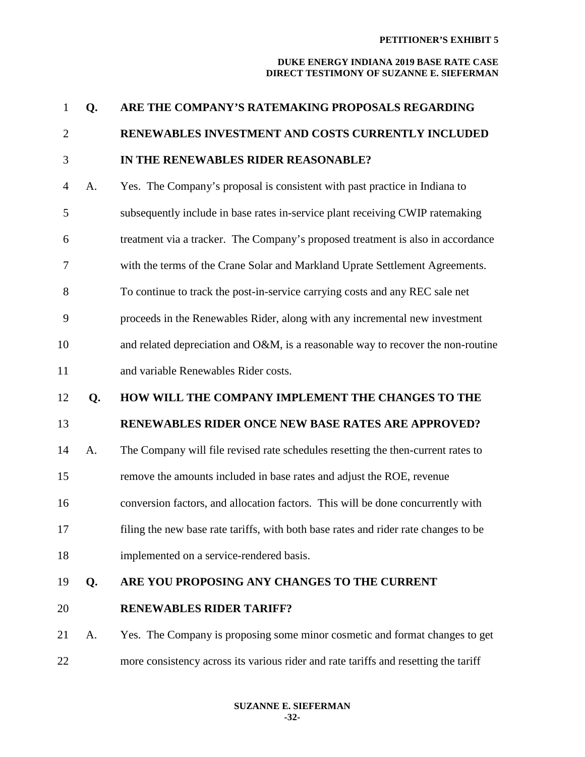**Q. ARE THE COMPANY'S RATEMAKING PROPOSALS REGARDING RENEWABLES INVESTMENT AND COSTS CURRENTLY INCLUDED IN THE RENEWABLES RIDER REASONABLE?**

A. Yes. The Company's proposal is consistent with past practice in Indiana to subsequently include in base rates in-service plant receiving CWIP ratemaking treatment via a tracker. The Company's proposed treatment is also in accordance with the terms of the Crane Solar and Markland Uprate Settlement Agreements. To continue to track the post-in-service carrying costs and any REC sale net proceeds in the Renewables Rider, along with any incremental new investment and related depreciation and O&M, is a reasonable way to recover the non-routine and variable Renewables Rider costs.

**Q. HOW WILL THE COMPANY IMPLEMENT THE CHANGES TO THE RENEWABLES RIDER ONCE NEW BASE RATES ARE APPROVED?**

A. The Company will file revised rate schedules resetting the then-current rates to remove the amounts included in base rates and adjust the ROE, revenue conversion factors, and allocation factors. This will be done concurrently with filing the new base rate tariffs, with both base rates and rider rate changes to be implemented on a service-rendered basis.

**Q. ARE YOU PROPOSING ANY CHANGES TO THE CURRENT RENEWABLES RIDER TARIFF?**

A. Yes. The Company is proposing some minor cosmetic and format changes to get more consistency across its various rider and rate tariffs and resetting the tariff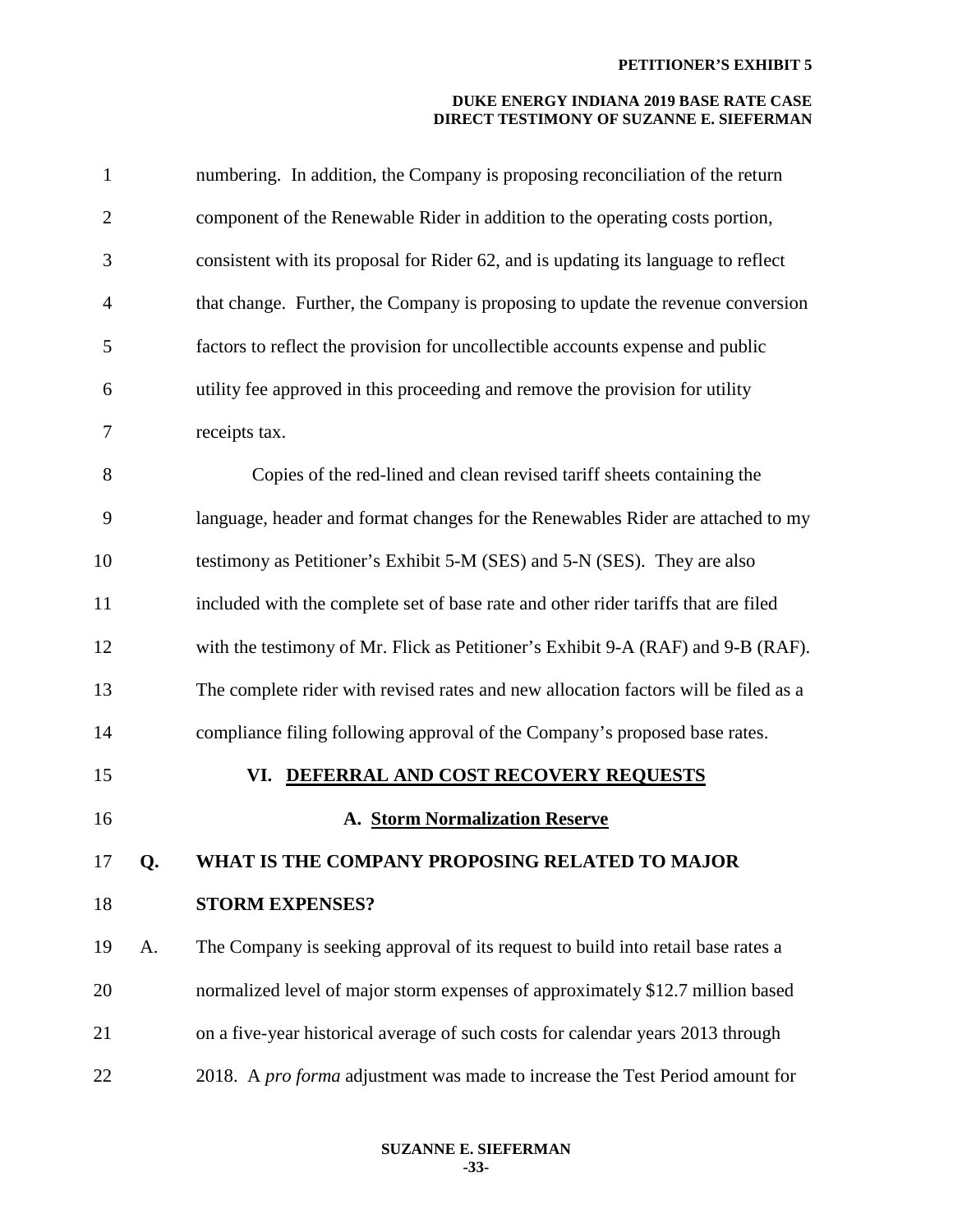numbering. In addition, the Company is proposing reconciliation of the return component of the Renewable Rider in addition to the operating costs portion, consistent with its proposal for Rider 62, and is updating its language to reflect that change. Further, the Company is proposing to update the revenue conversion factors to reflect the provision for uncollectible accounts expense and public utility fee approved in this proceeding and remove the provision for utility receipts tax.

Copies of the red-lined and clean revised tariff sheets containing the language, header and format changes for the Renewables Rider are attached to my testimony as Petitioner's Exhibit 5-M (SES) and 5-N (SES). They are also included with the complete set of base rate and other rider tariffs that are filed with the testimony of Mr. Flick as Petitioner's Exhibit 9-A (RAF) and 9-B (RAF). The complete rider with revised rates and new allocation factors will be filed as a compliance filing following approval of the Company's proposed base rates.

## VI. DEFERRAL AND COST RECOVERY REQUESTS

### A. Storm Normalization Reserve

**Q. WHAT IS THE COMPANY PROPOSING RELATED TO MAJOR STORM EXPENSES?**

A. The Company is seeking approval of its request to build into retail base rates a normalized level of major storm expenses of approximately $12.7 million based on a five-year historical average of such costs for calendar years 2013 through 2018. A *pro forma* adjustment was made to increase the Test Period amount for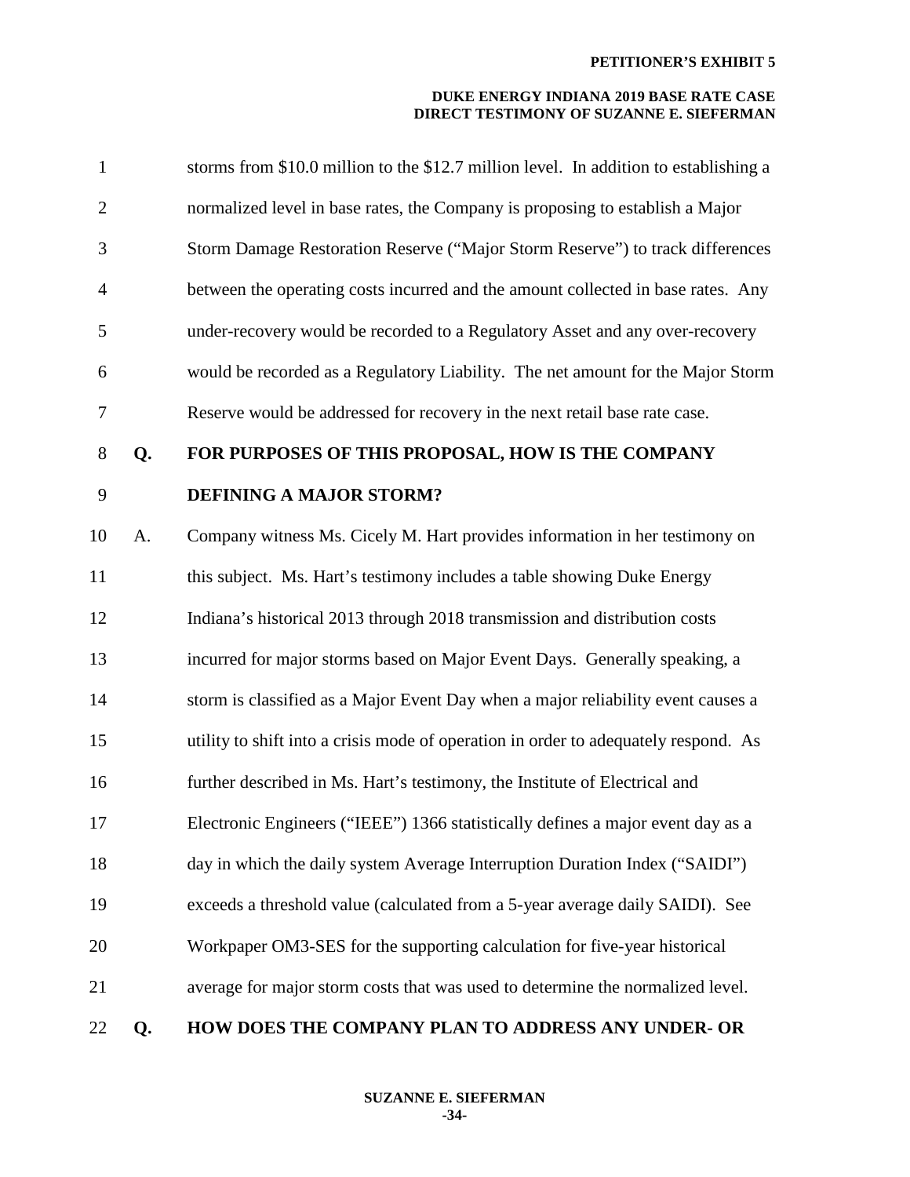storms from \$10.0 million to the \$12.7 million level. In addition to establishing a normalized level in base rates, the Company is proposing to establish a Major Storm Damage Restoration Reserve ("Major Storm Reserve") to track differences between the operating costs incurred and the amount collected in base rates. Any under-recovery would be recorded to a Regulatory Asset and any over-recovery would be recorded as a Regulatory Liability. The net amount for the Major Storm Reserve would be addressed for recovery in the next retail base rate case.

**Q. FOR PURPOSES OF THIS PROPOSAL, HOW IS THE COMPANY DEFINING A MAJOR STORM?**

A. Company witness Ms. Cicely M. Hart provides information in her testimony on this subject. Ms. Hart's testimony includes a table showing Duke Energy Indiana's historical 2013 through 2018 transmission and distribution costs incurred for major storms based on Major Event Days. Generally speaking, a storm is classified as a Major Event Day when a major reliability event causes a utility to shift into a crisis mode of operation in order to adequately respond. As further described in Ms. Hart's testimony, the Institute of Electrical and Electronic Engineers ("IEEE") 1366 statistically defines a major event day as a day in which the daily system Average Interruption Duration Index ("SAIDI") exceeds a threshold value (calculated from a 5-year average daily SAIDI). See Workpaper OM3-SES for the supporting calculation for five-year historical average for major storm costs that was used to determine the normalized level.

**Q. HOW DOES THE COMPANY PLAN TO ADDRESS ANY UNDER- OR**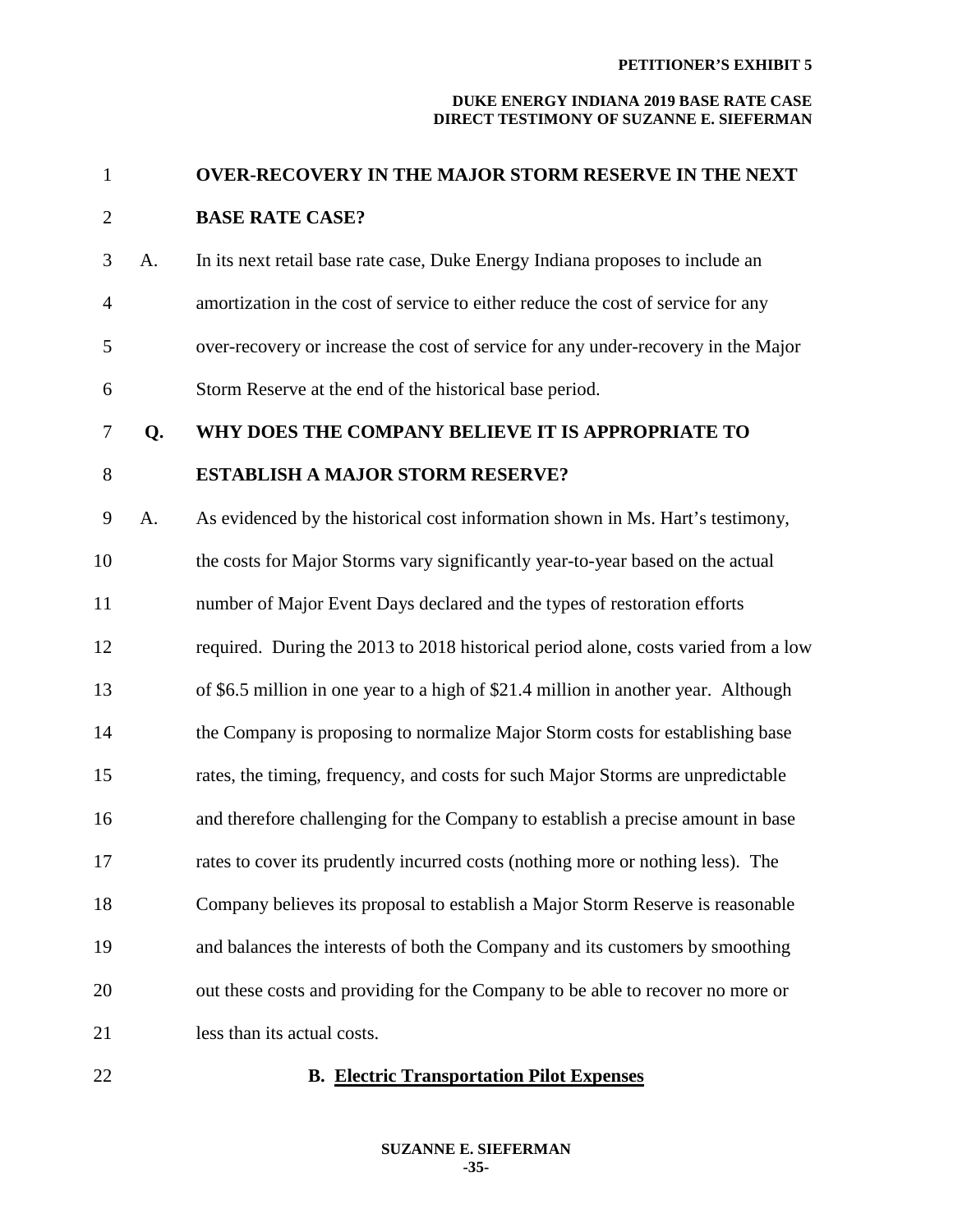**OVER-RECOVERY IN THE MAJOR STORM RESERVE IN THE NEXT BASE RATE CASE?**

A. In its next retail base rate case, Duke Energy Indiana proposes to include an amortization in the cost of service to either reduce the cost of service for any over-recovery or increase the cost of service for any under-recovery in the Major Storm Reserve at the end of the historical base period.

**Q. WHY DOES THE COMPANY BELIEVE IT IS APPROPRIATE TO ESTABLISH A MAJOR STORM RESERVE?**

A. As evidenced by the historical cost information shown in Ms. Hart's testimony, the costs for Major Storms vary significantly year-to-year based on the actual number of Major Event Days declared and the types of restoration efforts required. During the 2013 to 2018 historical period alone, costs varied from a low of \$6.5 million in one year to a high of \$21.4 million in another year. Although the Company is proposing to normalize Major Storm costs for establishing base rates, the timing, frequency, and costs for such Major Storms are unpredictable and therefore challenging for the Company to establish a precise amount in base rates to cover its prudently incurred costs (nothing more or nothing less). The Company believes its proposal to establish a Major Storm Reserve is reasonable and balances the interests of both the Company and its customers by smoothing out these costs and providing for the Company to be able to recover no more or less than its actual costs.

### B. Electric Transportation Pilot Expenses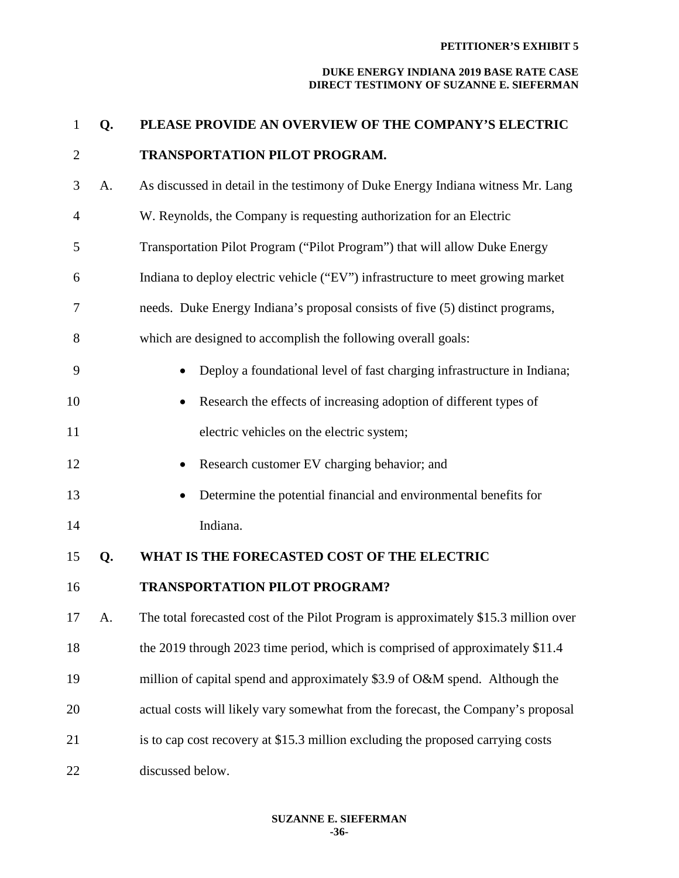**Q. PLEASE PROVIDE AN OVERVIEW OF THE COMPANY'S ELECTRIC TRANSPORTATION PILOT PROGRAM.**

A. As discussed in detail in the testimony of Duke Energy Indiana witness Mr. Lang W. Reynolds, the Company is requesting authorization for an Electric Transportation Pilot Program ("Pilot Program") that will allow Duke Energy Indiana to deploy electric vehicle ("EV") infrastructure to meet growing market needs. Duke Energy Indiana's proposal consists of five (5) distinct programs, which are designed to accomplish the following overall goals:

- Deploy a foundational level of fast charging infrastructure in Indiana;
- Research the effects of increasing adoption of different types of electric vehicles on the electric system;
- Research customer EV charging behavior; and
- Determine the potential financial and environmental benefits for Indiana.

**Q. WHAT IS THE FORECASTED COST OF THE ELECTRIC TRANSPORTATION PILOT PROGRAM?**

A. The total forecasted cost of the Pilot Program is approximately $15.3 million over the 2019 through 2023 time period, which is comprised of approximately $11.4 million of capital spend and approximately $3.9 of O&M spend. Although the actual costs will likely vary somewhat from the forecast, the Company's proposal is to cap cost recovery at $15.3 million excluding the proposed carrying costs discussed below.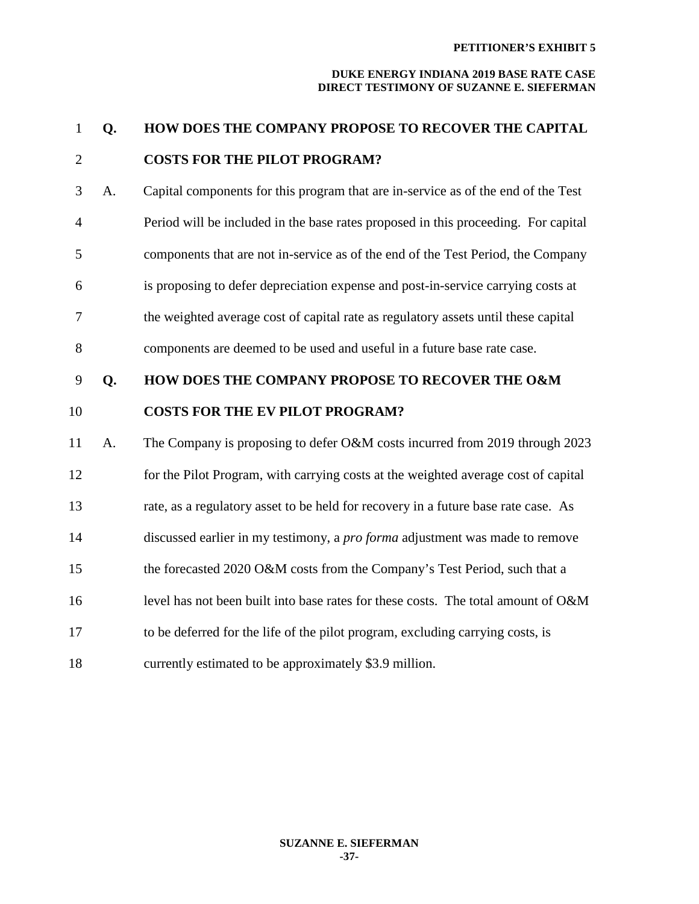**Q. HOW DOES THE COMPANY PROPOSE TO RECOVER THE CAPITAL COSTS FOR THE PILOT PROGRAM?**

A. Capital components for this program that are in-service as of the end of the Test Period will be included in the base rates proposed in this proceeding. For capital components that are not in-service as of the end of the Test Period, the Company is proposing to defer depreciation expense and post-in-service carrying costs at the weighted average cost of capital rate as regulatory assets until these capital components are deemed to be used and useful in a future base rate case.

**Q. HOW DOES THE COMPANY PROPOSE TO RECOVER THE O&M COSTS FOR THE EV PILOT PROGRAM?**

A. The Company is proposing to defer O&M costs incurred from 2019 through 2023 for the Pilot Program, with carrying costs at the weighted average cost of capital rate, as a regulatory asset to be held for recovery in a future base rate case. As discussed earlier in my testimony, a *pro forma* adjustment was made to remove the forecasted 2020 O&M costs from the Company's Test Period, such that a level has not been built into base rates for these costs. The total amount of O&M to be deferred for the life of the pilot program, excluding carrying costs, is currently estimated to be approximately $3.9 million.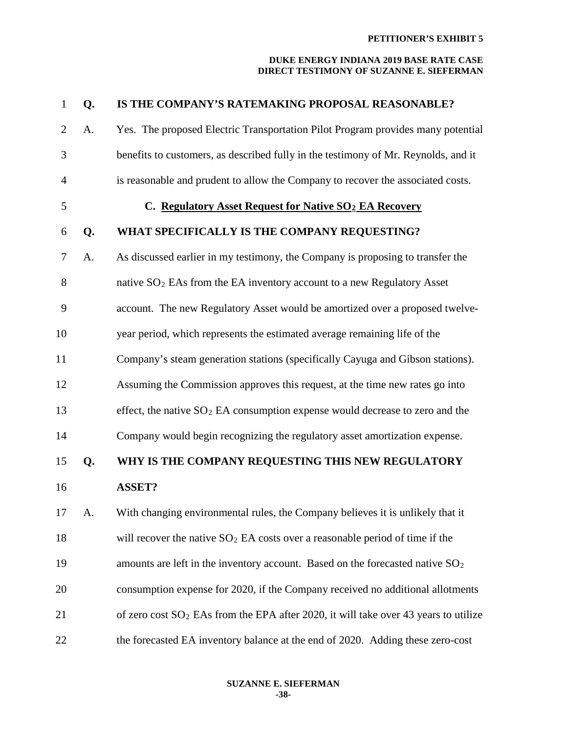**Q. IS THE COMPANY'S RATEMAKING PROPOSAL REASONABLE?**

A. Yes. The proposed Electric Transportation Pilot Program provides many potential benefits to customers, as described fully in the testimony of Mr. Reynolds, and it is reasonable and prudent to allow the Company to recover the associated costs.

### C. Regulatory Asset Request for Native $SO_2$ EA Recovery

**Q. WHAT SPECIFICALLY IS THE COMPANY REQUESTING?**

A. As discussed earlier in my testimony, the Company is proposing to transfer the native $SO_2$ EAs from the EA inventory account to a new Regulatory Asset account. The new Regulatory Asset would be amortized over a proposed twelve-year period, which represents the estimated average remaining life of the Company's steam generation stations (specifically Cayuga and Gibson stations). Assuming the Commission approves this request, at the time new rates go into effect, the native $SO_2$ EA consumption expense would decrease to zero and the Company would begin recognizing the regulatory asset amortization expense.

**Q. WHY IS THE COMPANY REQUESTING THIS NEW REGULATORY ASSET?**

A. With changing environmental rules, the Company believes it is unlikely that it will recover the native $SO_2$ EA costs over a reasonable period of time if the amounts are left in the inventory account. Based on the forecasted native $SO_2$ consumption expense for 2020, if the Company received no additional allotments of zero cost $SO_2$ EAs from the EPA after 2020, it will take over 43 years to utilize the forecasted EA inventory balance at the end of 2020. Adding these zero-cost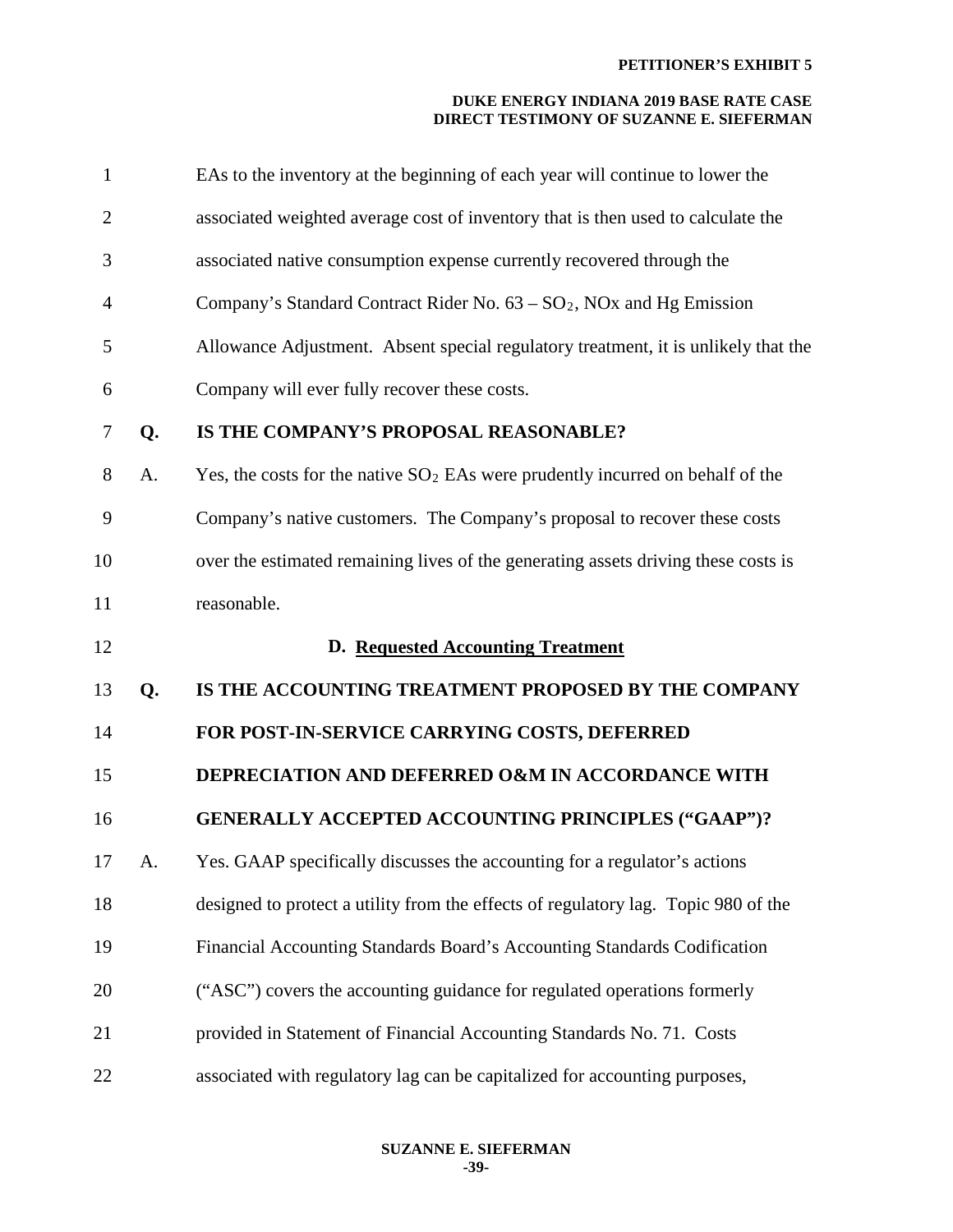EAs to the inventory at the beginning of each year will continue to lower the associated weighted average cost of inventory that is then used to calculate the associated native consumption expense currently recovered through the Company's Standard Contract Rider No. 63 – $SO_2$, NOx and Hg Emission Allowance Adjustment. Absent special regulatory treatment, it is unlikely that the Company will ever fully recover these costs.

**Q. IS THE COMPANY'S PROPOSAL REASONABLE?**

A. Yes, the costs for the native $SO_2$ EAs were prudently incurred on behalf of the Company's native customers. The Company's proposal to recover these costs over the estimated remaining lives of the generating assets driving these costs is reasonable.

### D. Requested Accounting Treatment

**Q. IS THE ACCOUNTING TREATMENT PROPOSED BY THE COMPANY FOR POST-IN-SERVICE CARRYING COSTS, DEFERRED DEPRECIATION AND DEFERRED O&M IN ACCORDANCE WITH GENERALLY ACCEPTED ACCOUNTING PRINCIPLES ("GAAP")?**

A. Yes. GAAP specifically discusses the accounting for a regulator's actions designed to protect a utility from the effects of regulatory lag. Topic 980 of the Financial Accounting Standards Board's Accounting Standards Codification ("ASC") covers the accounting guidance for regulated operations formerly provided in Statement of Financial Accounting Standards No. 71. Costs associated with regulatory lag can be capitalized for accounting purposes,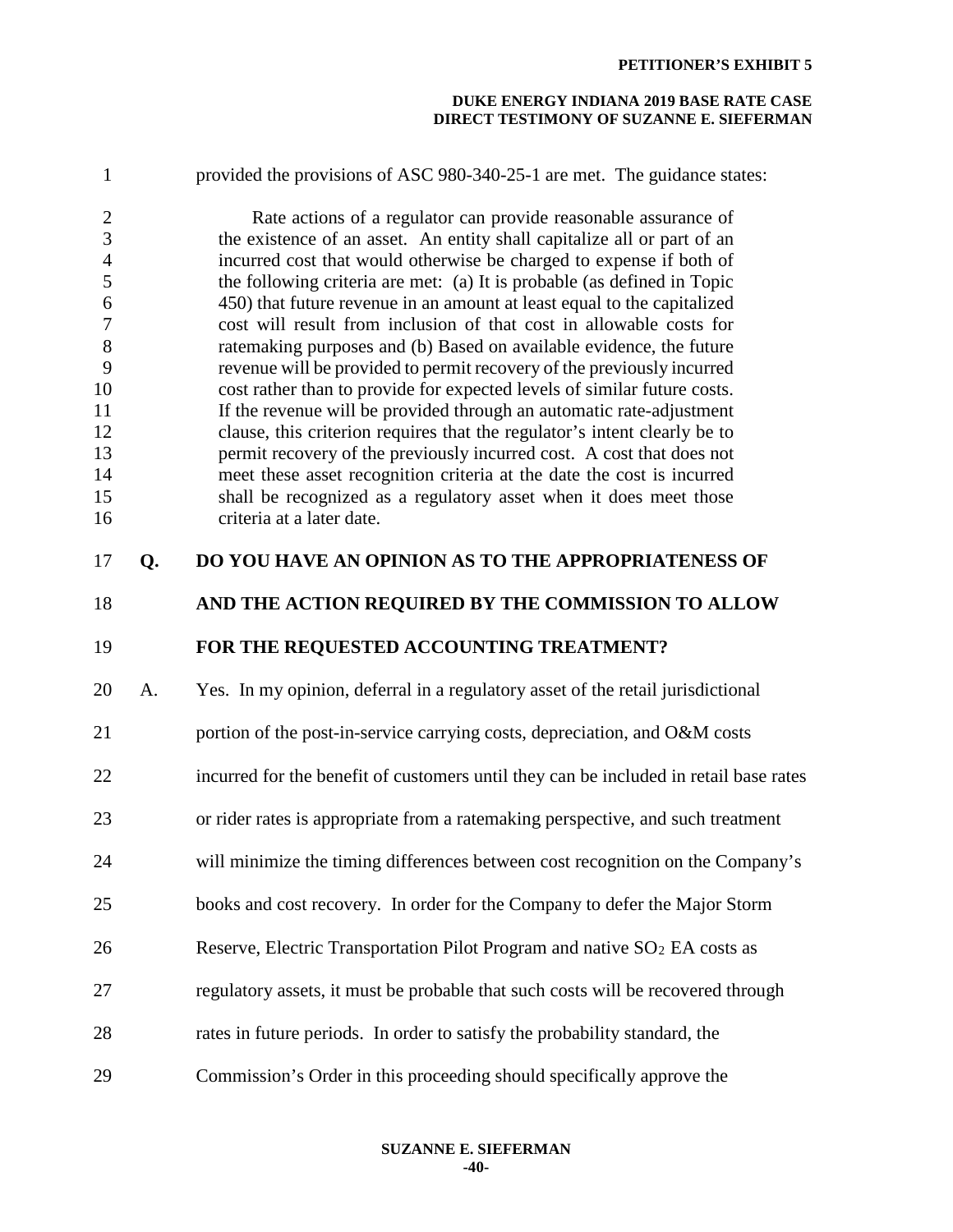provided the provisions of ASC 980-340-25-1 are met. The guidance states:

> Rate actions of a regulator can provide reasonable assurance of the existence of an asset. An entity shall capitalize all or part of an incurred cost that would otherwise be charged to expense if both of the following criteria are met: (a) It is probable (as defined in Topic 450) that future revenue in an amount at least equal to the capitalized cost will result from inclusion of that cost in allowable costs for ratemaking purposes and (b) Based on available evidence, the future revenue will be provided to permit recovery of the previously incurred cost rather than to provide for expected levels of similar future costs. If the revenue will be provided through an automatic rate-adjustment clause, this criterion requires that the regulator's intent clearly be to permit recovery of the previously incurred cost. A cost that does not meet these asset recognition criteria at the date the cost is incurred shall be recognized as a regulatory asset when it does meet those criteria at a later date.

**Q. DO YOU HAVE AN OPINION AS TO THE APPROPRIATENESS OF AND THE ACTION REQUIRED BY THE COMMISSION TO ALLOW FOR THE REQUESTED ACCOUNTING TREATMENT?**

A. Yes. In my opinion, deferral in a regulatory asset of the retail jurisdictional portion of the post-in-service carrying costs, depreciation, and O&M costs incurred for the benefit of customers until they can be included in retail base rates or rider rates is appropriate from a ratemaking perspective, and such treatment will minimize the timing differences between cost recognition on the Company's books and cost recovery. In order for the Company to defer the Major Storm Reserve, Electric Transportation Pilot Program and native $SO_2$ EA costs as regulatory assets, it must be probable that such costs will be recovered through rates in future periods. In order to satisfy the probability standard, the Commission's Order in this proceeding should specifically approve the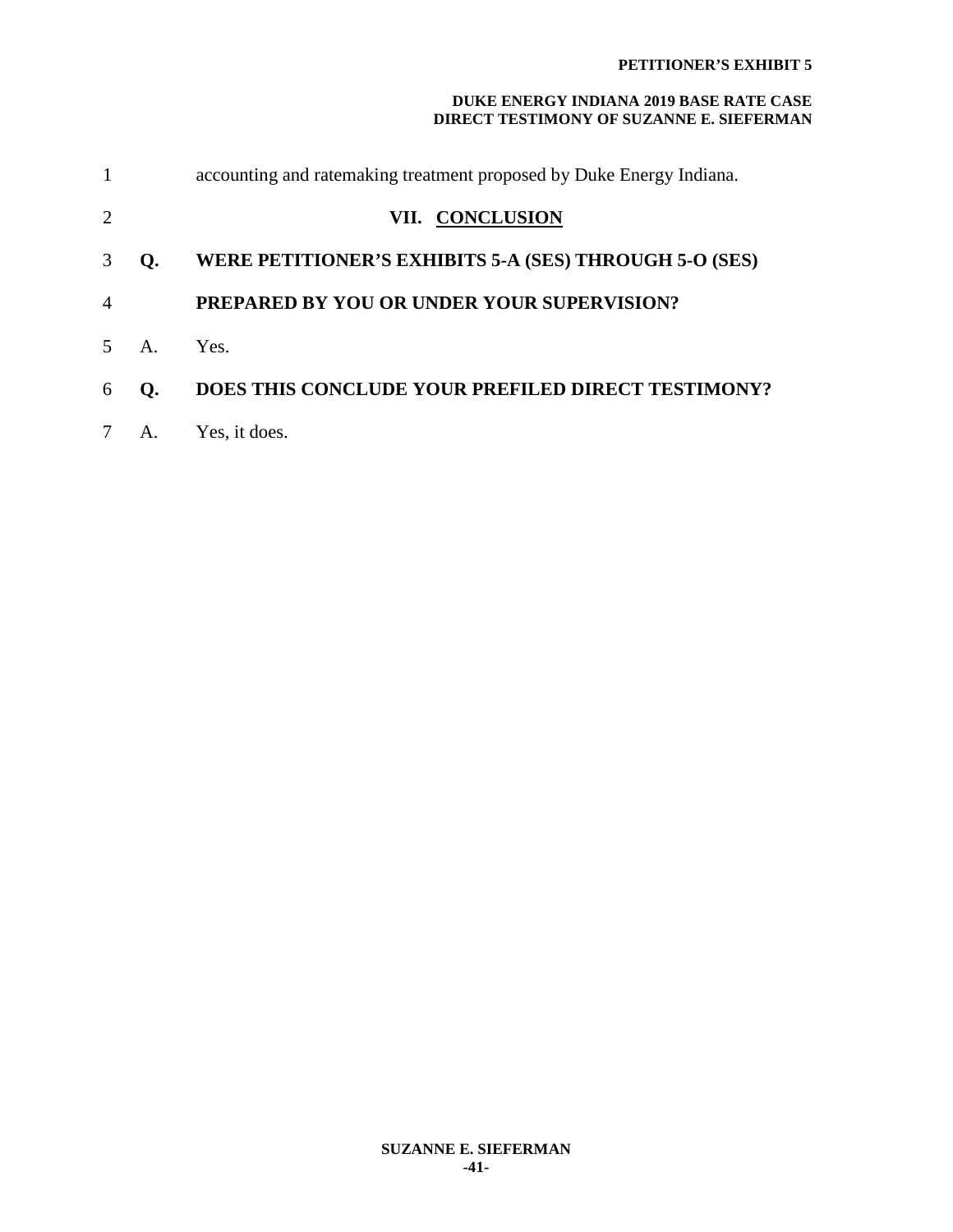accounting and ratemaking treatment proposed by Duke Energy Indiana.

## VII. CONCLUSION

**Q. WERE PETITIONER'S EXHIBITS 5-A (SES) THROUGH 5-O (SES) PREPARED BY YOU OR UNDER YOUR SUPERVISION?**

A. Yes.

**Q. DOES THIS CONCLUDE YOUR PREFILED DIRECT TESTIMONY?**

A. Yes, it does.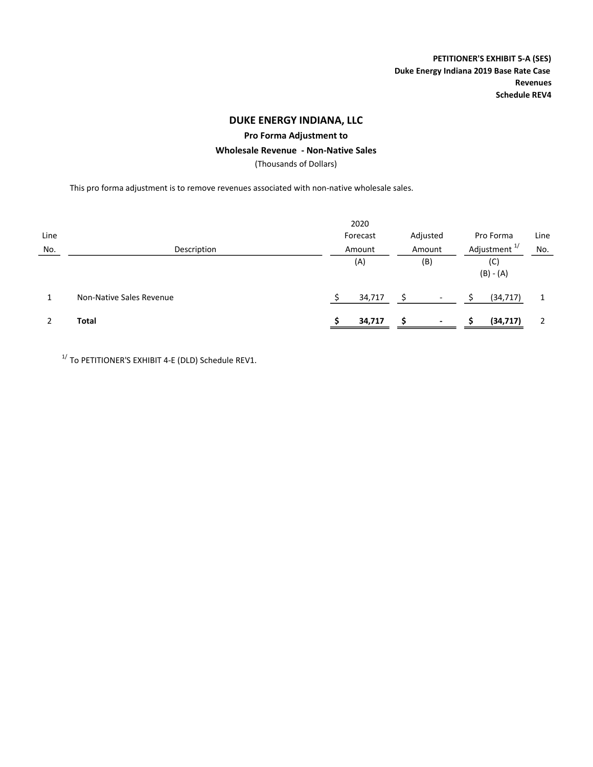**PETITIONER'S EXHIBIT 5-A (SES)**
**Duke Energy Indiana 2019 Base Rate Case**
**Revenues**
**Schedule REV4**

# DUKE ENERGY INDIANA, LLC

### Pro Forma Adjustment to

### Wholesale Revenue - Non-Native Sales

(Thousands of Dollars)

This pro forma adjustment is to remove revenues associated with non-native wholesale sales.

| Line No. | Description | 2020 Forecast Amount | Adjusted Amount | Pro Forma Adjustment [1/] | Line No. |
|---|---|---|---|---|---|
| | | (A) | (B) | (C) (B) - (A) | |
| 1 | Non-Native Sales Revenue | $ 34,717 | $ - | $ (34,717) | 1 |
| 2 | **Total** | **$ 34,717** | **$ -** | **$ (34,717)** | 2 |

[1/] To PETITIONER'S EXHIBIT 4-E (DLD) Schedule REV1.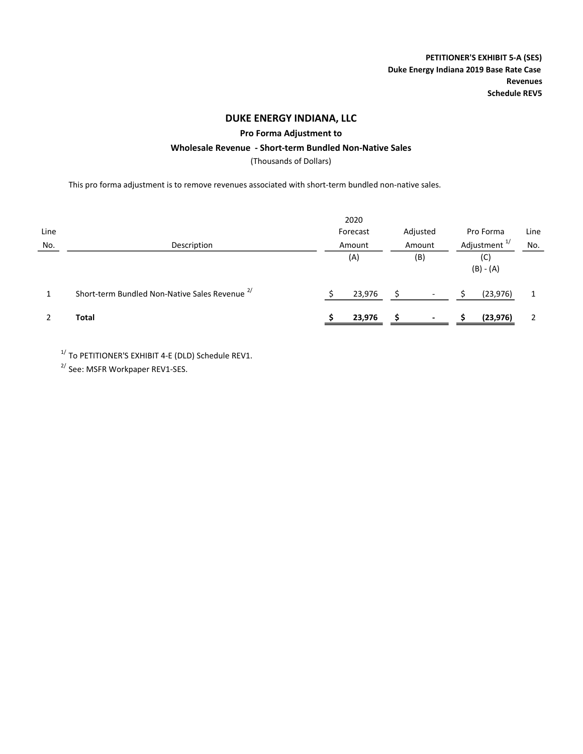**PETITIONER'S EXHIBIT 5-A (SES)**
**Duke Energy Indiana 2019 Base Rate Case**
**Revenues**
**Schedule REV5**

# DUKE ENERGY INDIANA, LLC

## Pro Forma Adjustment to

## Wholesale Revenue - Short-term Bundled Non-Native Sales

(Thousands of Dollars)

This pro forma adjustment is to remove revenues associated with short-term bundled non-native sales.

| Line No. | Description | 2020 Forecast Amount (A) | Adjusted Amount (B) | Pro Forma Adjustment [1/] (C) (B) - (A) | Line No. |
|---|---|---|---|---|---|
| 1 | Short-term Bundled Non-Native Sales Revenue [2/] | $ 23,976 | $ - | $ (23,976) | 1 |
| 2 | **Total** | **$ 23,976** | **$ -** | **$ (23,976)** | 2 |

[1/] To PETITIONER'S EXHIBIT 4-E (DLD) Schedule REV1.

[2/] See: MSFR Workpaper REV1-SES.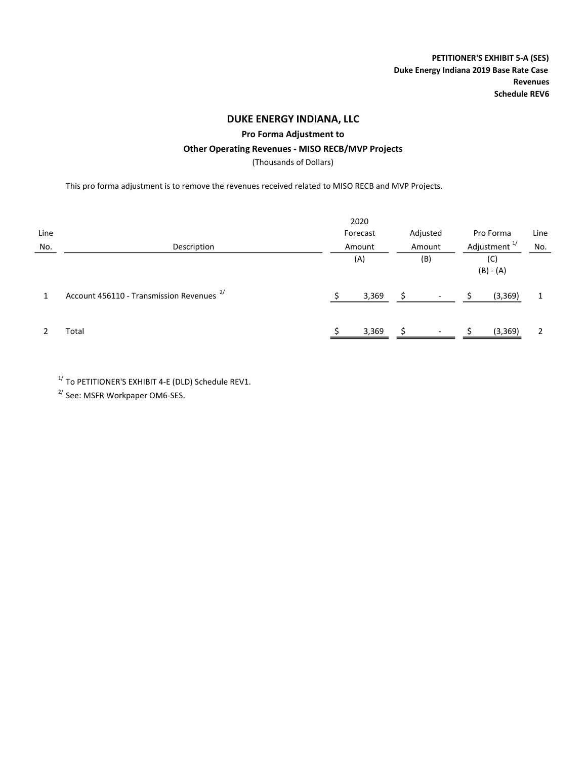**PETITIONER'S EXHIBIT 5-A (SES)**
**Duke Energy Indiana 2019 Base Rate Case**
**Revenues**
**Schedule REV6**

## DUKE ENERGY INDIANA, LLC

### Pro Forma Adjustment to

### Other Operating Revenues - MISO RECB/MVP Projects

(Thousands of Dollars)

This pro forma adjustment is to remove the revenues received related to MISO RECB and MVP Projects.

| Line No. | Description | 2020 Forecast Amount (A) | Adjusted Amount (B) | Pro Forma Adjustment [1/] (C) (B) - (A) | Line No. |
|---|---|---|---|---|---|
| 1 | Account 456110 - Transmission Revenues [2/] | $ 3,369 | $ - | $ (3,369) | 1 |
| 2 | Total | $ 3,369 | $ - | $ (3,369) | 2 |

[1/] To PETITIONER'S EXHIBIT 4-E (DLD) Schedule REV1.
[2/] See: MSFR Workpaper OM6-SES.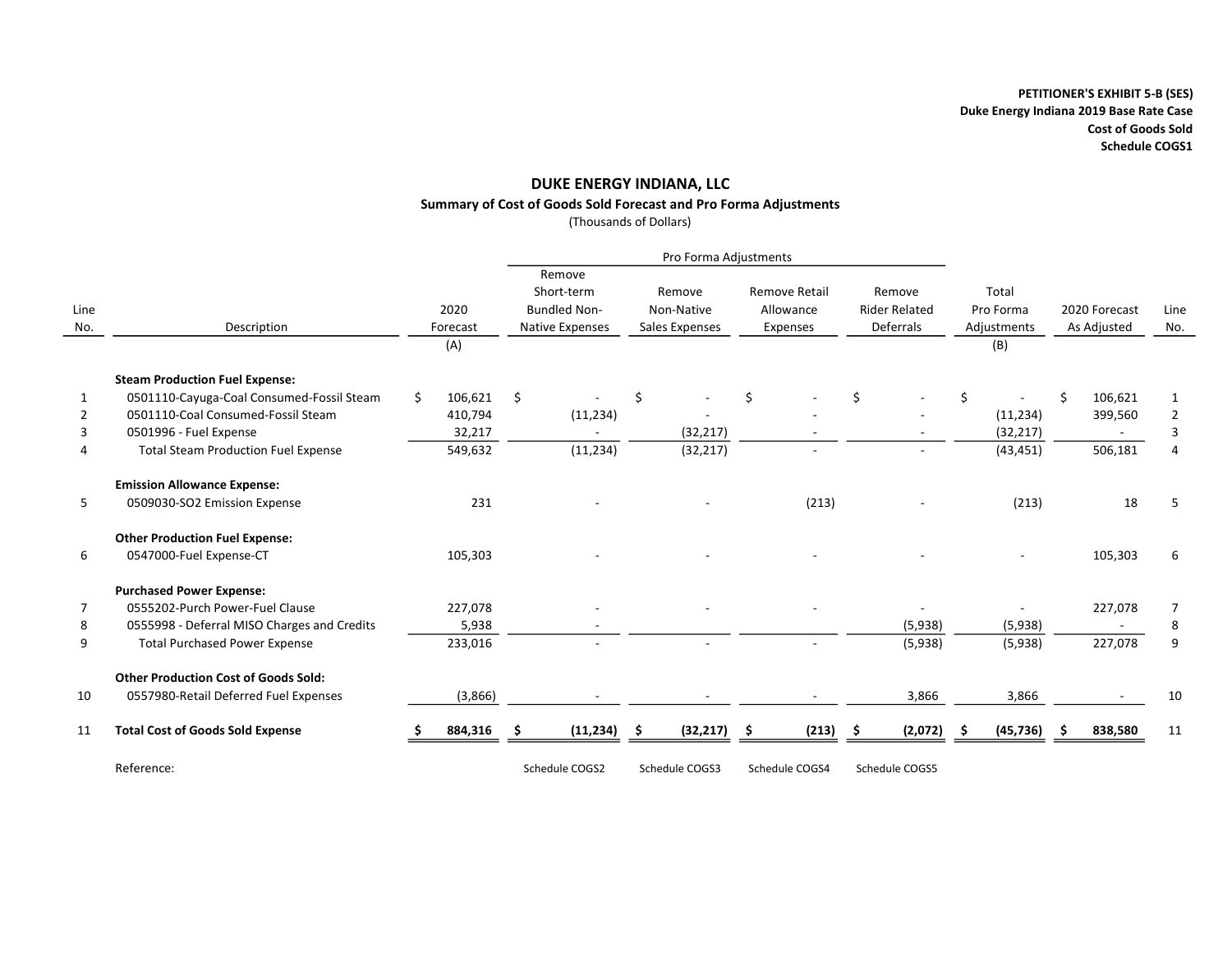**PETITIONER'S EXHIBIT 5-B (SES)**
**Duke Energy Indiana 2019 Base Rate Case**
**Cost of Goods Sold**
**Schedule COGS1**

## DUKE ENERGY INDIANA, LLC

**Summary of Cost of Goods Sold Forecast and Pro Forma Adjustments**

(Thousands of Dollars)

| | | | Pro Forma Adjustments | | | | | | |
|---|---|---|---|---|---|---|---|---|---|
| Line No. | Description | 2020 Forecast (A) | Remove Short-term Bundled Non-Native Expenses | Remove Non-Native Sales Expenses | Remove Retail Allowance Expenses | Remove Rider Related Deferrals | Total Pro Forma Adjustments (B) | 2020 Forecast As Adjusted | Line No. |
| | **Steam Production Fuel Expense:** | | | | | | | | |
| 1 | 0501110-Cayuga-Coal Consumed-Fossil Steam | $ 106,621 | $ - | $ - | $ - | $ - | $ - | $ 106,621 | 1 |
| 2 | 0501110-Coal Consumed-Fossil Steam | 410,794 | (11,234) | - | - | - | (11,234) | 399,560 | 2 |
| 3 | 0501996 - Fuel Expense | 32,217 | - | (32,217) | - | - | (32,217) | - | 3 |
| 4 | Total Steam Production Fuel Expense | 549,632 | (11,234) | (32,217) | - | - | (43,451) | 506,181 | 4 |
| | **Emission Allowance Expense:** | | | | | | | | |
| 5 | 0509030-SO2 Emission Expense | 231 | - | - | (213) | - | (213) | 18 | 5 |
| | **Other Production Fuel Expense:** | | | | | | | | |
| 6 | 0547000-Fuel Expense-CT | 105,303 | - | - | - | - | - | 105,303 | 6 |
| | **Purchased Power Expense:** | | | | | | | | |
| 7 | 0555202-Purch Power-Fuel Clause | 227,078 | - | - | - | - | - | 227,078 | 7 |
| 8 | 0555998 - Deferral MISO Charges and Credits | 5,938 | - | | | (5,938) | (5,938) | - | 8 |
| 9 | Total Purchased Power Expense | 233,016 | - | - | - | (5,938) | (5,938) | 227,078 | 9 |
| | **Other Production Cost of Goods Sold:** | | | | | | | | |
| 10 | 0557980-Retail Deferred Fuel Expenses | (3,866) | - | - | - | 3,866 | 3,866 | - | 10 |
| 11 | **Total Cost of Goods Sold Expense** | **$ 884,316** | **$ (11,234)** | **$ (32,217)** | **$ (213)** | **$ (2,072)** | **$ (45,736)** | **$ 838,580** | 11 |
| | Reference: | | Schedule COGS2 | Schedule COGS3 | Schedule COGS4 | Schedule COGS5 | | | |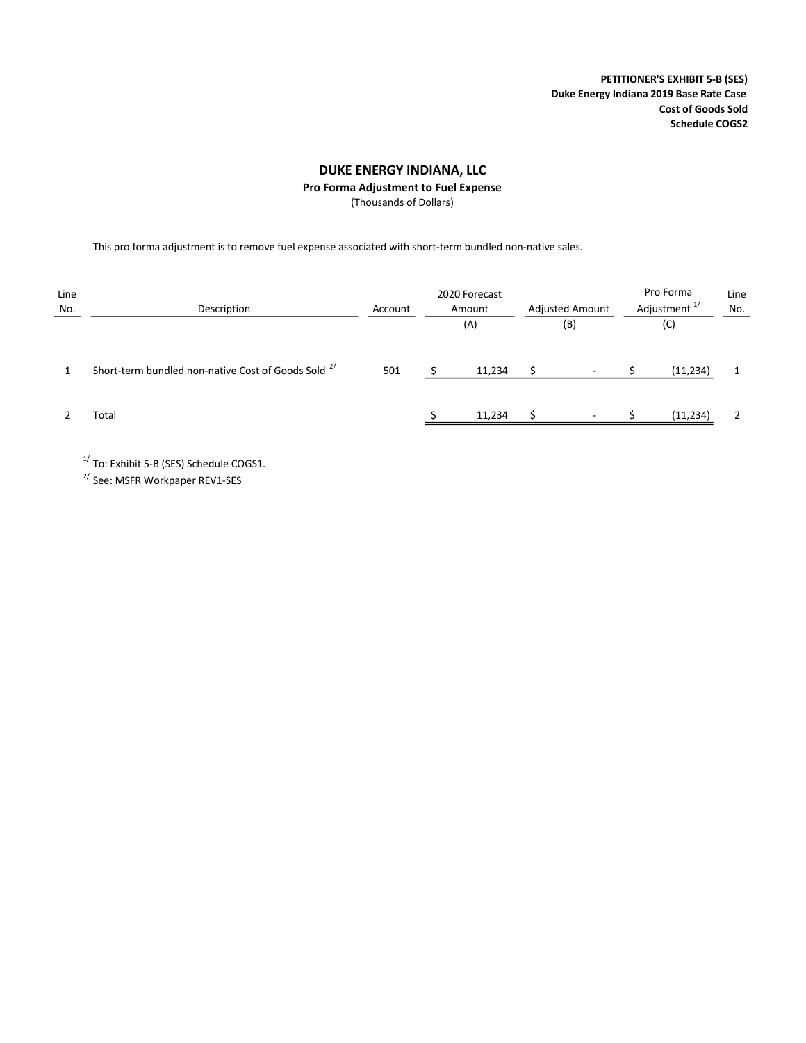**PETITIONER'S EXHIBIT 5-B (SES)**
**Duke Energy Indiana 2019 Base Rate Case**
**Cost of Goods Sold**
**Schedule COGS2**

# DUKE ENERGY INDIANA, LLC

**Pro Forma Adjustment to Fuel Expense**

(Thousands of Dollars)

This pro forma adjustment is to remove fuel expense associated with short-term bundled non-native sales.

| Line No. | Description | Account | 2020 Forecast Amount (A) | Adjusted Amount (B) | Pro Forma Adjustment [1/] (C) | Line No. |
|---|---|---|---|---|---|---|
| 1 | Short-term bundled non-native Cost of Goods Sold [2/] | 501 | $ 11,234 | $ - | $ (11,234) | 1 |
| 2 | Total | | $ 11,234 | $ - | $ (11,234) | 2 |

[1/] To: Exhibit 5-B (SES) Schedule COGS1.

[2/] See: MSFR Workpaper REV1-SES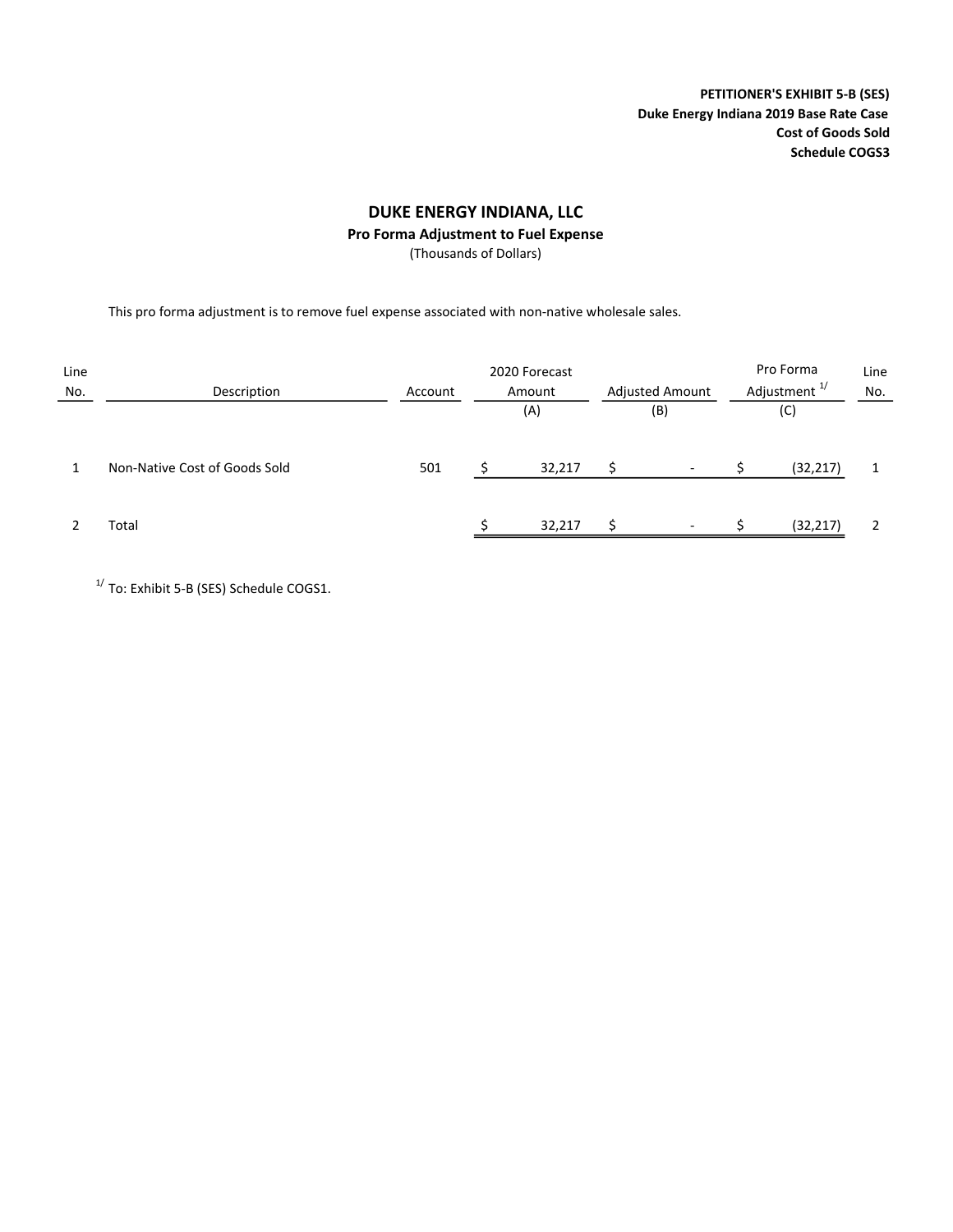**PETITIONER'S EXHIBIT 5-B (SES)**
**Duke Energy Indiana 2019 Base Rate Case**
**Cost of Goods Sold**
**Schedule COGS3**

# DUKE ENERGY INDIANA, LLC

## Pro Forma Adjustment to Fuel Expense

(Thousands of Dollars)

This pro forma adjustment is to remove fuel expense associated with non-native wholesale sales.

| Line No. | Description | Account | 2020 Forecast Amount (A) | Adjusted Amount (B) | Pro Forma Adjustment [1/] (C) | Line No. |
|---|---|---|---|---|---|---|
| 1 | Non-Native Cost of Goods Sold | 501 | $ 32,217 | $ - | $ (32,217) | 1 |
| 2 | Total | | $ 32,217 | $ - | $ (32,217) | 2 |

[1/] To: Exhibit 5-B (SES) Schedule COGS1.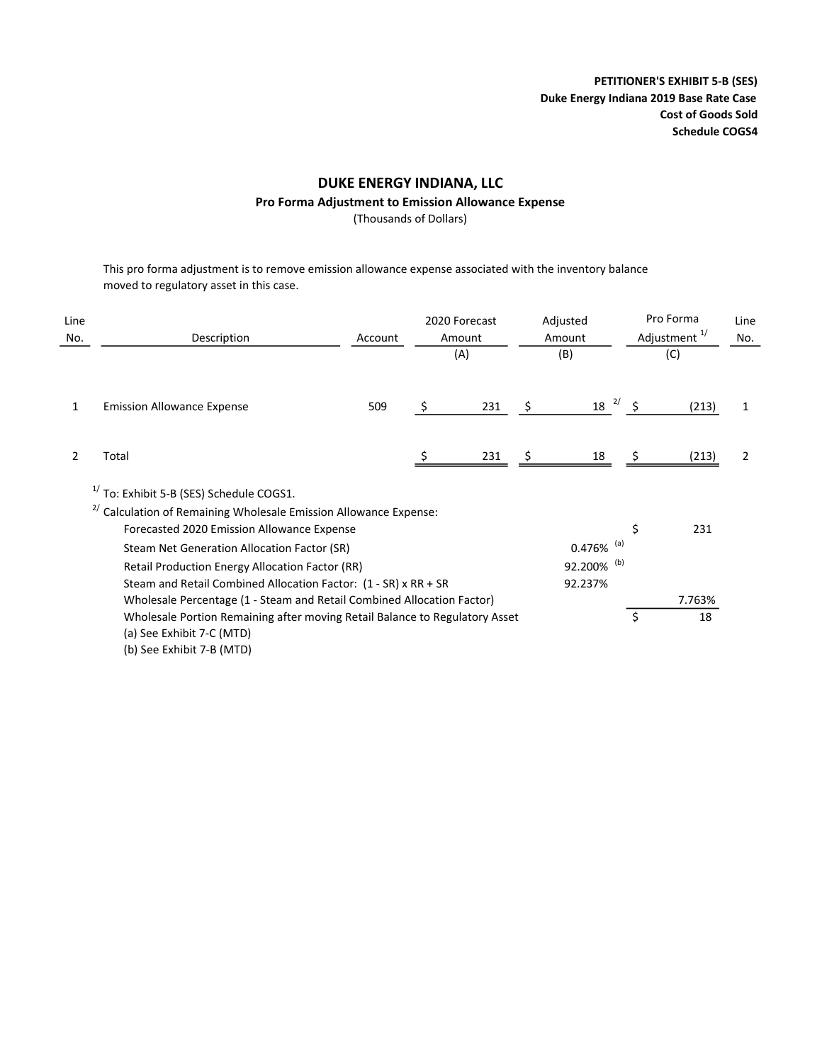**PETITIONER'S EXHIBIT 5-B (SES)**
**Duke Energy Indiana 2019 Base Rate Case**
**Cost of Goods Sold**
**Schedule COGS4**

# DUKE ENERGY INDIANA, LLC

## Pro Forma Adjustment to Emission Allowance Expense

(Thousands of Dollars)

This pro forma adjustment is to remove emission allowance expense associated with the inventory balance moved to regulatory asset in this case.

| Line No. | Description | Account | 2020 Forecast Amount (A) | Adjusted Amount (B) | Pro Forma Adjustment [1/] (C) | Line No. |
|---|---|---|---|---|---|---|
| 1 | Emission Allowance Expense | 509 | $ 231 | $ 18 [2/] | $ (213) | 1 |
| 2 | Total | | $ 231 | $ 18 | $ (213) | 2 |

[1/] To: Exhibit 5-B (SES) Schedule COGS1.

[2/] Calculation of Remaining Wholesale Emission Allowance Expense:

| | | |
|---|---|---|
| Forecasted 2020 Emission Allowance Expense | | $ 231 |
| Steam Net Generation Allocation Factor (SR) | 0.476% [(a)] | |
| Retail Production Energy Allocation Factor (RR) | 92.200% [(b)] | |
| Steam and Retail Combined Allocation Factor: (1 - SR) x RR + SR | 92.237% | |
| Wholesale Percentage (1 - Steam and Retail Combined Allocation Factor) | | 7.763% |
| Wholesale Portion Remaining after moving Retail Balance to Regulatory Asset | | $ 18 |

(a) See Exhibit 7-C (MTD)
(b) See Exhibit 7-B (MTD)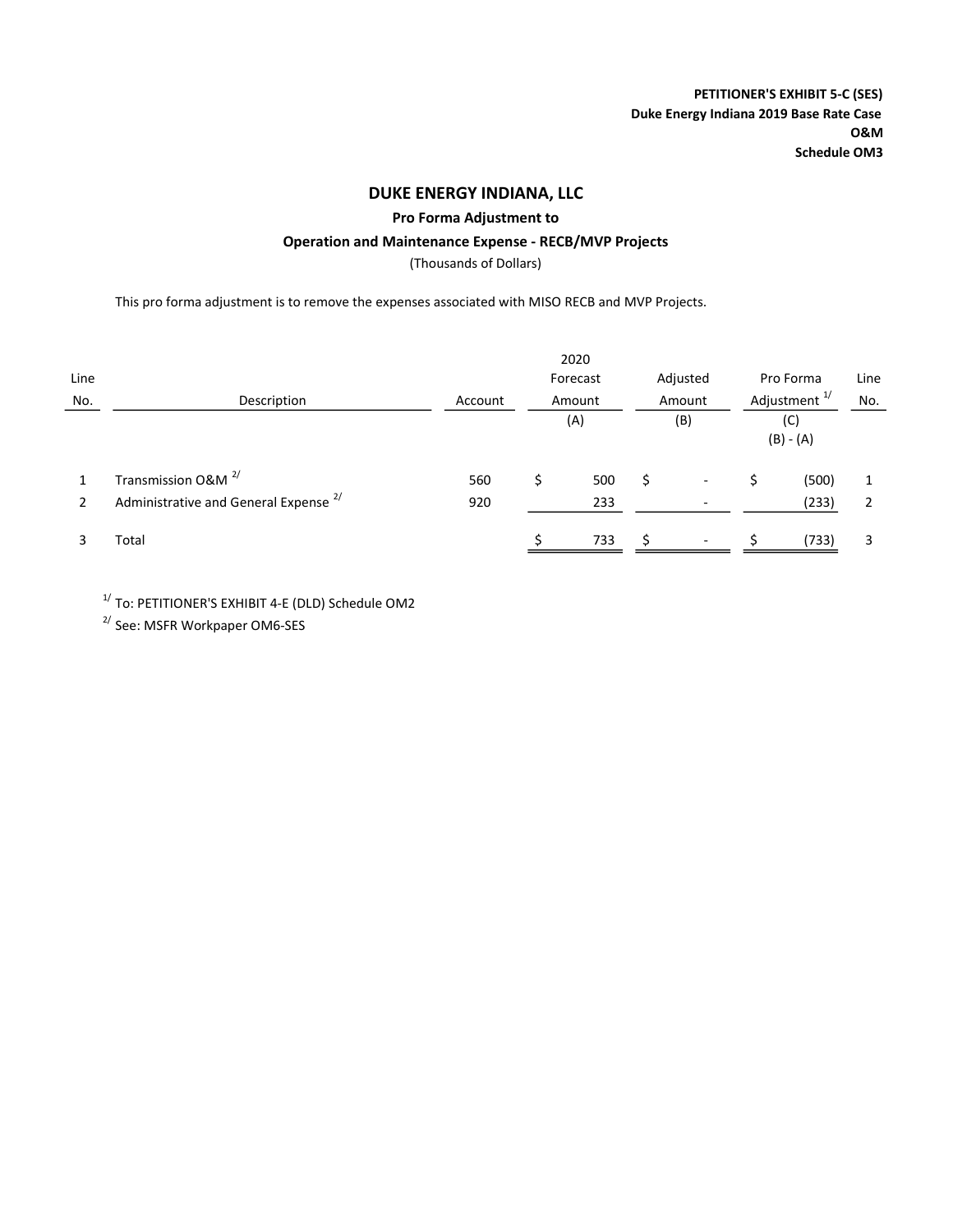**PETITIONER'S EXHIBIT 5-C (SES)**
**Duke Energy Indiana 2019 Base Rate Case**
**O&M**
**Schedule OM3**

# DUKE ENERGY INDIANA, LLC

## Pro Forma Adjustment to

## Operation and Maintenance Expense - RECB/MVP Projects

(Thousands of Dollars)

This pro forma adjustment is to remove the expenses associated with MISO RECB and MVP Projects.

| Line No. | Description | Account | 2020 Forecast Amount (A) | Adjusted Amount (B) | Pro Forma Adjustment [1/] (C) (B) - (A) | Line No. |
|---|---|---|---|---|---|---|
| 1 | Transmission O&M [2/] | 560 | $ 500 | $ - | $ (500) | 1 |
| 2 | Administrative and General Expense [2/] | 920 | 233 | - | (233) | 2 |
| 3 | Total | | $ 733 | $ - | $ (733) | 3 |

[1/] To: PETITIONER'S EXHIBIT 4-E (DLD) Schedule OM2

[2/] See: MSFR Workpaper OM6-SES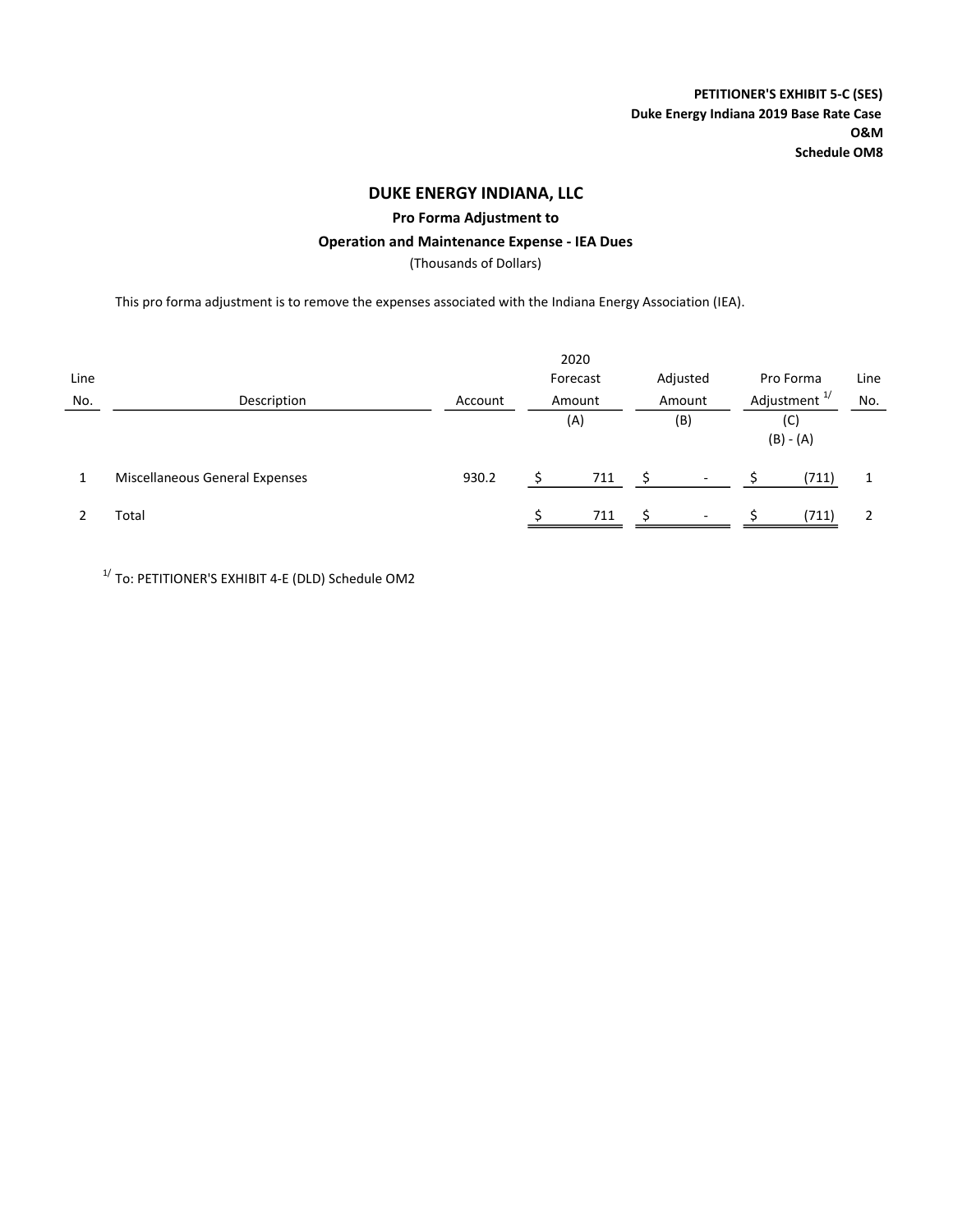**PETITIONER'S EXHIBIT 5-C (SES)**
**Duke Energy Indiana 2019 Base Rate Case**
**O&M**
**Schedule OM8**

# DUKE ENERGY INDIANA, LLC

## Pro Forma Adjustment to

## Operation and Maintenance Expense - IEA Dues

(Thousands of Dollars)

This pro forma adjustment is to remove the expenses associated with the Indiana Energy Association (IEA).

| Line No. | Description | Account | 2020 Forecast Amount (A) | Adjusted Amount (B) | Pro Forma Adjustment [1/] (C) (B) - (A) | Line No. |
|---|---|---|---|---|---|---|
| 1 | Miscellaneous General Expenses | 930.2 | $ 711 | $ - | $ (711) | 1 |
| 2 | Total | | $ 711 | $ - | $ (711) | 2 |

[1/] To: PETITIONER'S EXHIBIT 4-E (DLD) Schedule OM2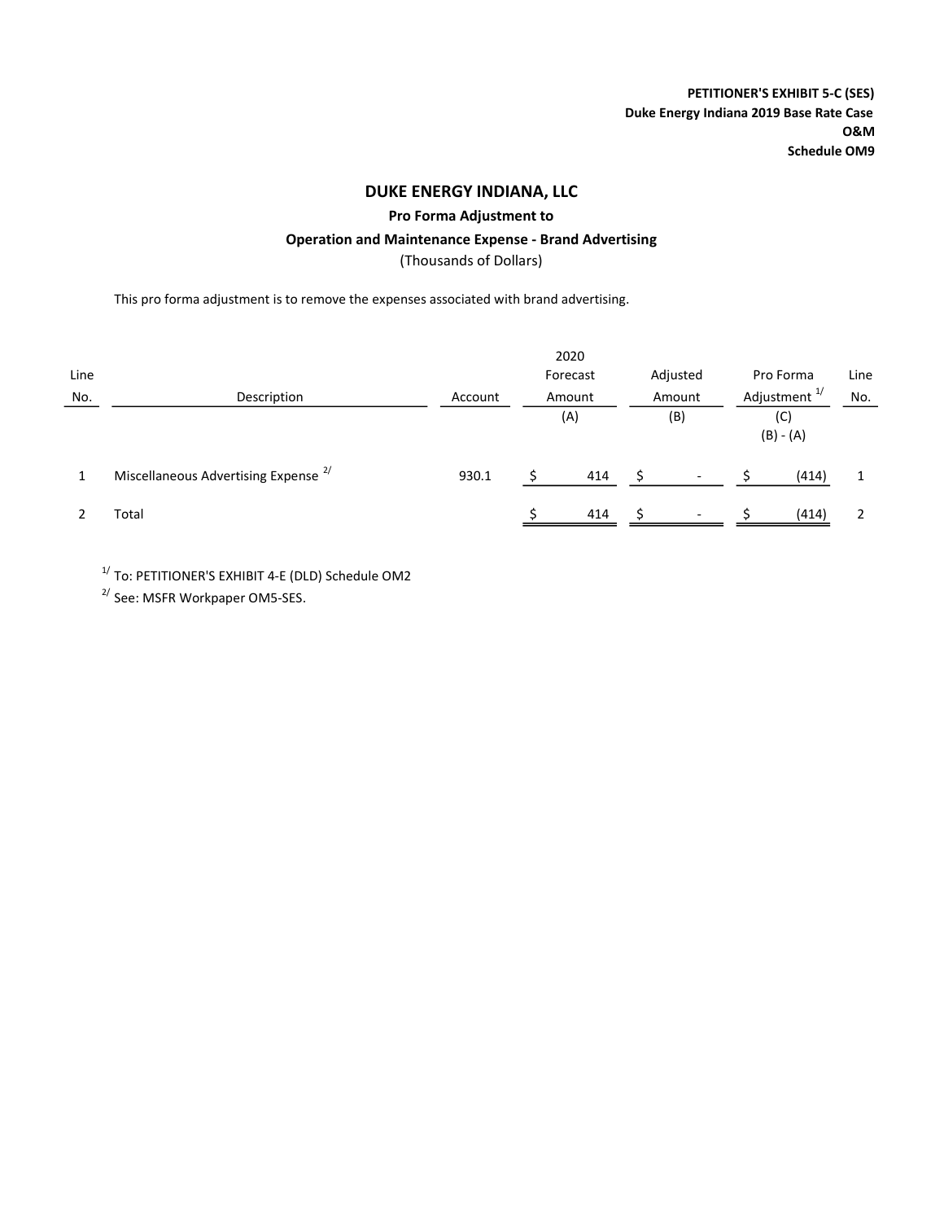**PETITIONER'S EXHIBIT 5-C (SES)**
**Duke Energy Indiana 2019 Base Rate Case**
**O&M**
**Schedule OM9**

# DUKE ENERGY INDIANA, LLC

## Pro Forma Adjustment to

## Operation and Maintenance Expense - Brand Advertising

(Thousands of Dollars)

This pro forma adjustment is to remove the expenses associated with brand advertising.

| Line No. | Description | Account | 2020 Forecast Amount (A) | Adjusted Amount (B) | Pro Forma Adjustment [1/] (C) (B) - (A) | Line No. |
|---|---|---|---|---|---|---|
| 1 | Miscellaneous Advertising Expense [2/] | 930.1 | $ 414 | $ - | $ (414) | 1 |
| 2 | Total | | $ 414 | $ - | $ (414) | 2 |

[1/] To: PETITIONER'S EXHIBIT 4-E (DLD) Schedule OM2

[2/] See: MSFR Workpaper OM5-SES.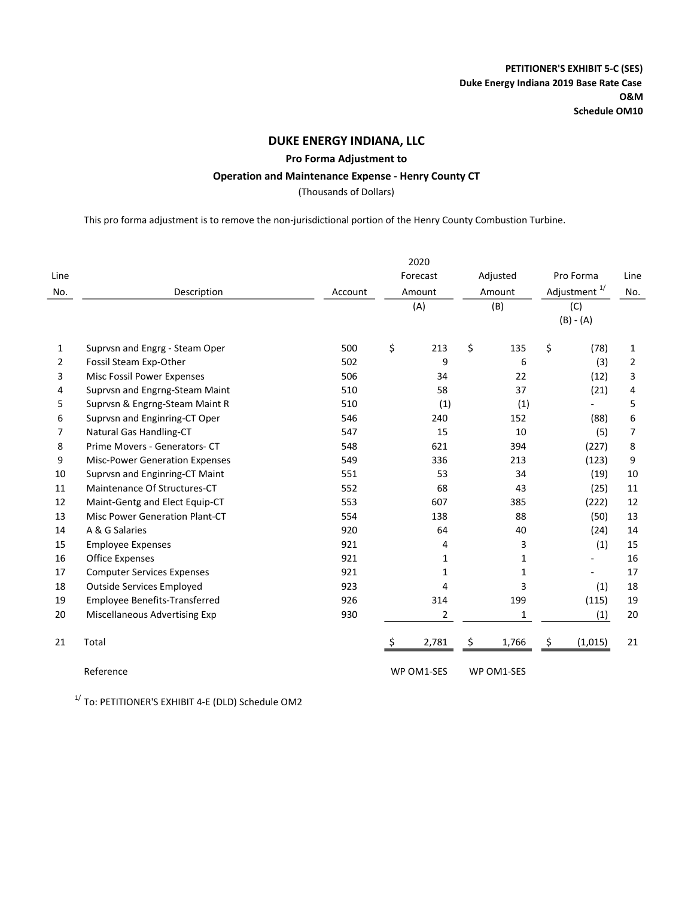**PETITIONER'S EXHIBIT 5-C (SES)**
**Duke Energy Indiana 2019 Base Rate Case**
**O&M**
**Schedule OM10**

## DUKE ENERGY INDIANA, LLC

### Pro Forma Adjustment to

### Operation and Maintenance Expense - Henry County CT

(Thousands of Dollars)

This pro forma adjustment is to remove the non-jurisdictional portion of the Henry County Combustion Turbine.

| Line No. | Description | Account | 2020 Forecast Amount (A) | Adjusted Amount (B) | Pro Forma Adjustment [1/] (C) (B) - (A) | Line No. |
|---|---|---|---|---|---|---|
| 1 | Suprvsn and Engrg - Steam Oper | 500 | $ 213 | $ 135 | $ (78) | 1 |
| 2 | Fossil Steam Exp-Other | 502 | 9 | 6 | (3) | 2 |
| 3 | Misc Fossil Power Expenses | 506 | 34 | 22 | (12) | 3 |
| 4 | Suprvsn and Engrng-Steam Maint | 510 | 58 | 37 | (21) | 4 |
| 5 | Suprvsn & Engrng-Steam Maint R | 510 | (1) | (1) | - | 5 |
| 6 | Suprvsn and Enginring-CT Oper | 546 | 240 | 152 | (88) | 6 |
| 7 | Natural Gas Handling-CT | 547 | 15 | 10 | (5) | 7 |
| 8 | Prime Movers - Generators- CT | 548 | 621 | 394 | (227) | 8 |
| 9 | Misc-Power Generation Expenses | 549 | 336 | 213 | (123) | 9 |
| 10 | Suprvsn and Enginring-CT Maint | 551 | 53 | 34 | (19) | 10 |
| 11 | Maintenance Of Structures-CT | 552 | 68 | 43 | (25) | 11 |
| 12 | Maint-Gentg and Elect Equip-CT | 553 | 607 | 385 | (222) | 12 |
| 13 | Misc Power Generation Plant-CT | 554 | 138 | 88 | (50) | 13 |
| 14 | A & G Salaries | 920 | 64 | 40 | (24) | 14 |
| 15 | Employee Expenses | 921 | 4 | 3 | (1) | 15 |
| 16 | Office Expenses | 921 | 1 | 1 | - | 16 |
| 17 | Computer Services Expenses | 921 | 1 | 1 | - | 17 |
| 18 | Outside Services Employed | 923 | 4 | 3 | (1) | 18 |
| 19 | Employee Benefits-Transferred | 926 | 314 | 199 | (115) | 19 |
| 20 | Miscellaneous Advertising Exp | 930 | 2 | 1 | (1) | 20 |
| 21 | Total | | $ 2,781 | $ 1,766 | $ (1,015) | 21 |
| | Reference | | WP OM1-SES | WP OM1-SES | | |

[1/] To: PETITIONER'S EXHIBIT 4-E (DLD) Schedule OM2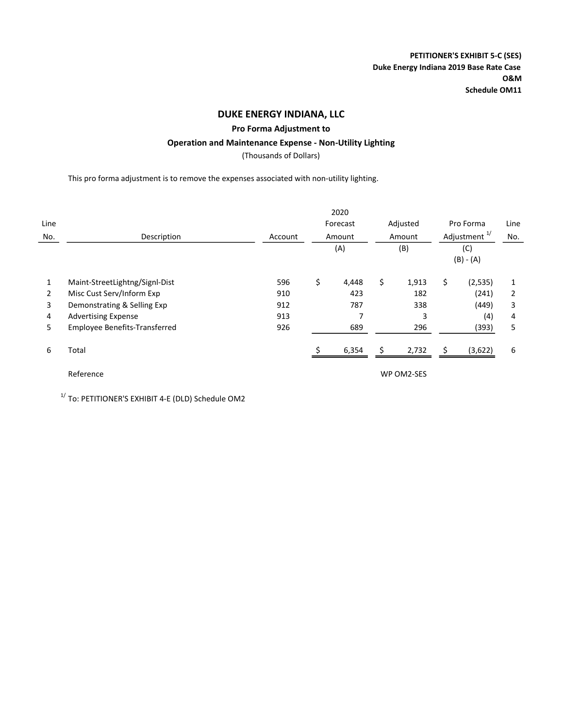**PETITIONER'S EXHIBIT 5-C (SES)**
**Duke Energy Indiana 2019 Base Rate Case**
**O&M**
**Schedule OM11**

# DUKE ENERGY INDIANA, LLC

## Pro Forma Adjustment to

## Operation and Maintenance Expense - Non-Utility Lighting

(Thousands of Dollars)

This pro forma adjustment is to remove the expenses associated with non-utility lighting.

| Line No. | Description | Account | 2020 Forecast Amount (A) | Adjusted Amount (B) | Pro Forma Adjustment [1/] (C) (B) - (A) | Line No. |
|---|---|---|---|---|---|---|
| 1 | Maint-StreetLightng/Signl-Dist | 596 | $ 4,448 | $ 1,913 | $ (2,535) | 1 |
| 2 | Misc Cust Serv/Inform Exp | 910 | 423 | 182 | (241) | 2 |
| 3 | Demonstrating & Selling Exp | 912 | 787 | 338 | (449) | 3 |
| 4 | Advertising Expense | 913 | 7 | 3 | (4) | 4 |
| 5 | Employee Benefits-Transferred | 926 | 689 | 296 | (393) | 5 |
| 6 | Total | | $ 6,354 | $ 2,732 | $ (3,622) | 6 |
| | Reference | | | WP OM2-SES | | |

[1/] To: PETITIONER'S EXHIBIT 4-E (DLD) Schedule OM2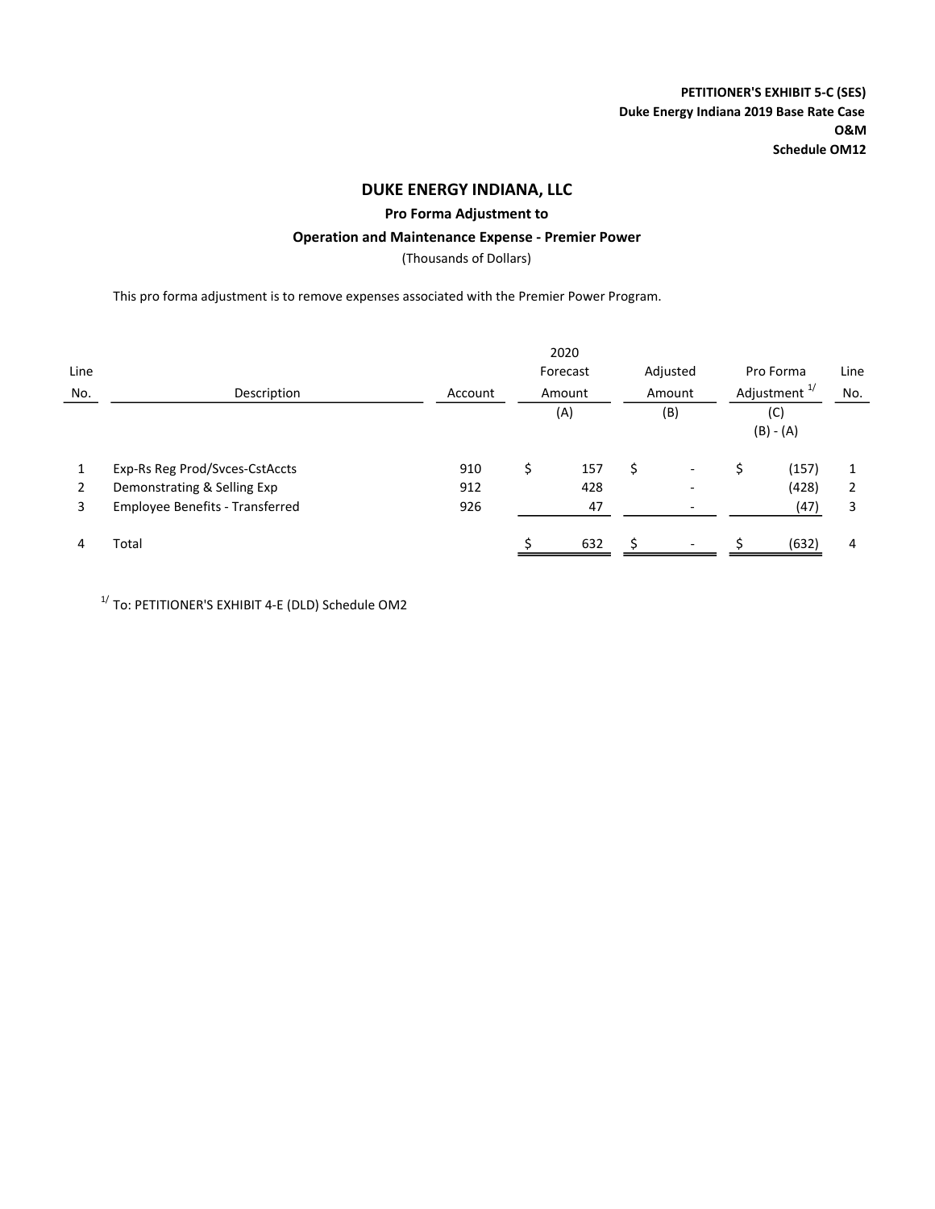**PETITIONER'S EXHIBIT 5-C (SES)**
**Duke Energy Indiana 2019 Base Rate Case**
**O&M**
**Schedule OM12**

# DUKE ENERGY INDIANA, LLC

## Pro Forma Adjustment to

## Operation and Maintenance Expense - Premier Power

(Thousands of Dollars)

This pro forma adjustment is to remove expenses associated with the Premier Power Program.

| Line No. | Description | Account | 2020 Forecast Amount (A) | Adjusted Amount (B) | Pro Forma Adjustment [1/] (C) (B) - (A) | Line No. |
|---|---|---|---|---|---|---|
| 1 | Exp-Rs Reg Prod/Svces-CstAccts | 910 | $ 157 | $ - | $ (157) | 1 |
| 2 | Demonstrating & Selling Exp | 912 | 428 | - | (428) | 2 |
| 3 | Employee Benefits - Transferred | 926 | 47 | - | (47) | 3 |
| 4 | Total | | $ 632 | $ - | $ (632) | 4 |

[1/] To: PETITIONER'S EXHIBIT 4-E (DLD) Schedule OM2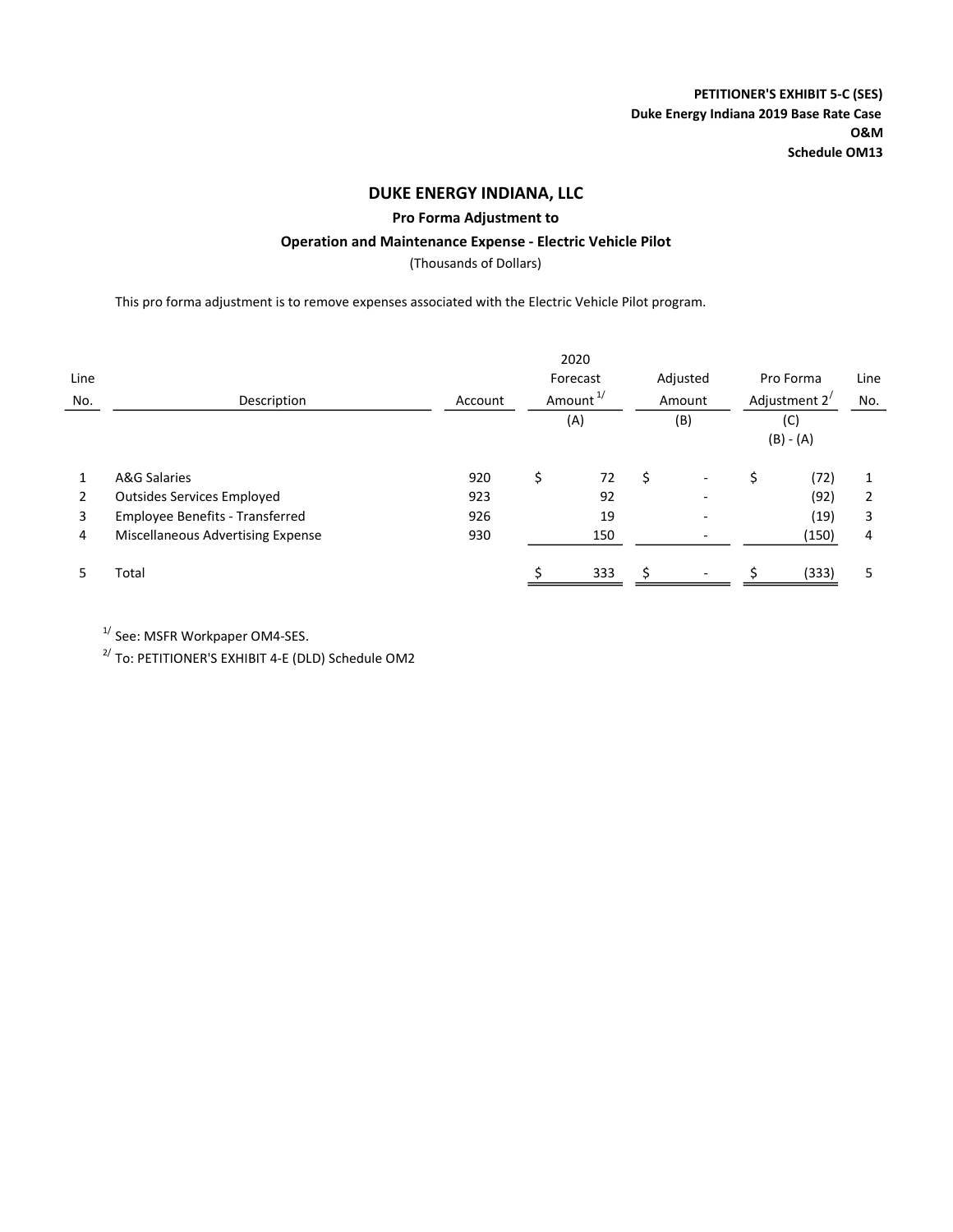**PETITIONER'S EXHIBIT 5-C (SES)**
**Duke Energy Indiana 2019 Base Rate Case**
**O&M**
**Schedule OM13**

## DUKE ENERGY INDIANA, LLC

### Pro Forma Adjustment to

### Operation and Maintenance Expense - Electric Vehicle Pilot

(Thousands of Dollars)

This pro forma adjustment is to remove expenses associated with the Electric Vehicle Pilot program.

| Line No. | Description | Account | 2020 Forecast Amount [1/] (A) | Adjusted Amount (B) | Pro Forma Adjustment [2/] (C) (B) - (A) | Line No. |
|---|---|---|---|---|---|---|
| 1 | A&G Salaries | 920 | $ 72 | $ - | $ (72) | 1 |
| 2 | Outsides Services Employed | 923 | 92 | - | (92) | 2 |
| 3 | Employee Benefits - Transferred | 926 | 19 | - | (19) | 3 |
| 4 | Miscellaneous Advertising Expense | 930 | 150 | - | (150) | 4 |
| 5 | Total | | $ 333 | $ - | $ (333) | 5 |

[1/] See: MSFR Workpaper OM4-SES.

[2/] To: PETITIONER'S EXHIBIT 4-E (DLD) Schedule OM2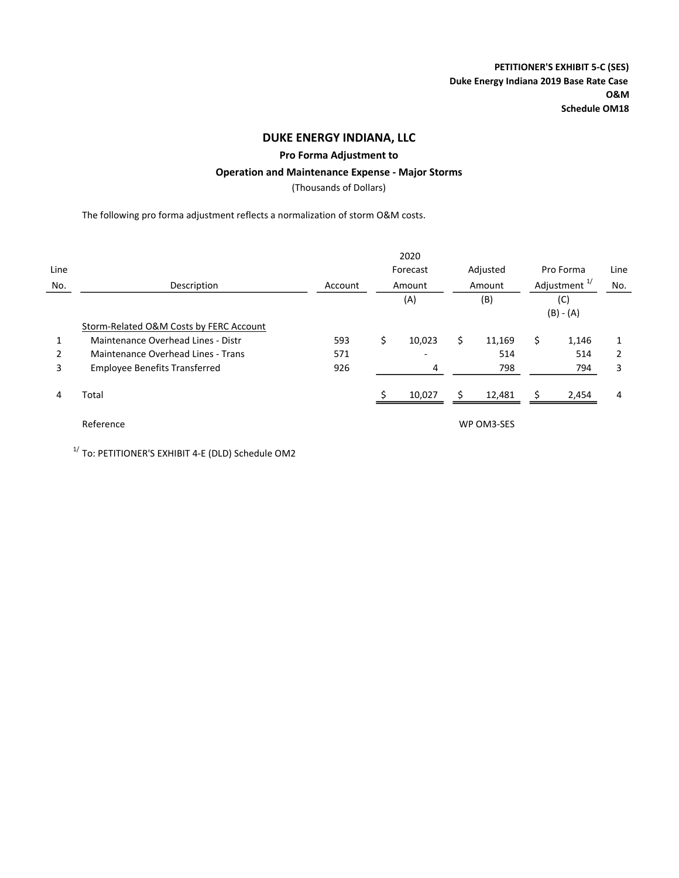**PETITIONER'S EXHIBIT 5-C (SES)**
**Duke Energy Indiana 2019 Base Rate Case**
**O&M**
**Schedule OM18**

# DUKE ENERGY INDIANA, LLC

## Pro Forma Adjustment to

## Operation and Maintenance Expense - Major Storms

(Thousands of Dollars)

The following pro forma adjustment reflects a normalization of storm O&M costs.

| Line No. | Description | Account | 2020 Forecast Amount (A) | Adjusted Amount (B) | Pro Forma Adjustment [1/] (C) (B) - (A) | Line No. |
|---|---|---|---|---|---|---|
| | Storm-Related O&M Costs by FERC Account | | | | | |
| 1 | Maintenance Overhead Lines - Distr | 593 | $ 10,023 | $ 11,169 | $ 1,146 | 1 |
| 2 | Maintenance Overhead Lines - Trans | 571 | - | 514 | 514 | 2 |
| 3 | Employee Benefits Transferred | 926 | 4 | 798 | 794 | 3 |
| 4 | Total | | $ 10,027 | $ 12,481 | $ 2,454 | 4 |
| | Reference | | | WP OM3-SES | | |

[1/] To: PETITIONER'S EXHIBIT 4-E (DLD) Schedule OM2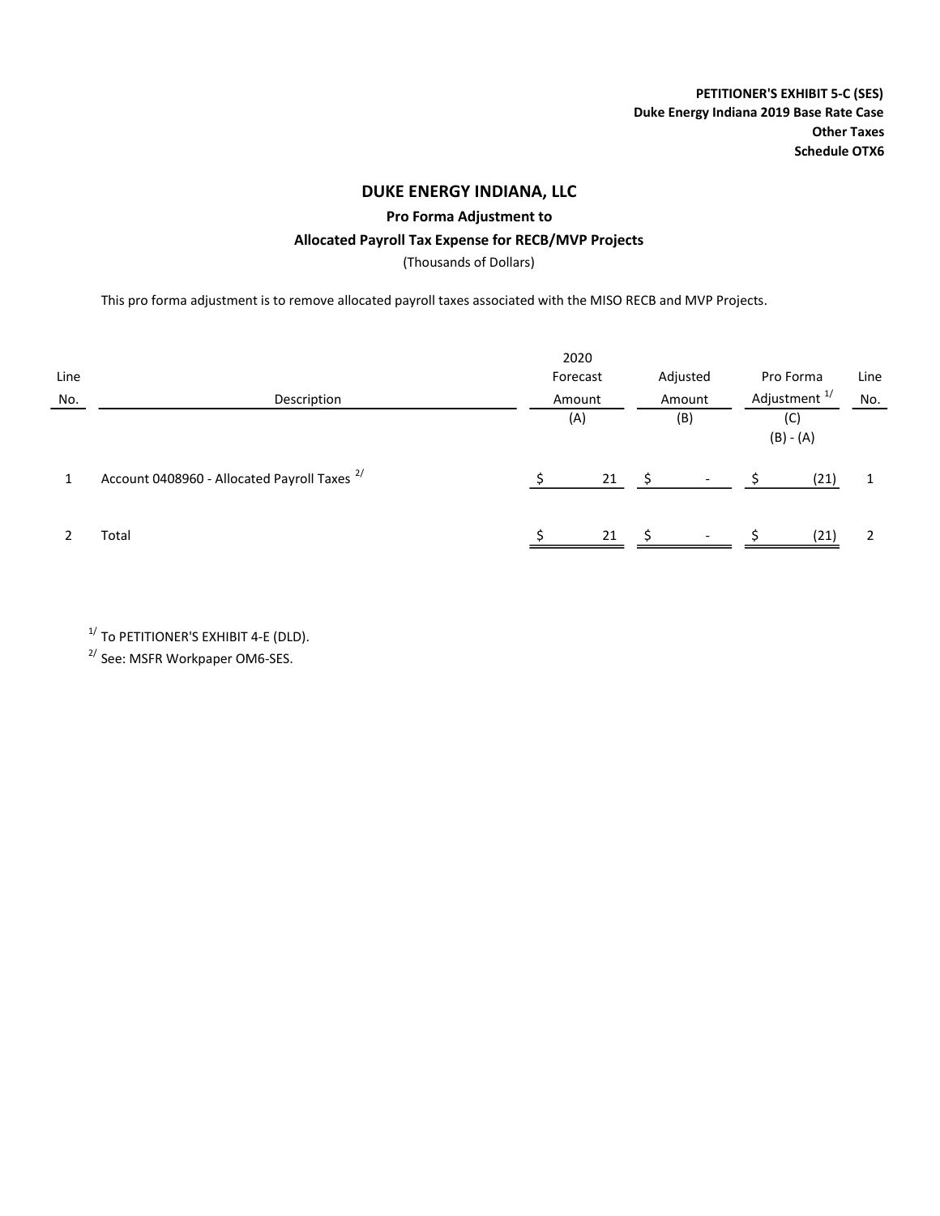**PETITIONER'S EXHIBIT 5-C (SES)**
**Duke Energy Indiana 2019 Base Rate Case**
**Other Taxes**
**Schedule OTX6**

# DUKE ENERGY INDIANA, LLC

## Pro Forma Adjustment to

## Allocated Payroll Tax Expense for RECB/MVP Projects

(Thousands of Dollars)

This pro forma adjustment is to remove allocated payroll taxes associated with the MISO RECB and MVP Projects.

| Line No. | Description | 2020 Forecast Amount (A) | Adjusted Amount (B) | Pro Forma Adjustment [1/] (C) (B) - (A) | Line No. |
|---|---|---|---|---|---|
| 1 | Account 0408960 - Allocated Payroll Taxes [2/] | $ 21 | $ - | $ (21) | 1 |
| 2 | Total | $ 21 | $ - | $ (21) | 2 |

[1/] To PETITIONER'S EXHIBIT 4-E (DLD).

[2/] See: MSFR Workpaper OM6-SES.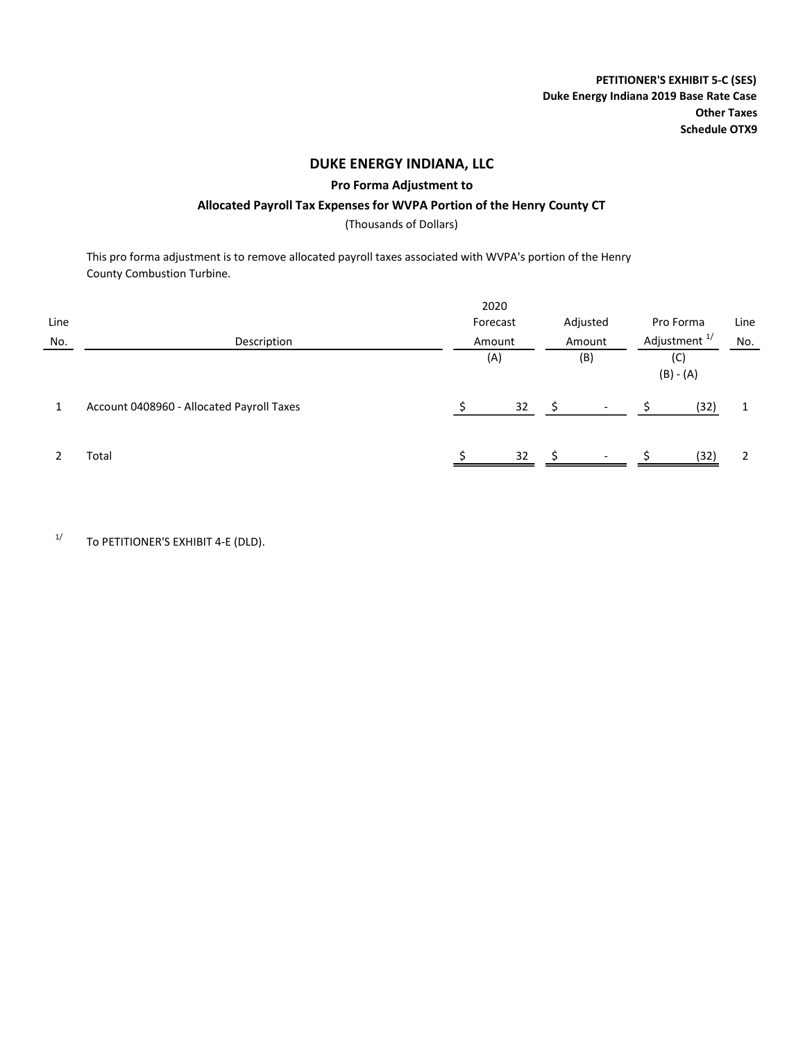**PETITIONER'S EXHIBIT 5-C (SES)**
**Duke Energy Indiana 2019 Base Rate Case**
**Other Taxes**
**Schedule OTX9**

## DUKE ENERGY INDIANA, LLC

### Pro Forma Adjustment to

### Allocated Payroll Tax Expenses for WVPA Portion of the Henry County CT

(Thousands of Dollars)

This pro forma adjustment is to remove allocated payroll taxes associated with WVPA's portion of the Henry County Combustion Turbine.

| Line No. | Description | 2020 Forecast Amount (A) | Adjusted Amount (B) | Pro Forma Adjustment [1/] (C) (B) - (A) | Line No. |
|---|---|---|---|---|---|
| 1 | Account 0408960 - Allocated Payroll Taxes | $ 32 | $ - | $ (32) | 1 |
| 2 | Total | $ 32 | $ - | $ (32) | 2 |

[1/] To PETITIONER'S EXHIBIT 4-E (DLD).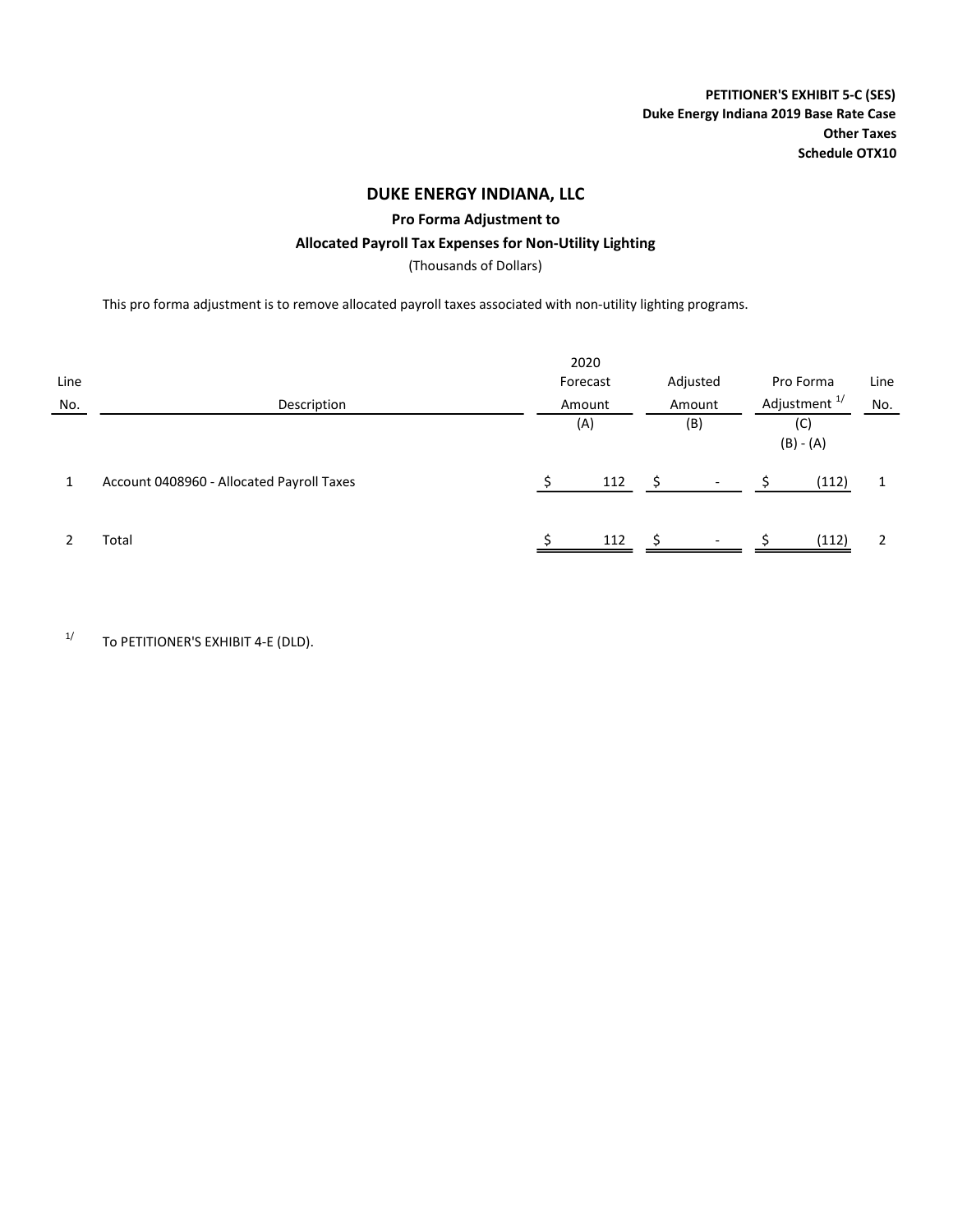**PETITIONER'S EXHIBIT 5-C (SES)**
**Duke Energy Indiana 2019 Base Rate Case**
**Other Taxes**
**Schedule OTX10**

# DUKE ENERGY INDIANA, LLC

## Pro Forma Adjustment to

## Allocated Payroll Tax Expenses for Non-Utility Lighting

(Thousands of Dollars)

This pro forma adjustment is to remove allocated payroll taxes associated with non-utility lighting programs.

| Line No. | Description | 2020 Forecast Amount (A) | Adjusted Amount (B) | Pro Forma Adjustment [1/] (C) (B) - (A) | Line No. |
|---|---|---|---|---|---|
| 1 | Account 0408960 - Allocated Payroll Taxes | $ 112 | $ - | $ (112) | 1 |
| 2 | Total | $ 112 | $ - | $ (112) | 2 |

[1/] To PETITIONER'S EXHIBIT 4-E (DLD).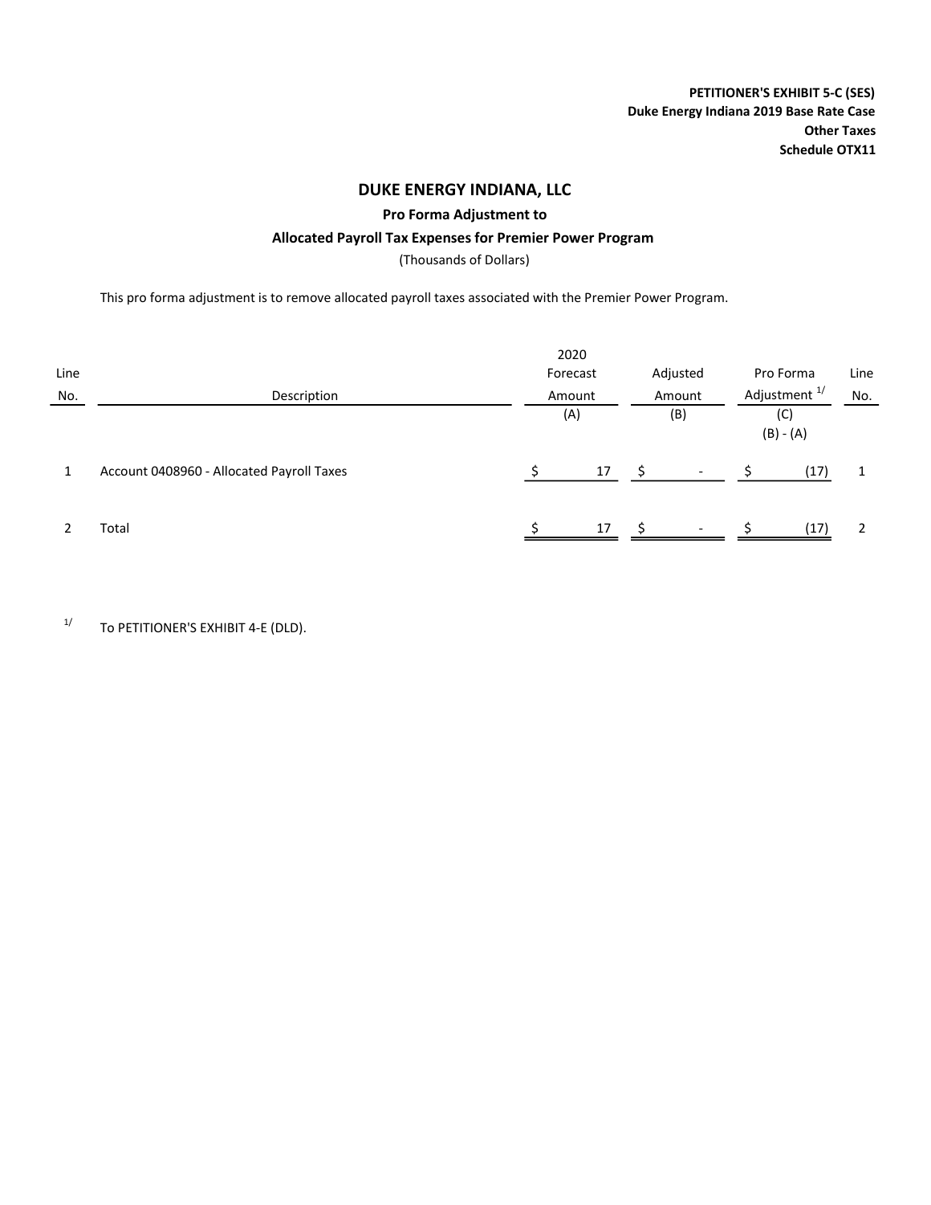**PETITIONER'S EXHIBIT 5-C (SES)**
**Duke Energy Indiana 2019 Base Rate Case**
**Other Taxes**
**Schedule OTX11**

# DUKE ENERGY INDIANA, LLC

## Pro Forma Adjustment to

## Allocated Payroll Tax Expenses for Premier Power Program

(Thousands of Dollars)

This pro forma adjustment is to remove allocated payroll taxes associated with the Premier Power Program.

| Line No. | Description | 2020 Forecast Amount (A) | Adjusted Amount (B) | Pro Forma Adjustment [1/] (C) (B) - (A) | Line No. |
|---|---|---|---|---|---|
| 1 | Account 0408960 - Allocated Payroll Taxes | $ 17 | $ - | $ (17) | 1 |
| 2 | Total | $ 17 | $ - | $ (17) | 2 |

[1/] To PETITIONER'S EXHIBIT 4-E (DLD).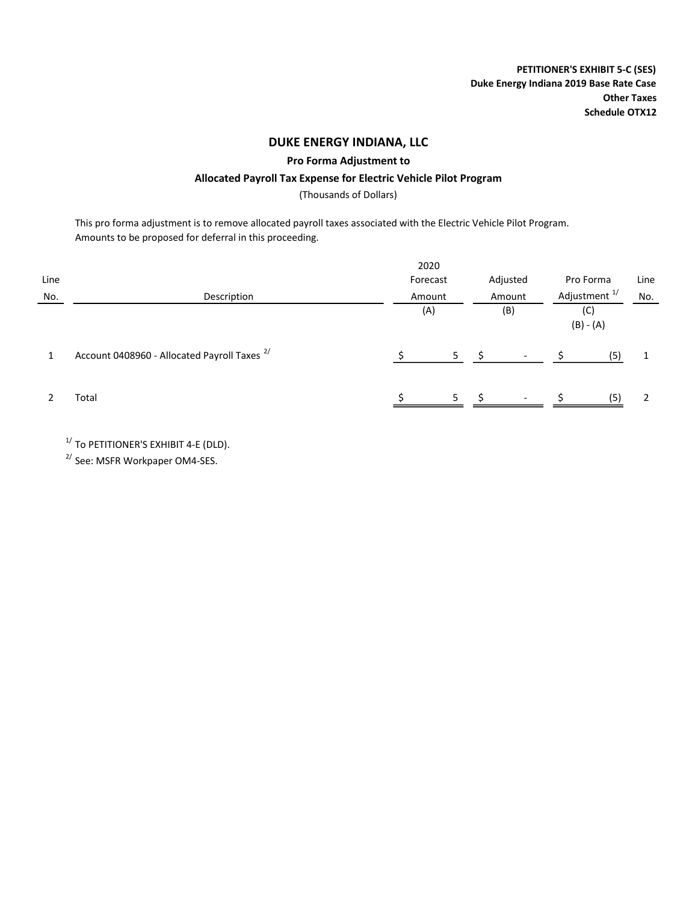**PETITIONER'S EXHIBIT 5-C (SES)**
**Duke Energy Indiana 2019 Base Rate Case**
**Other Taxes**
**Schedule OTX12**

# DUKE ENERGY INDIANA, LLC

## Pro Forma Adjustment to

## Allocated Payroll Tax Expense for Electric Vehicle Pilot Program

(Thousands of Dollars)

This pro forma adjustment is to remove allocated payroll taxes associated with the Electric Vehicle Pilot Program. Amounts to be proposed for deferral in this proceeding.

| Line No. | Description | 2020 Forecast Amount (A) | Adjusted Amount (B) | Pro Forma Adjustment [1/] (C) (B) - (A) | Line No. |
|---|---|---|---|---|---|
| 1 | Account 0408960 - Allocated Payroll Taxes [2/] | $ 5 | $ - | $ (5) | 1 |
| 2 | Total | $ 5 | $ - | $ (5) | 2 |

[1/] To PETITIONER'S EXHIBIT 4-E (DLD).

[2/] See: MSFR Workpaper OM4-SES.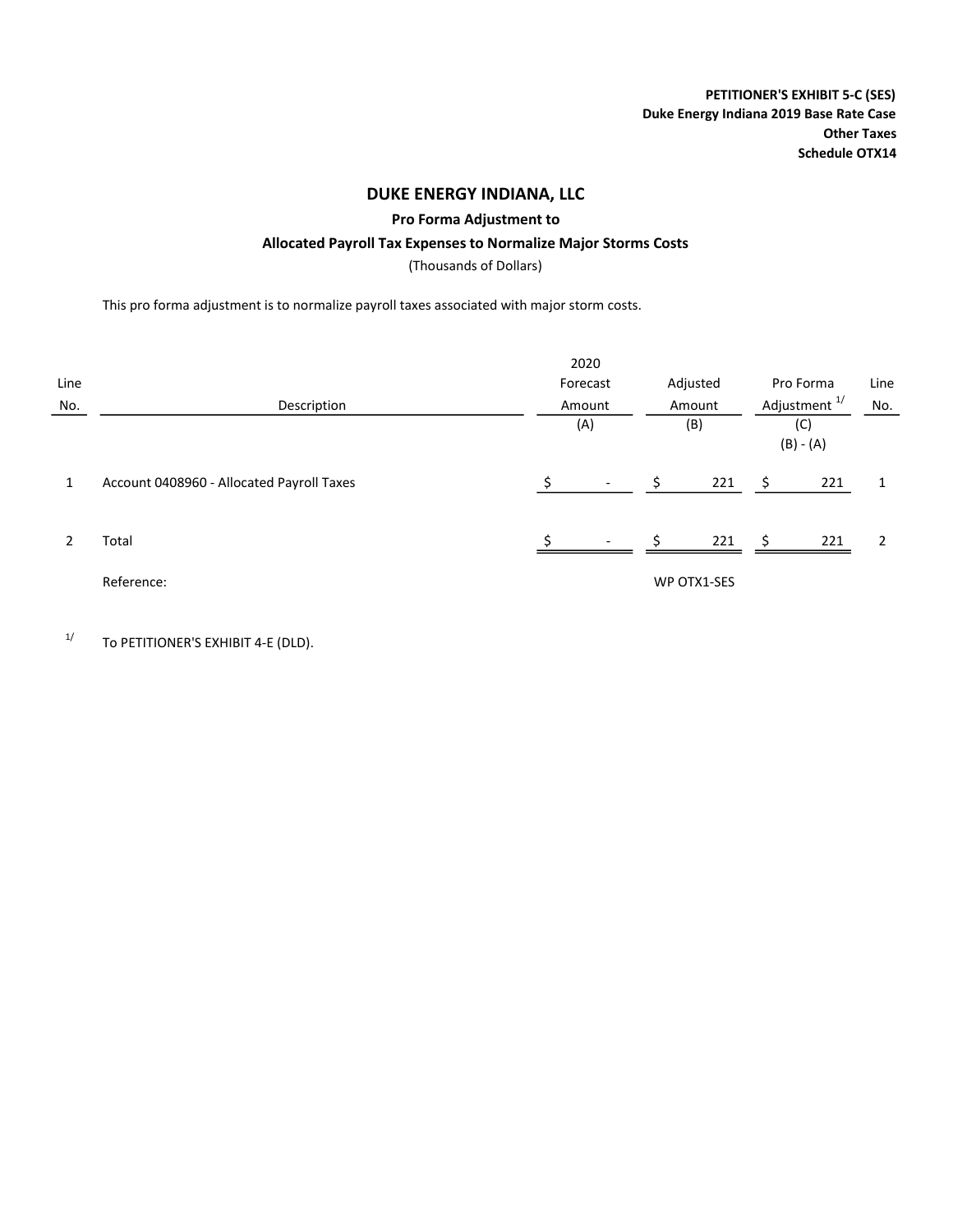**PETITIONER'S EXHIBIT 5-C (SES)**
**Duke Energy Indiana 2019 Base Rate Case**
**Other Taxes**
**Schedule OTX14**

# DUKE ENERGY INDIANA, LLC

### Pro Forma Adjustment to

### Allocated Payroll Tax Expenses to Normalize Major Storms Costs

(Thousands of Dollars)

This pro forma adjustment is to normalize payroll taxes associated with major storm costs.

| Line No. | Description | 2020 Forecast Amount (A) | Adjusted Amount (B) | Pro Forma Adjustment [1/] (C) (B) - (A) | Line No. |
|---|---|---|---|---|---|
| 1 | Account 0408960 - Allocated Payroll Taxes | $ - | $ 221 | $ 221 | 1 |
| 2 | Total | $ - | $ 221 | $ 221 | 2 |
| | Reference: | | WP OTX1-SES | | |

[1/] To PETITIONER'S EXHIBIT 4-E (DLD).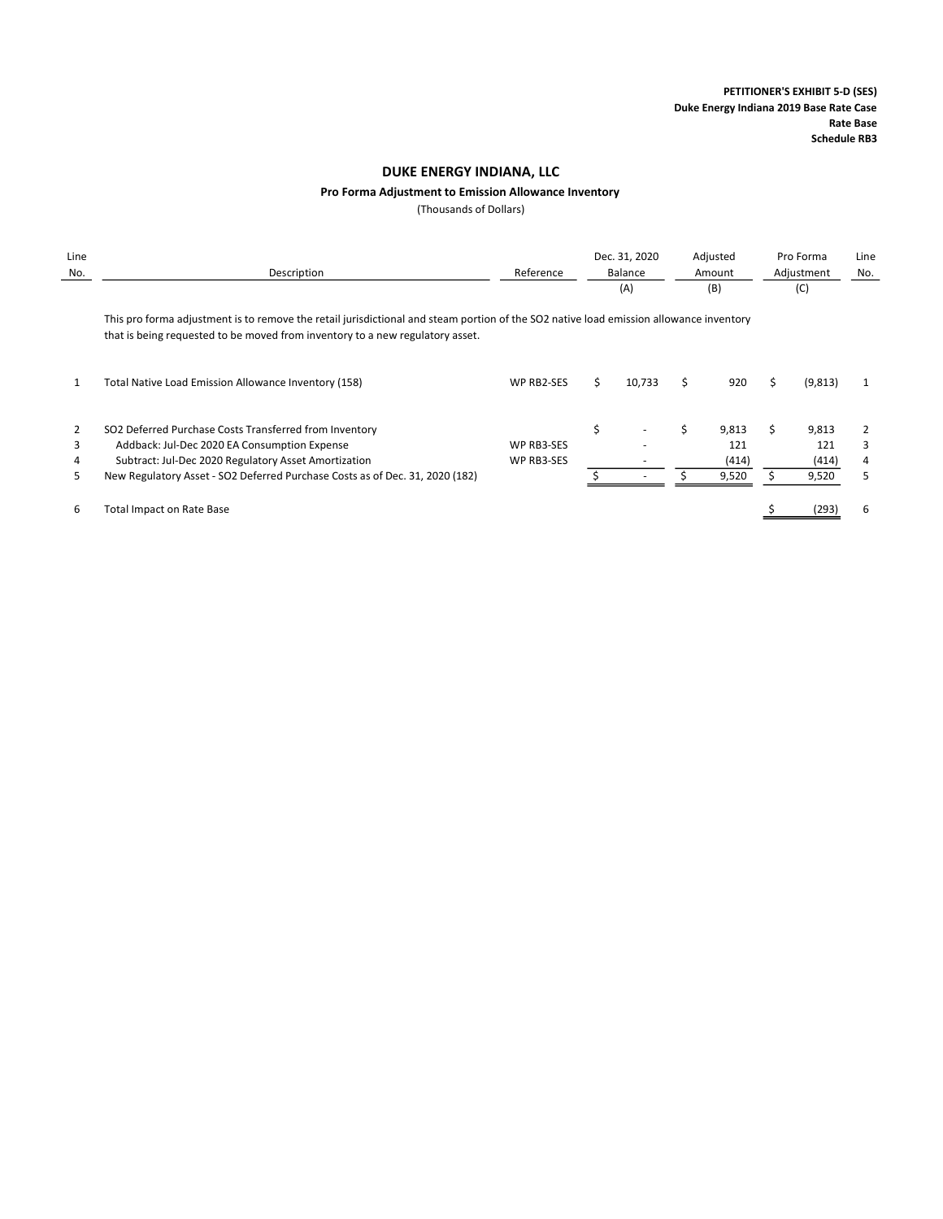**PETITIONER'S EXHIBIT 5-D (SES)**
**Duke Energy Indiana 2019 Base Rate Case**
**Rate Base**
**Schedule RB3**

# DUKE ENERGY INDIANA, LLC

## Pro Forma Adjustment to Emission Allowance Inventory

(Thousands of Dollars)

| Line No. | Description | Reference | Dec. 31, 2020 Balance (A) | Adjusted Amount (B) | Pro Forma Adjustment (C) | Line No. |
|---|---|---|---|---|---|---|
| | This pro forma adjustment is to remove the retail jurisdictional and steam portion of the SO2 native load emission allowance inventory that is being requested to be moved from inventory to a new regulatory asset. | | | | | |
| 1 | Total Native Load Emission Allowance Inventory (158) | WP RB2-SES | $ 10,733 | $ 920 | $ (9,813) | 1 |
| 2 | SO2 Deferred Purchase Costs Transferred from Inventory | | $ - | $ 9,813 | $ 9,813 | 2 |
| 3 | Addback: Jul-Dec 2020 EA Consumption Expense | WP RB3-SES | - | 121 | 121 | 3 |
| 4 | Subtract: Jul-Dec 2020 Regulatory Asset Amortization | WP RB3-SES | - | (414) | (414) | 4 |
| 5 | New Regulatory Asset - SO2 Deferred Purchase Costs as of Dec. 31, 2020 (182) | | $ - | $ 9,520 | $ 9,520 | 5 |
| 6 | Total Impact on Rate Base | | | | $ (293) | 6 |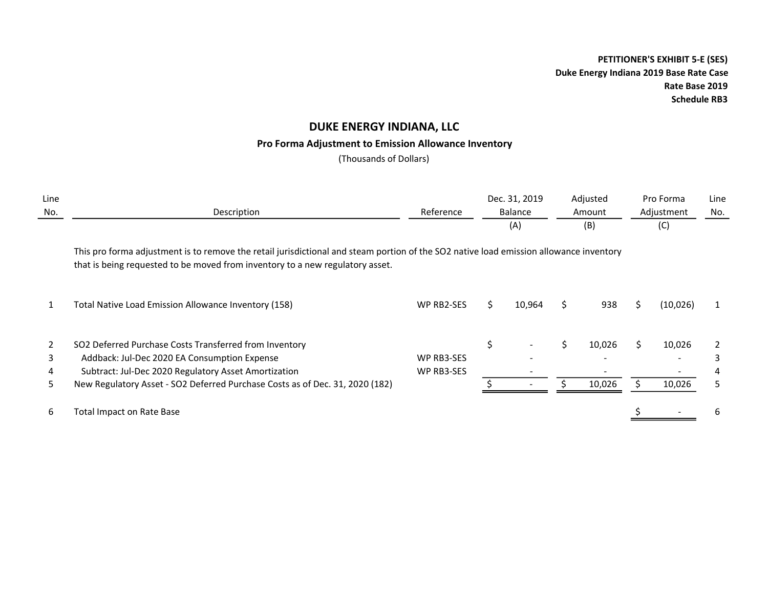**PETITIONER'S EXHIBIT 5-E (SES)**
**Duke Energy Indiana 2019 Base Rate Case**
**Rate Base 2019**
**Schedule RB3**

## DUKE ENERGY INDIANA, LLC

### Pro Forma Adjustment to Emission Allowance Inventory

(Thousands of Dollars)

| Line No. | Description | Reference | Dec. 31, 2019 Balance (A) | Adjusted Amount (B) | Pro Forma Adjustment (C) | Line No. |
|---|---|---|---|---|---|---|
| | This pro forma adjustment is to remove the retail jurisdictional and steam portion of the SO2 native load emission allowance inventory that is being requested to be moved from inventory to a new regulatory asset. | | | | | |
| 1 | Total Native Load Emission Allowance Inventory (158) | WP RB2-SES | $ 10,964 | $ 938 | $ (10,026) | 1 |
| 2 | SO2 Deferred Purchase Costs Transferred from Inventory | | $ - | $ 10,026 | $ 10,026 | 2 |
| 3 | Addback: Jul-Dec 2020 EA Consumption Expense | WP RB3-SES | - | - | - | 3 |
| 4 | Subtract: Jul-Dec 2020 Regulatory Asset Amortization | WP RB3-SES | - | - | - | 4 |
| 5 | New Regulatory Asset - SO2 Deferred Purchase Costs as of Dec. 31, 2020 (182) | | $ - | $ 10,026 | $ 10,026 | 5 |
| 6 | Total Impact on Rate Base | | | | $ - | 6 |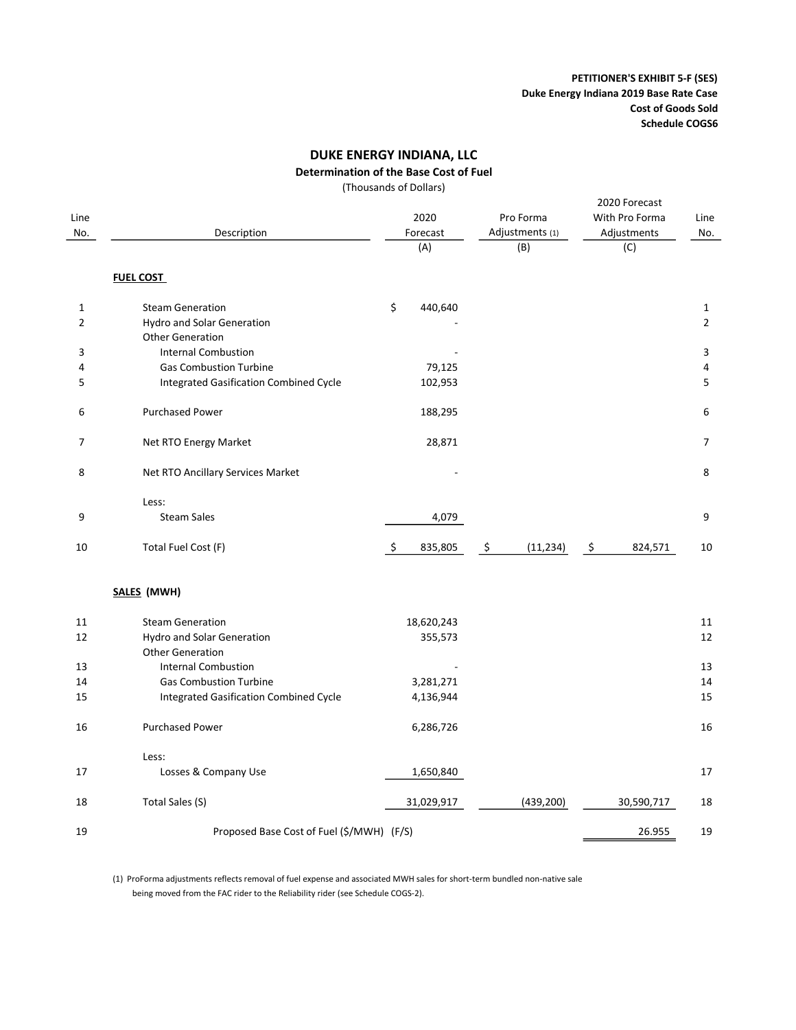**PETITIONER'S EXHIBIT 5-F (SES)**
**Duke Energy Indiana 2019 Base Rate Case**
**Cost of Goods Sold**
**Schedule COGS6**

# DUKE ENERGY INDIANA, LLC

## Determination of the Base Cost of Fuel

(Thousands of Dollars)

| Line No. | Description | 2020 Forecast (A) | Pro Forma Adjustments (1) (B) | 2020 Forecast With Pro Forma Adjustments (C) | Line No. |
|---|---|---|---|---|---|
| | **FUEL COST** | | | | |
| 1 | Steam Generation | $ 440,640 | | | 1 |
| 2 | Hydro and Solar Generation | - | | | 2 |
| | Other Generation | | | | |
| 3 | Internal Combustion | - | | | 3 |
| 4 | Gas Combustion Turbine | 79,125 | | | 4 |
| 5 | Integrated Gasification Combined Cycle | 102,953 | | | 5 |
| 6 | Purchased Power | 188,295 | | | 6 |
| 7 | Net RTO Energy Market | 28,871 | | | 7 |
| 8 | Net RTO Ancillary Services Market | - | | | 8 |
| | Less: | | | | |
| 9 | Steam Sales | 4,079 | | | 9 |
| 10 | Total Fuel Cost (F) | $ 835,805 | $ (11,234) | $ 824,571 | 10 |
| | **SALES (MWH)** | | | | |
| 11 | Steam Generation | 18,620,243 | | | 11 |
| 12 | Hydro and Solar Generation | 355,573 | | | 12 |
| | Other Generation | | | | |
| 13 | Internal Combustion | - | | | 13 |
| 14 | Gas Combustion Turbine | 3,281,271 | | | 14 |
| 15 | Integrated Gasification Combined Cycle | 4,136,944 | | | 15 |
| 16 | Purchased Power | 6,286,726 | | | 16 |
| | Less: | | | | |
| 17 | Losses & Company Use | 1,650,840 | | | 17 |
| 18 | Total Sales (S) | 31,029,917 | (439,200) | 30,590,717 | 18 |
| 19 | Proposed Base Cost of Fuel ($/MWH) (F/S) | | | 26.955 | 19 |

(1) ProForma adjustments reflects removal of fuel expense and associated MWH sales for short-term bundled non-native sale being moved from the FAC rider to the Reliability rider (see Schedule COGS-2).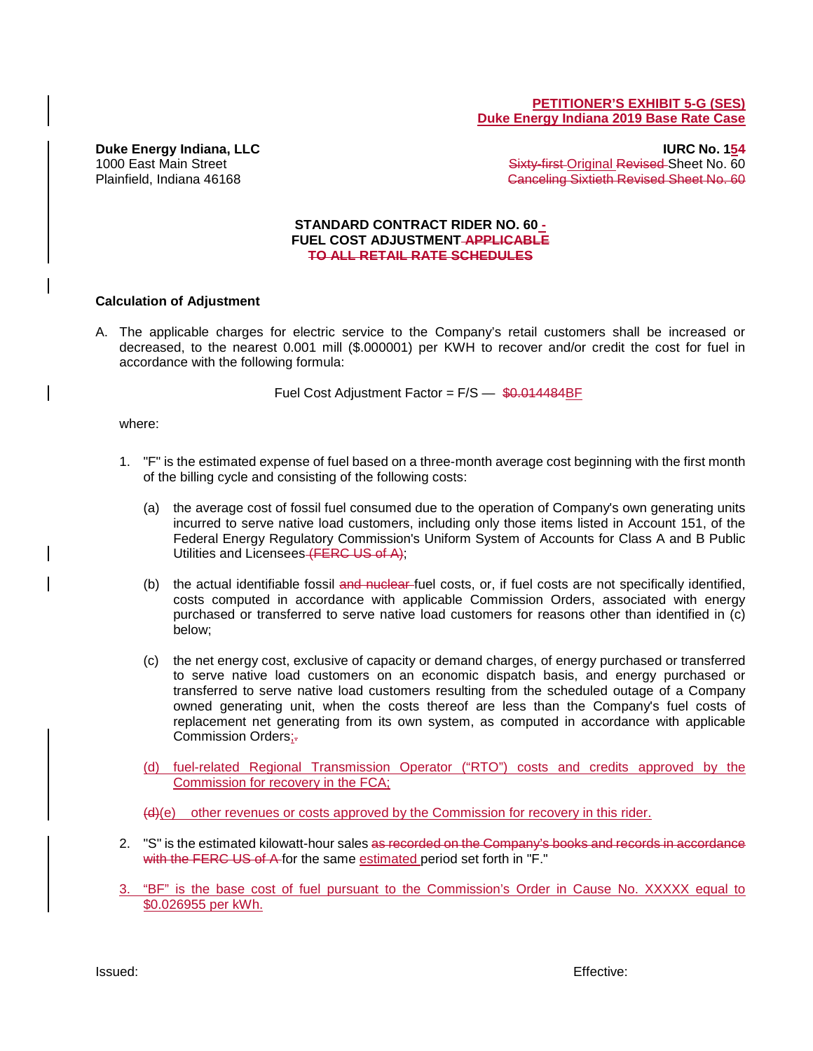**PETITIONER'S EXHIBIT 5-G (SES)**
**Duke Energy Indiana 2019 Base Rate Case**

**Duke Energy Indiana, LLC**
1000 East Main Street
Plainfield, Indiana 46168

**IURC No. 154**
~~Sixty-first~~ Original ~~Revised~~ Sheet No. 60
~~Canceling Sixtieth Revised Sheet No. 60~~

**STANDARD CONTRACT RIDER NO. 60 -**
**FUEL COST ADJUSTMENT ~~APPLICABLE~~**
**~~TO ALL RETAIL RATE SCHEDULES~~**

**Calculation of Adjustment**

A. The applicable charges for electric service to the Company's retail customers shall be increased or decreased, to the nearest 0.001 mill ($.000001) per KWH to recover and/or credit the cost for fuel in accordance with the following formula:

Fuel Cost Adjustment Factor = F/S — ~~$0.014484~~BF

where:

1. "F" is the estimated expense of fuel based on a three-month average cost beginning with the first month of the billing cycle and consisting of the following costs:

   (a) the average cost of fossil fuel consumed due to the operation of Company's own generating units incurred to serve native load customers, including only those items listed in Account 151, of the Federal Energy Regulatory Commission's Uniform System of Accounts for Class A and B Public Utilities and Licensees ~~(FERC US of A)~~;

   (b) the actual identifiable fossil ~~and nuclear~~ fuel costs, or, if fuel costs are not specifically identified, costs computed in accordance with applicable Commission Orders, associated with energy purchased or transferred to serve native load customers for reasons other than identified in (c) below;

   (c) the net energy cost, exclusive of capacity or demand charges, of energy purchased or transferred to serve native load customers on an economic dispatch basis, and energy purchased or transferred to serve native load customers resulting from the scheduled outage of a Company owned generating unit, when the costs thereof are less than the Company's fuel costs of replacement net generating from its own system, as computed in accordance with applicable Commission Orders;~~.~~

   (d) fuel-related Regional Transmission Operator ("RTO") costs and credits approved by the Commission for recovery in the FCA;

   ~~(d)~~(e) other revenues or costs approved by the Commission for recovery in this rider.

2. "S" is the estimated kilowatt-hour sales ~~as recorded on the Company's books and records in accordance with the FERC US of A~~ for the same estimated period set forth in "F."

3. "BF" is the base cost of fuel pursuant to the Commission's Order in Cause No. XXXXX equal to $0.026955 per kWh.

Issued: Effective: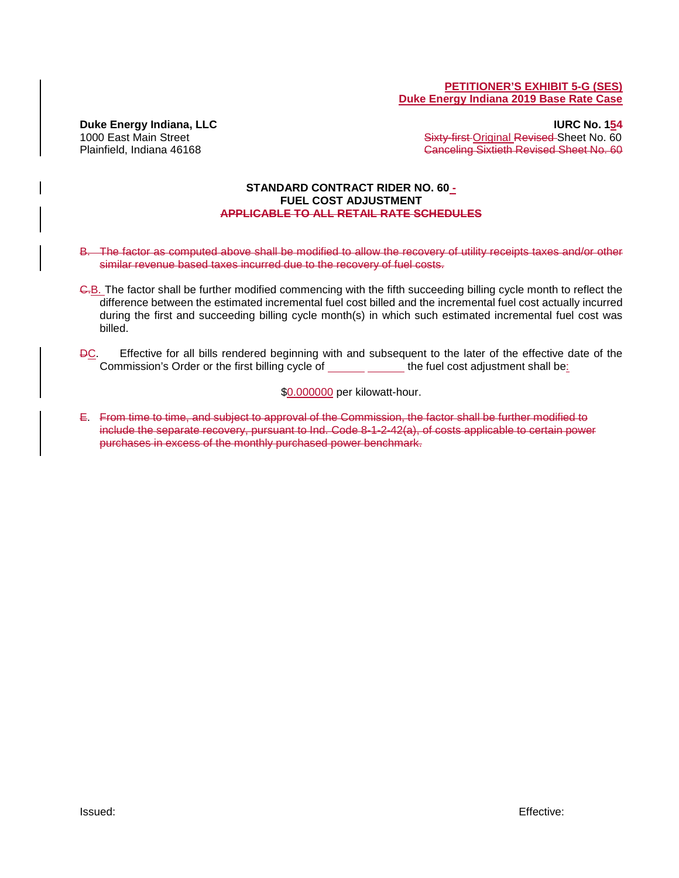**PETITIONER'S EXHIBIT 5-G (SES)**
**Duke Energy Indiana 2019 Base Rate Case**

**Duke Energy Indiana, LLC** — **IURC No. 154**
1000 East Main Street — ~~Sixty-first~~ Original ~~Revised~~ Sheet No. 60
Plainfield, Indiana 46168 — ~~Canceling Sixtieth Revised Sheet No. 60~~

**STANDARD CONTRACT RIDER NO. 60 -**
**FUEL COST ADJUSTMENT**
~~**APPLICABLE TO ALL RETAIL RATE SCHEDULES**~~

~~B. The factor as computed above shall be modified to allow the recovery of utility receipts taxes and/or other similar revenue based taxes incurred due to the recovery of fuel costs.~~

~~C.~~B. The factor shall be further modified commencing with the fifth succeeding billing cycle month to reflect the difference between the estimated incremental fuel cost billed and the incremental fuel cost actually incurred during the first and succeeding billing cycle month(s) in which such estimated incremental fuel cost was billed.

~~D~~C. Effective for all bills rendered beginning with and subsequent to the later of the effective date of the Commission's Order or the first billing cycle of ______ ______ the fuel cost adjustment shall be:

$0.000000 per kilowatt-hour.

~~E. From time to time, and subject to approval of the Commission, the factor shall be further modified to include the separate recovery, pursuant to Ind. Code 8-1-2-42(a), of costs applicable to certain power purchases in excess of the monthly purchased power benchmark.~~

Issued: Effective: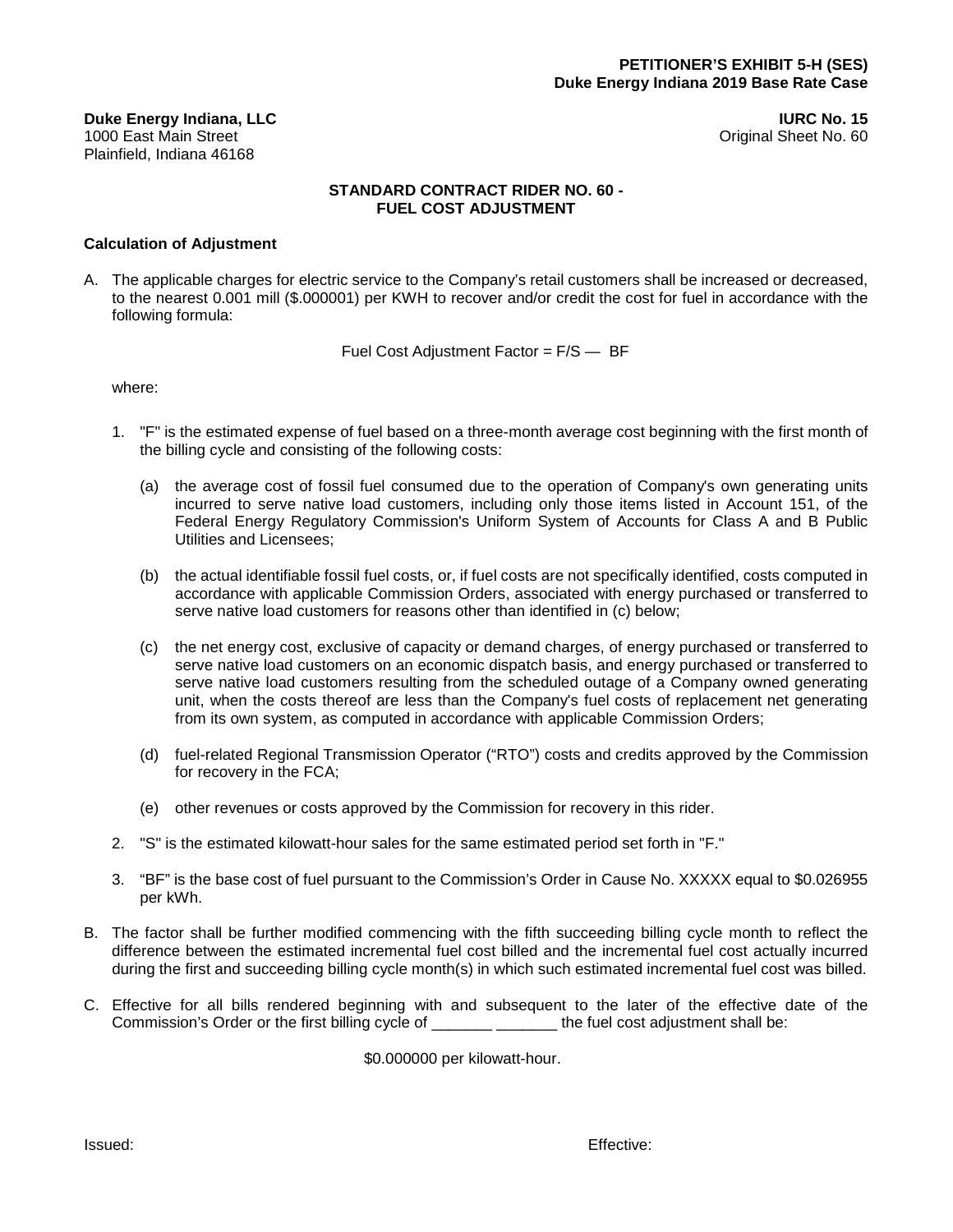**PETITIONER'S EXHIBIT 5-H (SES)**
**Duke Energy Indiana 2019 Base Rate Case**

**Duke Energy Indiana, LLC**
1000 East Main Street
Plainfield, Indiana 46168

**IURC No. 15**
Original Sheet No. 60

## STANDARD CONTRACT RIDER NO. 60 - FUEL COST ADJUSTMENT

**Calculation of Adjustment**

A. The applicable charges for electric service to the Company's retail customers shall be increased or decreased, to the nearest 0.001 mill ($.000001) per KWH to recover and/or credit the cost for fuel in accordance with the following formula:

$$\text{Fuel Cost Adjustment Factor} = F/S - BF$$

where:

1. "F" is the estimated expense of fuel based on a three-month average cost beginning with the first month of the billing cycle and consisting of the following costs:

   (a) the average cost of fossil fuel consumed due to the operation of Company's own generating units incurred to serve native load customers, including only those items listed in Account 151, of the Federal Energy Regulatory Commission's Uniform System of Accounts for Class A and B Public Utilities and Licensees;

   (b) the actual identifiable fossil fuel costs, or, if fuel costs are not specifically identified, costs computed in accordance with applicable Commission Orders, associated with energy purchased or transferred to serve native load customers for reasons other than identified in (c) below;

   (c) the net energy cost, exclusive of capacity or demand charges, of energy purchased or transferred to serve native load customers on an economic dispatch basis, and energy purchased or transferred to serve native load customers resulting from the scheduled outage of a Company owned generating unit, when the costs thereof are less than the Company's fuel costs of replacement net generating from its own system, as computed in accordance with applicable Commission Orders;

   (d) fuel-related Regional Transmission Operator ("RTO") costs and credits approved by the Commission for recovery in the FCA;

   (e) other revenues or costs approved by the Commission for recovery in this rider.

2. "S" is the estimated kilowatt-hour sales for the same estimated period set forth in "F."

3. "BF" is the base cost of fuel pursuant to the Commission's Order in Cause No. XXXXX equal to $0.026955 per kWh.

B. The factor shall be further modified commencing with the fifth succeeding billing cycle month to reflect the difference between the estimated incremental fuel cost billed and the incremental fuel cost actually incurred during the first and succeeding billing cycle month(s) in which such estimated incremental fuel cost was billed.

C. Effective for all bills rendered beginning with and subsequent to the later of the effective date of the Commission's Order or the first billing cycle of _______ _______ the fuel cost adjustment shall be:

$0.000000 per kilowatt-hour.

Issued:

Effective: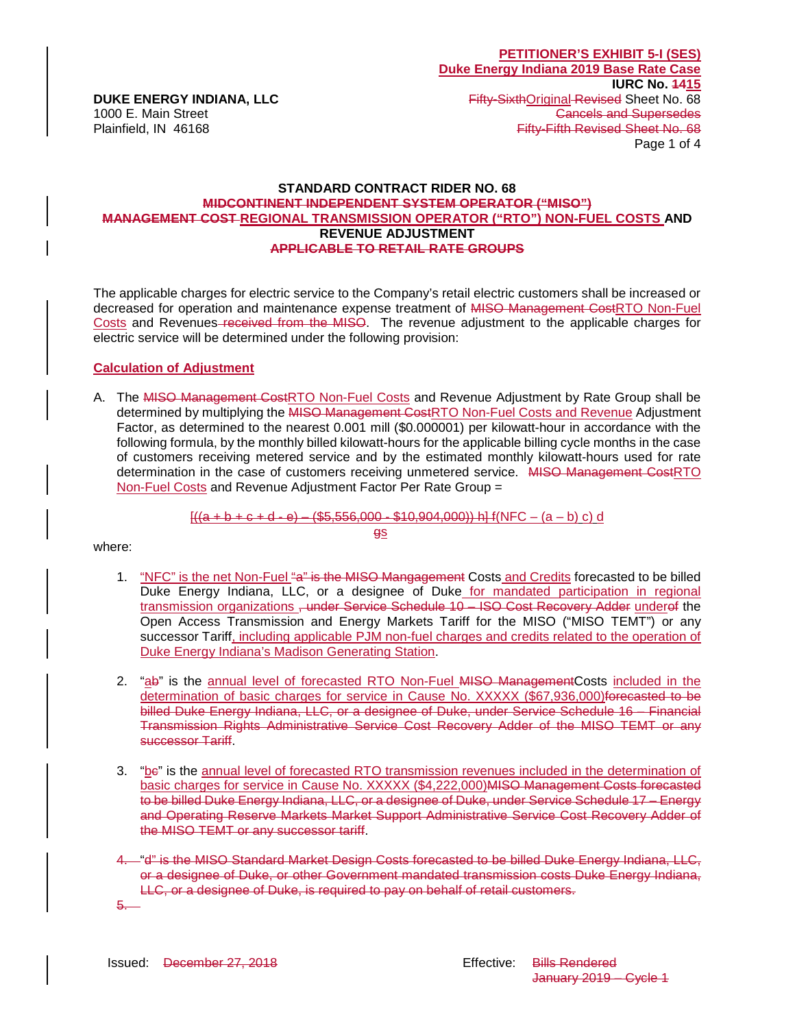**PETITIONER'S EXHIBIT 5-I (SES)**
**Duke Energy Indiana 2019 Base Rate Case**
**IURC No. ~~14~~15**

**DUKE ENERGY INDIANA, LLC**
1000 E. Main Street
Plainfield, IN 46168

~~Fifty-Sixth~~Original ~~Revised~~ Sheet No. 68
~~Cancels and Supersedes~~
~~Fifty-Fifth Revised Sheet No. 68~~

## STANDARD CONTRACT RIDER NO. 68
## ~~MIDCONTINENT INDEPENDENT SYSTEM OPERATOR ("MISO")~~ ~~MANAGEMENT COST~~ REGIONAL TRANSMISSION OPERATOR ("RTO") NON-FUEL COSTS AND REVENUE ADJUSTMENT
## ~~APPLICABLE TO RETAIL RATE GROUPS~~

The applicable charges for electric service to the Company's retail electric customers shall be increased or decreased for operation and maintenance expense treatment of ~~MISO Management Cost~~RTO Non-Fuel Costs and Revenues ~~received from the MISO~~. The revenue adjustment to the applicable charges for electric service will be determined under the following provision:

**Calculation of Adjustment**

A. The ~~MISO Management Cost~~RTO Non-Fuel Costs and Revenue Adjustment by Rate Group shall be determined by multiplying the ~~MISO Management Cost~~RTO Non-Fuel Costs and Revenue Adjustment Factor, as determined to the nearest 0.001 mill ($0.000001) per kilowatt-hour in accordance with the following formula, by the monthly billed kilowatt-hours for the applicable billing cycle months in the case of customers receiving metered service and by the estimated monthly kilowatt-hours used for rate determination in the case of customers receiving unmetered service. ~~MISO Management Cost~~RTO Non-Fuel Costs and Revenue Adjustment Factor Per Rate Group =

~~[((a + b + c + d - e) – ($5,556,000 - $10,904,000)) h]~~ f(NFC – (a – b) c) d
~~g~~s

where:

1. "NFC" is the net Non-Fuel ~~"a" is the MISO Mangagement~~ Costs and Credits forecasted to be billed Duke Energy Indiana, LLC, or a designee of Duke for mandated participation in regional transmission organizations ~~, under Service Schedule 10 – ISO Cost Recovery Adder~~ under~~of~~ the Open Access Transmission and Energy Markets Tariff for the MISO ("MISO TEMT") or any successor Tariff, including applicable PJM non-fuel charges and credits related to the operation of Duke Energy Indiana's Madison Generating Station.

2. "a~~b~~" is the annual level of forecasted RTO Non-Fuel ~~MISO Management~~Costs included in the determination of basic charges for service in Cause No. XXXXX ($67,936,000)~~forecasted to be billed Duke Energy Indiana, LLC, or a designee of Duke, under Service Schedule 16 – Financial Transmission Rights Administrative Service Cost Recovery Adder of the MISO TEMT or any successor Tariff~~.

3. "b~~c~~" is the annual level of forecasted RTO transmission revenues included in the determination of basic charges for service in Cause No. XXXXX ($4,222,000)~~MISO Management Costs forecasted to be billed Duke Energy Indiana, LLC, or a designee of Duke, under Service Schedule 17 – Energy and Operating Reserve Markets Market Support Administrative Service Cost Recovery Adder of the MISO TEMT or any successor tariff~~.

4. ~~"d" is the MISO Standard Market Design Costs forecasted to be billed Duke Energy Indiana, LLC, or a designee of Duke, or other Government mandated transmission costs Duke Energy Indiana, LLC, or a designee of Duke, is required to pay on behalf of retail customers.~~

5. ~~ ~~

Issued: ~~December 27, 2018~~ Effective: ~~Bills Rendered January 2019 – Cycle 1~~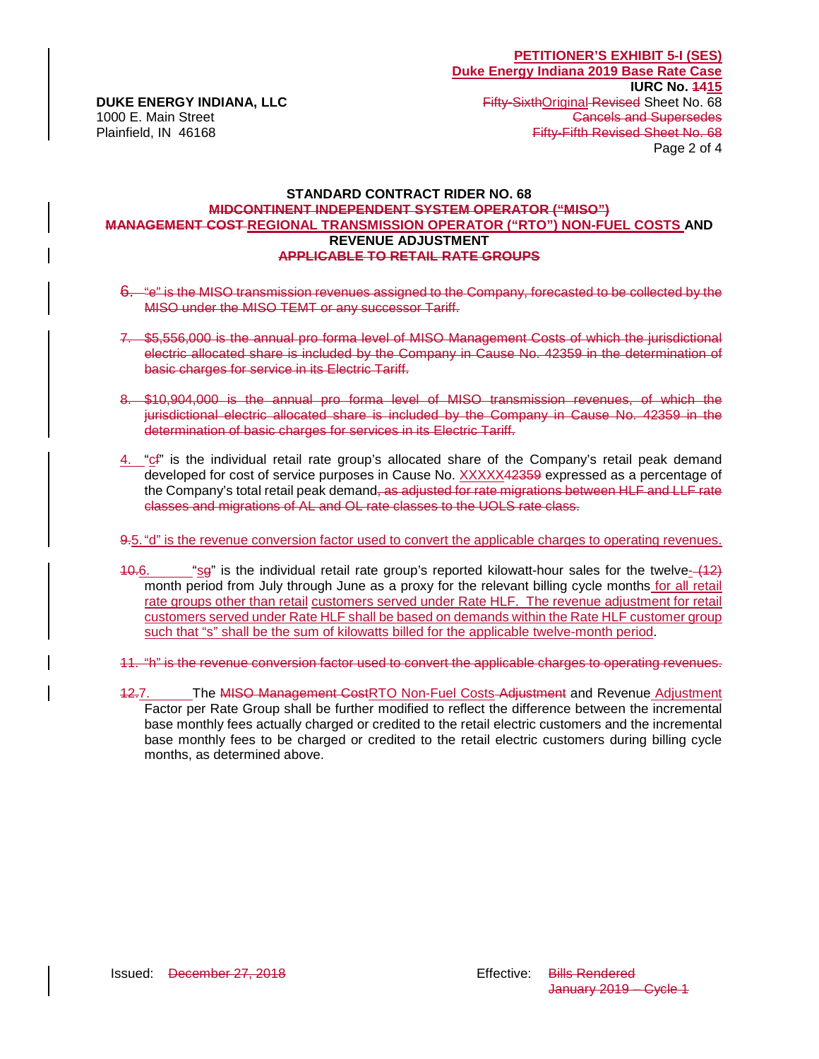**PETITIONER'S EXHIBIT 5-I (SES)**
**Duke Energy Indiana 2019 Base Rate Case**
**IURC No. ~~14~~15**
~~Fifty-Sixth~~Original ~~Revised~~ Sheet No. 68
~~Cancels and Supersedes~~
~~Fifty-Fifth Revised Sheet No. 68~~

**DUKE ENERGY INDIANA, LLC**
1000 E. Main Street
Plainfield, IN 46168

## STANDARD CONTRACT RIDER NO. 68
## ~~MIDCONTINENT INDEPENDENT SYSTEM OPERATOR ("MISO")~~ ~~MANAGEMENT COST~~ REGIONAL TRANSMISSION OPERATOR ("RTO") NON-FUEL COSTS AND REVENUE ADJUSTMENT ~~APPLICABLE TO RETAIL RATE GROUPS~~

~~6. "e" is the MISO transmission revenues assigned to the Company, forecasted to be collected by the MISO under the MISO TEMT or any successor Tariff.~~

~~7. $5,556,000 is the annual pro forma level of MISO Management Costs of which the jurisdictional electric allocated share is included by the Company in Cause No. 42359 in the determination of basic charges for service in its Electric Tariff.~~

~~8. $10,904,000 is the annual pro forma level of MISO transmission revenues, of which the jurisdictional electric allocated share is included by the Company in Cause No. 42359 in the determination of basic charges for services in its Electric Tariff.~~

4. "c~~f~~" is the individual retail rate group's allocated share of the Company's retail peak demand developed for cost of service purposes in Cause No. XXXXX~~42359~~ expressed as a percentage of the Company's total retail peak demand~~, as adjusted for rate migrations between HLF and LLF rate classes and migrations of AL and OL rate classes to the UOLS rate class.~~

~~9.~~5. "d" is the revenue conversion factor used to convert the applicable charges to operating revenues.

~~10.~~6. "s~~g~~" is the individual retail rate group's reported kilowatt-hour sales for the twelve~~- (12)~~ month period from July through June as a proxy for the relevant billing cycle months for all retail rate groups other than retail customers served under Rate HLF. The revenue adjustment for retail customers served under Rate HLF shall be based on demands within the Rate HLF customer group such that "s" shall be the sum of kilowatts billed for the applicable twelve-month period.

~~11. "h" is the revenue conversion factor used to convert the applicable charges to operating revenues.~~

~~12.~~7. The ~~MISO Management Cost~~RTO Non-Fuel Costs ~~Adjustment~~ and Revenue Adjustment Factor per Rate Group shall be further modified to reflect the difference between the incremental base monthly fees actually charged or credited to the retail electric customers and the incremental base monthly fees to be charged or credited to the retail electric customers during billing cycle months, as determined above.

Issued: ~~December 27, 2018~~

Effective: ~~Bills Rendered January 2019 – Cycle 1~~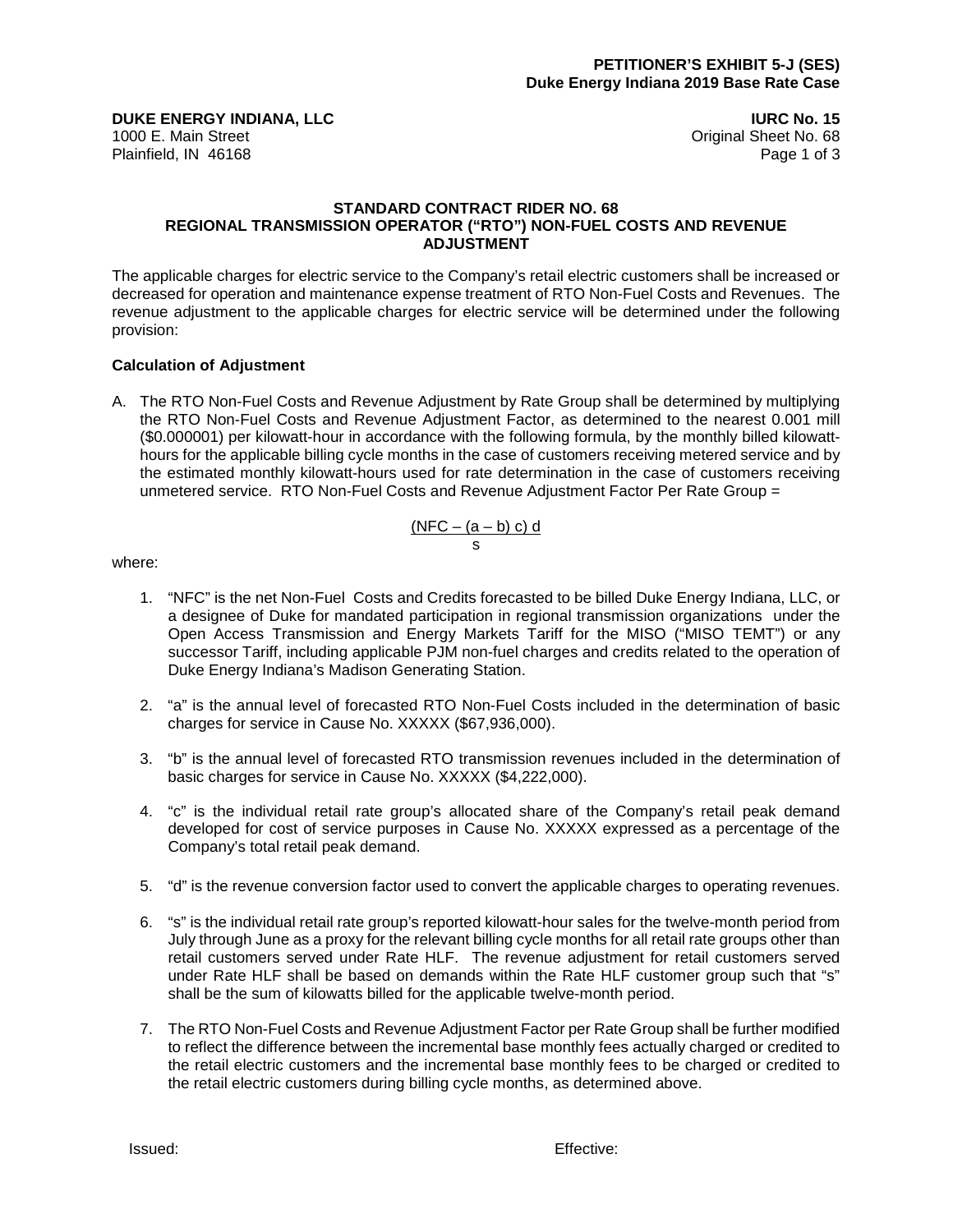**PETITIONER'S EXHIBIT 5-J (SES)**
**Duke Energy Indiana 2019 Base Rate Case**

**DUKE ENERGY INDIANA, LLC** | **IURC No. 15**
1000 E. Main Street | Original Sheet No. 68
Plainfield, IN 46168

## STANDARD CONTRACT RIDER NO. 68
## REGIONAL TRANSMISSION OPERATOR ("RTO") NON-FUEL COSTS AND REVENUE ADJUSTMENT

The applicable charges for electric service to the Company's retail electric customers shall be increased or decreased for operation and maintenance expense treatment of RTO Non-Fuel Costs and Revenues. The revenue adjustment to the applicable charges for electric service will be determined under the following provision:

### Calculation of Adjustment

A. The RTO Non-Fuel Costs and Revenue Adjustment by Rate Group shall be determined by multiplying the RTO Non-Fuel Costs and Revenue Adjustment Factor, as determined to the nearest 0.001 mill ($0.000001) per kilowatt-hour in accordance with the following formula, by the monthly billed kilowatt-hours for the applicable billing cycle months in the case of customers receiving metered service and by the estimated monthly kilowatt-hours used for rate determination in the case of customers receiving unmetered service. RTO Non-Fuel Costs and Revenue Adjustment Factor Per Rate Group =

$$\frac{(NFC - (a - b)\,c)\,d}{s}$$

where:

1. "NFC" is the net Non-Fuel Costs and Credits forecasted to be billed Duke Energy Indiana, LLC, or a designee of Duke for mandated participation in regional transmission organizations under the Open Access Transmission and Energy Markets Tariff for the MISO ("MISO TEMT") or any successor Tariff, including applicable PJM non-fuel charges and credits related to the operation of Duke Energy Indiana's Madison Generating Station.

2. "a" is the annual level of forecasted RTO Non-Fuel Costs included in the determination of basic charges for service in Cause No. XXXXX ($67,936,000).

3. "b" is the annual level of forecasted RTO transmission revenues included in the determination of basic charges for service in Cause No. XXXXX ($4,222,000).

4. "c" is the individual retail rate group's allocated share of the Company's retail peak demand developed for cost of service purposes in Cause No. XXXXX expressed as a percentage of the Company's total retail peak demand.

5. "d" is the revenue conversion factor used to convert the applicable charges to operating revenues.

6. "s" is the individual retail rate group's reported kilowatt-hour sales for the twelve-month period from July through June as a proxy for the relevant billing cycle months for all retail rate groups other than retail customers served under Rate HLF. The revenue adjustment for retail customers served under Rate HLF shall be based on demands within the Rate HLF customer group such that "s" shall be the sum of kilowatts billed for the applicable twelve-month period.

7. The RTO Non-Fuel Costs and Revenue Adjustment Factor per Rate Group shall be further modified to reflect the difference between the incremental base monthly fees actually charged or credited to the retail electric customers and the incremental base monthly fees to be charged or credited to the retail electric customers during billing cycle months, as determined above.

Issued: | Effective: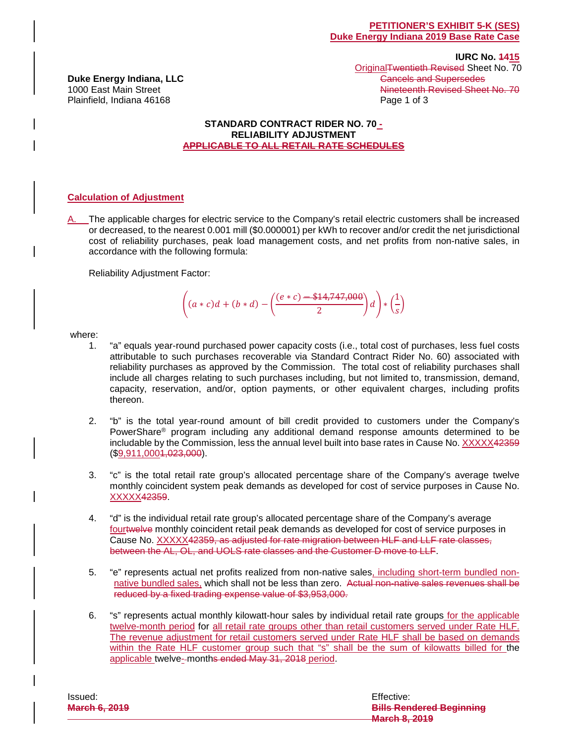**PETITIONER'S EXHIBIT 5-K (SES)**
**Duke Energy Indiana 2019 Base Rate Case**

**IURC No. ~~14~~15**
Original~~Twentieth Revised~~ Sheet No. 70
~~Cancels and Supersedes~~
~~Nineteenth Revised Sheet No. 70~~

**Duke Energy Indiana, LLC**
1000 East Main Street
Plainfield, Indiana 46168

### STANDARD CONTRACT RIDER NO. 70 - RELIABILITY ADJUSTMENT
~~APPLICABLE TO ALL RETAIL RATE SCHEDULES~~

**Calculation of Adjustment**

A. The applicable charges for electric service to the Company's retail electric customers shall be increased or decreased, to the nearest 0.001 mill ($0.000001) per kWh to recover and/or credit the net jurisdictional cost of reliability purchases, peak load management costs, and net profits from non-native sales, in accordance with the following formula:

Reliability Adjustment Factor:

$$\left((a*c)d + (b*d) - \left(\frac{(e*c) - \$14{,}747{,}000}{2}\right)d\right)*\left(\frac{1}{s}\right)$$

(Note: "− $14,747,000" is struck through in the source.)

where:

1. "a" equals year-round purchased power capacity costs (i.e., total cost of purchases, less fuel costs attributable to such purchases recoverable via Standard Contract Rider No. 60) associated with reliability purchases as approved by the Commission. The total cost of reliability purchases shall include all charges relating to such purchases including, but not limited to, transmission, demand, capacity, reservation, and/or, option payments, or other equivalent charges, including profits thereon.

2. "b" is the total year-round amount of bill credit provided to customers under the Company's PowerShare® program including any additional demand response amounts determined to be includable by the Commission, less the annual level built into base rates in Cause No. XXXXX~~42359~~ ($9,911,000~~1,023,000~~).

3. "c" is the total retail rate group's allocated percentage share of the Company's average twelve monthly coincident system peak demands as developed for cost of service purposes in Cause No. XXXXX~~42359~~.

4. "d" is the individual retail rate group's allocated percentage share of the Company's average four~~twelve~~ monthly coincident retail peak demands as developed for cost of service purposes in Cause No. XXXXX~~42359, as adjusted for rate migration between HLF and LLF rate classes, between the AL, OL, and UOLS rate classes and the Customer D move to LLF~~.

5. "e" represents actual net profits realized from non-native sales, including short-term bundled non-native bundled sales, which shall not be less than zero. ~~Actual non-native sales revenues shall be reduced by a fixed trading expense value of $3,953,000.~~

6. "s" represents actual monthly kilowatt-hour sales by individual retail rate groups for the applicable twelve-month period for all retail rate groups other than retail customers served under Rate HLF. The revenue adjustment for retail customers served under Rate HLF shall be based on demands within the Rate HLF customer group such that "s" shall be the sum of kilowatts billed for the applicable twelve-month~~s ended May 31, 2018~~ period.

Issued: ~~**March 6, 2019**~~

Effective: ~~**Bills Rendered Beginning March 8, 2019**~~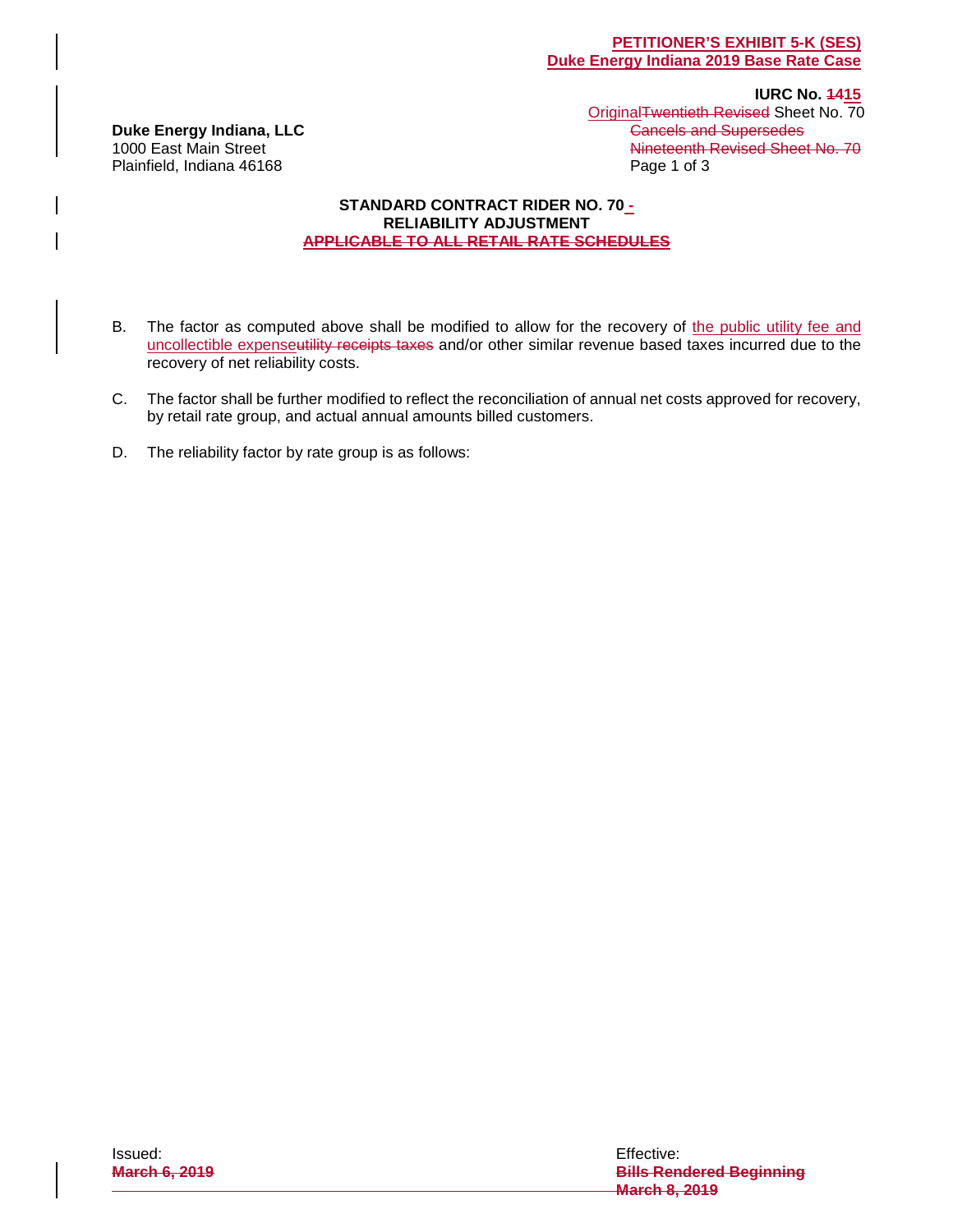**PETITIONER'S EXHIBIT 5-K (SES)**
**Duke Energy Indiana 2019 Base Rate Case**

**IURC No. ~~14~~15**
Original~~Twentieth Revised~~ Sheet No. 70
~~Cancels and Supersedes~~
~~Nineteenth Revised Sheet No. 70~~
Page 1 of 3

**Duke Energy Indiana, LLC**
1000 East Main Street
Plainfield, Indiana 46168

## STANDARD CONTRACT RIDER NO. 70 - RELIABILITY ADJUSTMENT

~~**APPLICABLE TO ALL RETAIL RATE SCHEDULES**~~

B. The factor as computed above shall be modified to allow for the recovery of the public utility fee and uncollectible expense~~utility receipts taxes~~ and/or other similar revenue based taxes incurred due to the recovery of net reliability costs.

C. The factor shall be further modified to reflect the reconciliation of annual net costs approved for recovery, by retail rate group, and actual annual amounts billed customers.

D. The reliability factor by rate group is as follows:

Issued:
~~**March 6, 2019**~~

Effective:
~~**Bills Rendered Beginning March 8, 2019**~~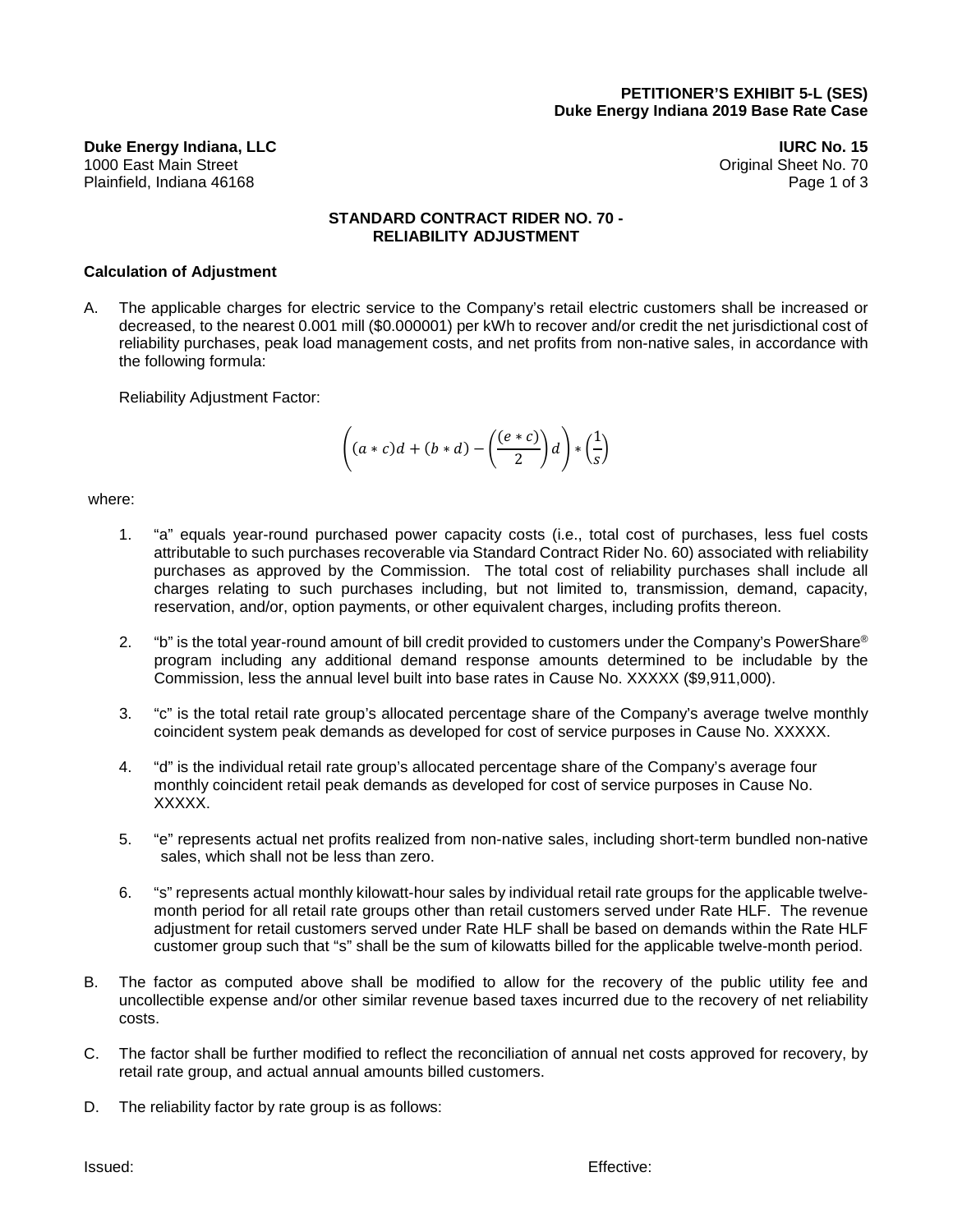**PETITIONER'S EXHIBIT 5-L (SES)**
**Duke Energy Indiana 2019 Base Rate Case**

**Duke Energy Indiana, LLC** | **IURC No. 15**
1000 East Main Street | Original Sheet No. 70
Plainfield, Indiana 46168 | Page 1 of 3

## STANDARD CONTRACT RIDER NO. 70 - RELIABILITY ADJUSTMENT

### Calculation of Adjustment

A. The applicable charges for electric service to the Company's retail electric customers shall be increased or decreased, to the nearest 0.001 mill ($0.000001) per kWh to recover and/or credit the net jurisdictional cost of reliability purchases, peak load management costs, and net profits from non-native sales, in accordance with the following formula:

   Reliability Adjustment Factor:

$$\left((a * c)d + (b * d) - \left(\frac{(e * c)}{2}\right)d\right) * \left(\frac{1}{s}\right)$$

where:

1. "a" equals year-round purchased power capacity costs (i.e., total cost of purchases, less fuel costs attributable to such purchases recoverable via Standard Contract Rider No. 60) associated with reliability purchases as approved by the Commission. The total cost of reliability purchases shall include all charges relating to such purchases including, but not limited to, transmission, demand, capacity, reservation, and/or, option payments, or other equivalent charges, including profits thereon.

2. "b" is the total year-round amount of bill credit provided to customers under the Company's PowerShare® program including any additional demand response amounts determined to be includable by the Commission, less the annual level built into base rates in Cause No. XXXXX ($9,911,000).

3. "c" is the total retail rate group's allocated percentage share of the Company's average twelve monthly coincident system peak demands as developed for cost of service purposes in Cause No. XXXXX.

4. "d" is the individual retail rate group's allocated percentage share of the Company's average four monthly coincident retail peak demands as developed for cost of service purposes in Cause No. XXXXX.

5. "e" represents actual net profits realized from non-native sales, including short-term bundled non-native sales, which shall not be less than zero.

6. "s" represents actual monthly kilowatt-hour sales by individual retail rate groups for the applicable twelve-month period for all retail rate groups other than retail customers served under Rate HLF. The revenue adjustment for retail customers served under Rate HLF shall be based on demands within the Rate HLF customer group such that "s" shall be the sum of kilowatts billed for the applicable twelve-month period.

B. The factor as computed above shall be modified to allow for the recovery of the public utility fee and uncollectible expense and/or other similar revenue based taxes incurred due to the recovery of net reliability costs.

C. The factor shall be further modified to reflect the reconciliation of annual net costs approved for recovery, by retail rate group, and actual annual amounts billed customers.

D. The reliability factor by rate group is as follows:

Issued: | Effective: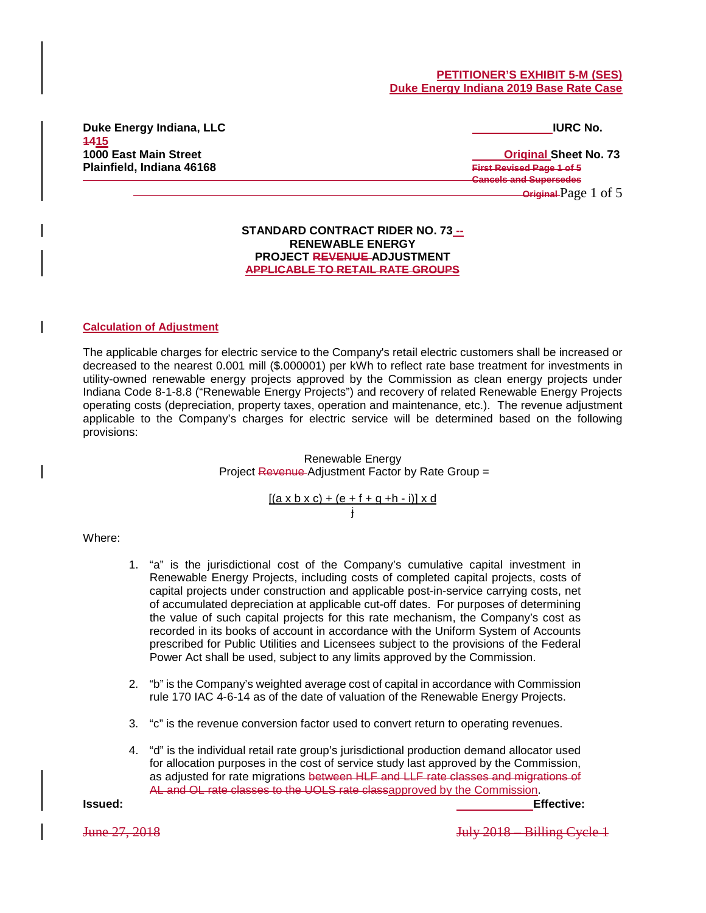**PETITIONER'S EXHIBIT 5-M (SES)**
**Duke Energy Indiana 2019 Base Rate Case**

**Duke Energy Indiana, LLC** **IURC No. 1415**
**1000 East Main Street** **Original Sheet No. 73**
**Plainfield, Indiana 46168** **First Revised Page 1 of 5**
**Cancels and Supersedes**
**Original** Page 1 of 5

**STANDARD CONTRACT RIDER NO. 73 --**
**RENEWABLE ENERGY**
**PROJECT REVENUE ADJUSTMENT**
**APPLICABLE TO RETAIL RATE GROUPS**

**Calculation of Adjustment**

The applicable charges for electric service to the Company's retail electric customers shall be increased or decreased to the nearest 0.001 mill ($.000001) per kWh to reflect rate base treatment for investments in utility-owned renewable energy projects approved by the Commission as clean energy projects under Indiana Code 8-1-8.8 ("Renewable Energy Projects") and recovery of related Renewable Energy Projects operating costs (depreciation, property taxes, operation and maintenance, etc.). The revenue adjustment applicable to the Company's charges for electric service will be determined based on the following provisions:

Renewable Energy
Project Revenue Adjustment Factor by Rate Group =

$$\frac{[(a \times b \times c) + (e + f + g + h - i)] \times d}{j}$$

Where:

1. "a" is the jurisdictional cost of the Company's cumulative capital investment in Renewable Energy Projects, including costs of completed capital projects, costs of capital projects under construction and applicable post-in-service carrying costs, net of accumulated depreciation at applicable cut-off dates. For purposes of determining the value of such capital projects for this rate mechanism, the Company's cost as recorded in its books of account in accordance with the Uniform System of Accounts prescribed for Public Utilities and Licensees subject to the provisions of the Federal Power Act shall be used, subject to any limits approved by the Commission.

2. "b" is the Company's weighted average cost of capital in accordance with Commission rule 170 IAC 4-6-14 as of the date of valuation of the Renewable Energy Projects.

3. "c" is the revenue conversion factor used to convert return to operating revenues.

4. "d" is the individual retail rate group's jurisdictional production demand allocator used for allocation purposes in the cost of service study last approved by the Commission, as adjusted for rate migrations between HLF and LLF rate classes and migrations of AL and OL rate classes to the UOLS rate classapproved by the Commission.

**Issued:** June 27, 2018 **Effective:** July 2018 – Billing Cycle 1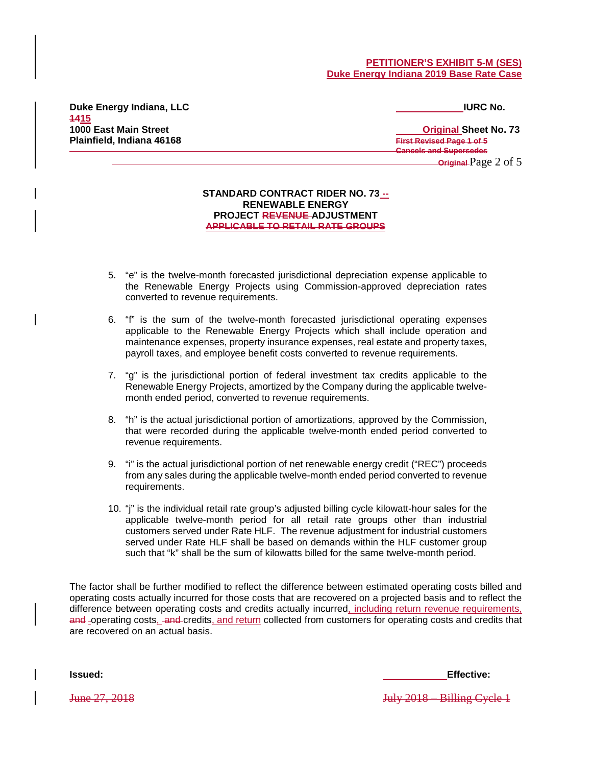**PETITIONER'S EXHIBIT 5-M (SES)**
**Duke Energy Indiana 2019 Base Rate Case**

**Duke Energy Indiana, LLC** **IURC No. ~~14~~15**
**1000 East Main Street** **Original Sheet No. 73**
**Plainfield, Indiana 46168** ~~First Revised Page 1 of 5~~
~~Cancels and Supersedes~~
~~Original~~ Page 2 of 5

**STANDARD CONTRACT RIDER NO. 73 --**
**RENEWABLE ENERGY**
**PROJECT ~~REVENUE~~ ADJUSTMENT**
**~~APPLICABLE TO RETAIL RATE GROUPS~~**

5. "e" is the twelve-month forecasted jurisdictional depreciation expense applicable to the Renewable Energy Projects using Commission-approved depreciation rates converted to revenue requirements.

6. "f" is the sum of the twelve-month forecasted jurisdictional operating expenses applicable to the Renewable Energy Projects which shall include operation and maintenance expenses, property insurance expenses, real estate and property taxes, payroll taxes, and employee benefit costs converted to revenue requirements.

7. "g" is the jurisdictional portion of federal investment tax credits applicable to the Renewable Energy Projects, amortized by the Company during the applicable twelve-month ended period, converted to revenue requirements.

8. "h" is the actual jurisdictional portion of amortizations, approved by the Commission, that were recorded during the applicable twelve-month ended period converted to revenue requirements.

9. "i" is the actual jurisdictional portion of net renewable energy credit ("REC") proceeds from any sales during the applicable twelve-month ended period converted to revenue requirements.

10. "j" is the individual retail rate group's adjusted billing cycle kilowatt-hour sales for the applicable twelve-month period for all retail rate groups other than industrial customers served under Rate HLF. The revenue adjustment for industrial customers served under Rate HLF shall be based on demands within the HLF customer group such that "k" shall be the sum of kilowatts billed for the same twelve-month period.

The factor shall be further modified to reflect the difference between estimated operating costs billed and operating costs actually incurred for those costs that are recovered on a projected basis and to reflect the difference between operating costs and credits actually incurred, including return revenue requirements, ~~and~~ operating costs, ~~and~~ credits, and return collected from customers for operating costs and credits that are recovered on an actual basis.

**Issued:** **Effective:**

~~June 27, 2018~~ ~~July 2018 – Billing Cycle 1~~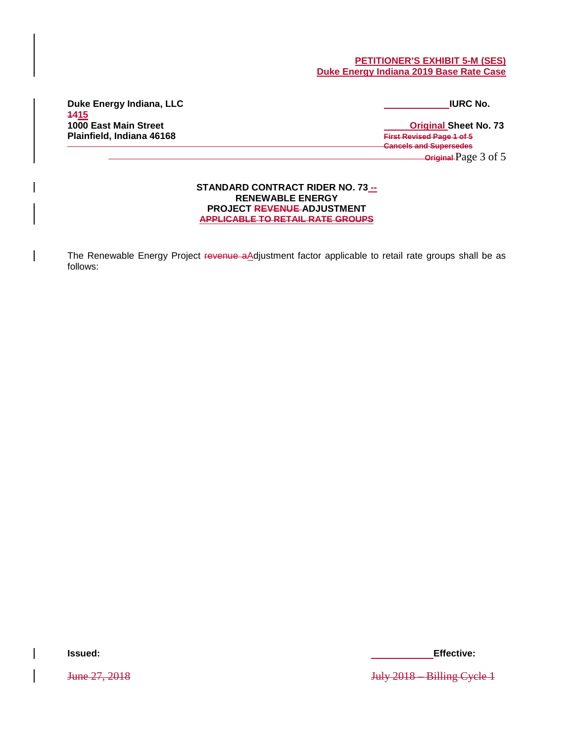**PETITIONER'S EXHIBIT 5-M (SES)**
**Duke Energy Indiana 2019 Base Rate Case**

**Duke Energy Indiana, LLC** **IURC No. ~~14~~15**
**1000 East Main Street** **Original Sheet No. 73**
**Plainfield, Indiana 46168** ~~First Revised Page 1 of 5~~
~~Cancels and Supersedes~~
~~Original~~ Page 3 of 5

**STANDARD CONTRACT RIDER NO. 73 --**
**RENEWABLE ENERGY**
**PROJECT ~~REVENUE~~ ADJUSTMENT**
~~**APPLICABLE TO RETAIL RATE GROUPS**~~

The Renewable Energy Project ~~revenue a~~Adjustment factor applicable to retail rate groups shall be as follows:

**Issued:** ~~June 27, 2018~~

**Effective:** ~~July 2018 – Billing Cycle 1~~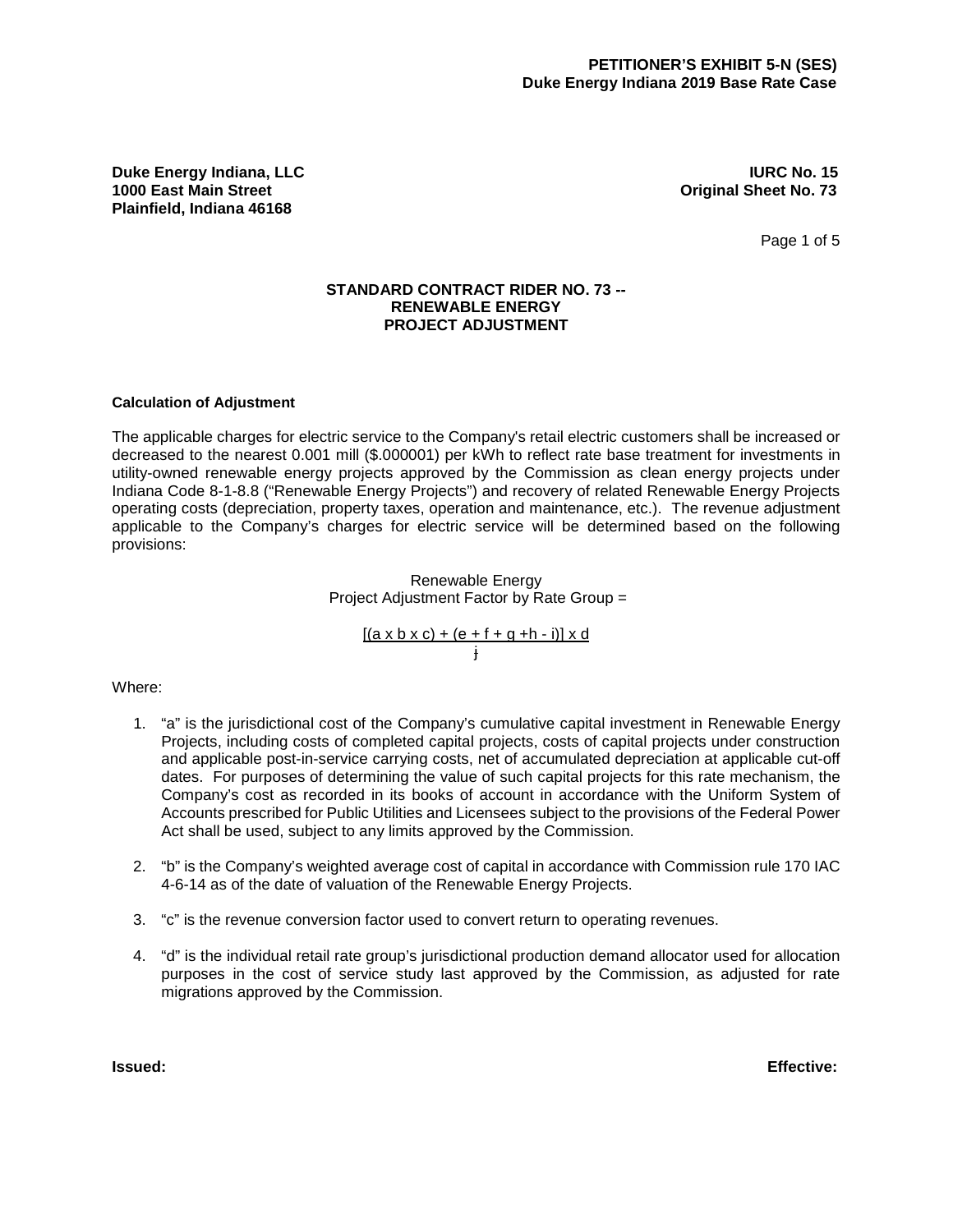**PETITIONER'S EXHIBIT 5-N (SES)**
**Duke Energy Indiana 2019 Base Rate Case**

**Duke Energy Indiana, LLC**
**1000 East Main Street**
**Plainfield, Indiana 46168**

**IURC No. 15**
**Original Sheet No. 73**

## STANDARD CONTRACT RIDER NO. 73 -- RENEWABLE ENERGY PROJECT ADJUSTMENT

**Calculation of Adjustment**

The applicable charges for electric service to the Company's retail electric customers shall be increased or decreased to the nearest 0.001 mill ($.000001) per kWh to reflect rate base treatment for investments in utility-owned renewable energy projects approved by the Commission as clean energy projects under Indiana Code 8-1-8.8 ("Renewable Energy Projects") and recovery of related Renewable Energy Projects operating costs (depreciation, property taxes, operation and maintenance, etc.). The revenue adjustment applicable to the Company's charges for electric service will be determined based on the following provisions:

Renewable Energy Project Adjustment Factor by Rate Group =

$$\frac{[(a \times b \times c) + (e + f + g + h - i)] \times d}{j}$$

Where:

1. "a" is the jurisdictional cost of the Company's cumulative capital investment in Renewable Energy Projects, including costs of completed capital projects, costs of capital projects under construction and applicable post-in-service carrying costs, net of accumulated depreciation at applicable cut-off dates. For purposes of determining the value of such capital projects for this rate mechanism, the Company's cost as recorded in its books of account in accordance with the Uniform System of Accounts prescribed for Public Utilities and Licensees subject to the provisions of the Federal Power Act shall be used, subject to any limits approved by the Commission.

2. "b" is the Company's weighted average cost of capital in accordance with Commission rule 170 IAC 4-6-14 as of the date of valuation of the Renewable Energy Projects.

3. "c" is the revenue conversion factor used to convert return to operating revenues.

4. "d" is the individual retail rate group's jurisdictional production demand allocator used for allocation purposes in the cost of service study last approved by the Commission, as adjusted for rate migrations approved by the Commission.

**Issued:**

**Effective:**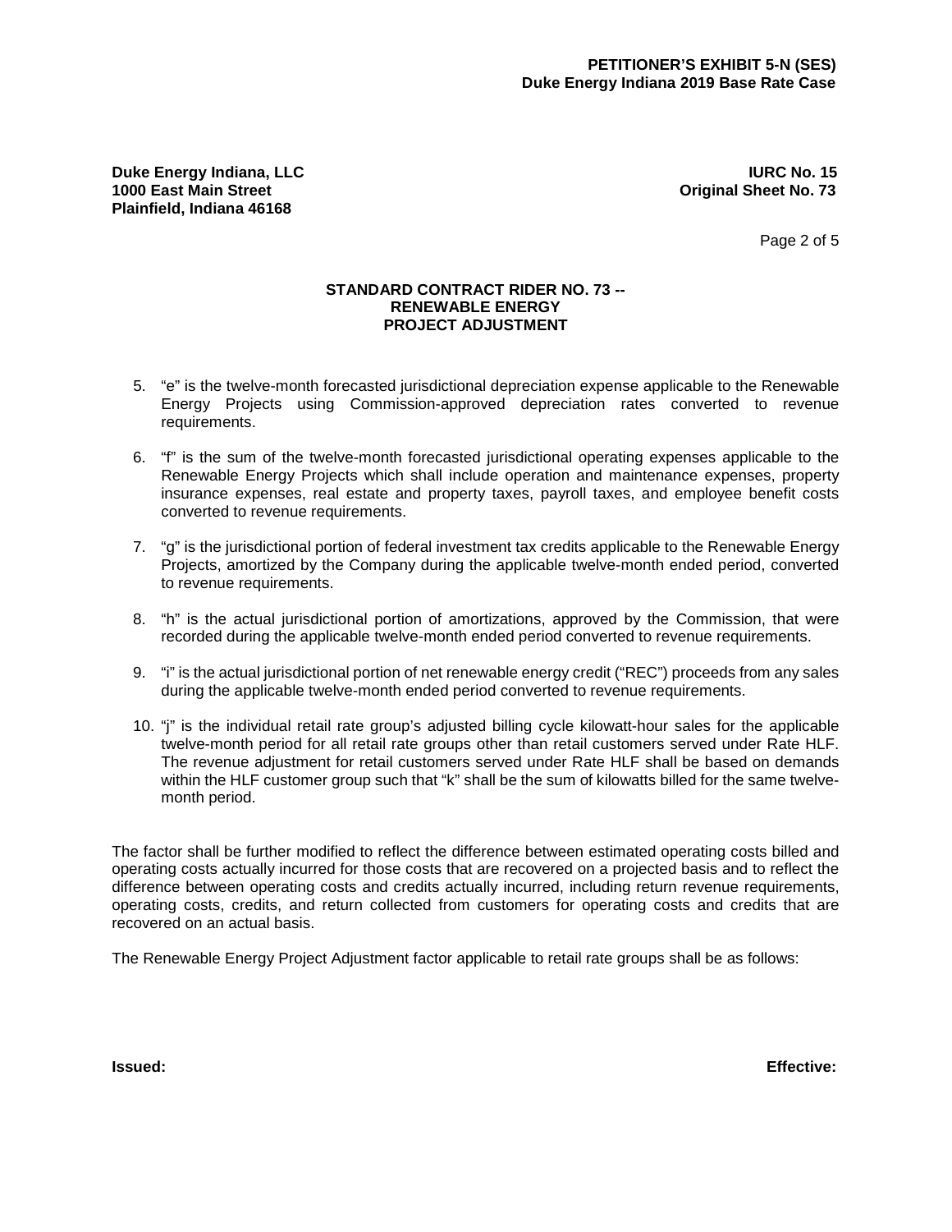**PETITIONER'S EXHIBIT 5-N (SES)**
**Duke Energy Indiana 2019 Base Rate Case**

**Duke Energy Indiana, LLC**
**1000 East Main Street**
**Plainfield, Indiana 46168**

**IURC No. 15**
**Original Sheet No. 73**

### STANDARD CONTRACT RIDER NO. 73 -- RENEWABLE ENERGY PROJECT ADJUSTMENT

5. "e" is the twelve-month forecasted jurisdictional depreciation expense applicable to the Renewable Energy Projects using Commission-approved depreciation rates converted to revenue requirements.

6. "f" is the sum of the twelve-month forecasted jurisdictional operating expenses applicable to the Renewable Energy Projects which shall include operation and maintenance expenses, property insurance expenses, real estate and property taxes, payroll taxes, and employee benefit costs converted to revenue requirements.

7. "g" is the jurisdictional portion of federal investment tax credits applicable to the Renewable Energy Projects, amortized by the Company during the applicable twelve-month ended period, converted to revenue requirements.

8. "h" is the actual jurisdictional portion of amortizations, approved by the Commission, that were recorded during the applicable twelve-month ended period converted to revenue requirements.

9. "i" is the actual jurisdictional portion of net renewable energy credit ("REC") proceeds from any sales during the applicable twelve-month ended period converted to revenue requirements.

10. "j" is the individual retail rate group's adjusted billing cycle kilowatt-hour sales for the applicable twelve-month period for all retail rate groups other than retail customers served under Rate HLF. The revenue adjustment for retail customers served under Rate HLF shall be based on demands within the HLF customer group such that "k" shall be the sum of kilowatts billed for the same twelve-month period.

The factor shall be further modified to reflect the difference between estimated operating costs billed and operating costs actually incurred for those costs that are recovered on a projected basis and to reflect the difference between operating costs and credits actually incurred, including return revenue requirements, operating costs, credits, and return collected from customers for operating costs and credits that are recovered on an actual basis.

The Renewable Energy Project Adjustment factor applicable to retail rate groups shall be as follows:

**Issued:** **Effective:**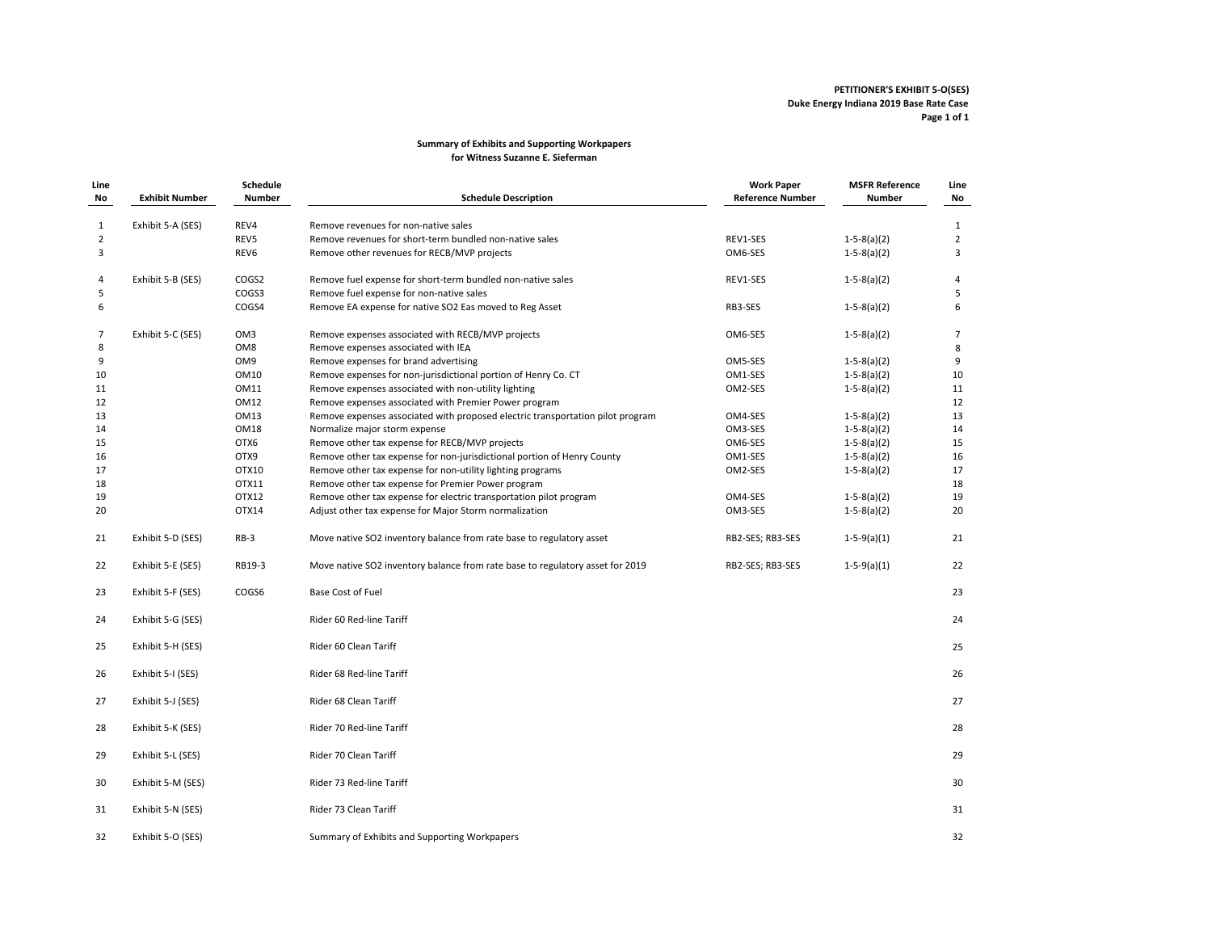**PETITIONER'S EXHIBIT 5-O(SES)**
**Duke Energy Indiana 2019 Base Rate Case**
**Page 1 of 1**

**Summary of Exhibits and Supporting Workpapers**
**for Witness Suzanne E. Sieferman**

| Line No | Exhibit Number | Schedule Number | Schedule Description | Work Paper Reference Number | MSFR Reference Number | Line No |
|---|---|---|---|---|---|---|
| 1 | Exhibit 5-A (SES) | REV4 | Remove revenues for non-native sales | | | 1 |
| 2 | | REV5 | Remove revenues for short-term bundled non-native sales | REV1-SES | 1-5-8(a)(2) | 2 |
| 3 | | REV6 | Remove other revenues for RECB/MVP projects | OM6-SES | 1-5-8(a)(2) | 3 |
| 4 | Exhibit 5-B (SES) | COGS2 | Remove fuel expense for short-term bundled non-native sales | REV1-SES | 1-5-8(a)(2) | 4 |
| 5 | | COGS3 | Remove fuel expense for non-native sales | | | 5 |
| 6 | | COGS4 | Remove EA expense for native SO2 Eas moved to Reg Asset | RB3-SES | 1-5-8(a)(2) | 6 |
| 7 | Exhibit 5-C (SES) | OM3 | Remove expenses associated with RECB/MVP projects | OM6-SES | 1-5-8(a)(2) | 7 |
| 8 | | OM8 | Remove expenses associated with IEA | | | 8 |
| 9 | | OM9 | Remove expenses for brand advertising | OM5-SES | 1-5-8(a)(2) | 9 |
| 10 | | OM10 | Remove expenses for non-jurisdictional portion of Henry Co. CT | OM1-SES | 1-5-8(a)(2) | 10 |
| 11 | | OM11 | Remove expenses associated with non-utility lighting | OM2-SES | 1-5-8(a)(2) | 11 |
| 12 | | OM12 | Remove expenses associated with Premier Power program | | | 12 |
| 13 | | OM13 | Remove expenses associated with proposed electric transportation pilot program | OM4-SES | 1-5-8(a)(2) | 13 |
| 14 | | OM18 | Normalize major storm expense | OM3-SES | 1-5-8(a)(2) | 14 |
| 15 | | OTX6 | Remove other tax expense for RECB/MVP projects | OM6-SES | 1-5-8(a)(2) | 15 |
| 16 | | OTX9 | Remove other tax expense for non-jurisdictional portion of Henry County | OM1-SES | 1-5-8(a)(2) | 16 |
| 17 | | OTX10 | Remove other tax expense for non-utility lighting programs | OM2-SES | 1-5-8(a)(2) | 17 |
| 18 | | OTX11 | Remove other tax expense for Premier Power program | | | 18 |
| 19 | | OTX12 | Remove other tax expense for electric transportation pilot program | OM4-SES | 1-5-8(a)(2) | 19 |
| 20 | | OTX14 | Adjust other tax expense for Major Storm normalization | OM3-SES | 1-5-8(a)(2) | 20 |
| 21 | Exhibit 5-D (SES) | RB-3 | Move native SO2 inventory balance from rate base to regulatory asset | RB2-SES; RB3-SES | 1-5-9(a)(1) | 21 |
| 22 | Exhibit 5-E (SES) | RB19-3 | Move native SO2 inventory balance from rate base to regulatory asset for 2019 | RB2-SES; RB3-SES | 1-5-9(a)(1) | 22 |
| 23 | Exhibit 5-F (SES) | COGS6 | Base Cost of Fuel | | | 23 |
| 24 | Exhibit 5-G (SES) | | Rider 60 Red-line Tariff | | | 24 |
| 25 | Exhibit 5-H (SES) | | Rider 60 Clean Tariff | | | 25 |
| 26 | Exhibit 5-I (SES) | | Rider 68 Red-line Tariff | | | 26 |
| 27 | Exhibit 5-J (SES) | | Rider 68 Clean Tariff | | | 27 |
| 28 | Exhibit 5-K (SES) | | Rider 70 Red-line Tariff | | | 28 |
| 29 | Exhibit 5-L (SES) | | Rider 70 Clean Tariff | | | 29 |
| 30 | Exhibit 5-M (SES) | | Rider 73 Red-line Tariff | | | 30 |
| 31 | Exhibit 5-N (SES) | | Rider 73 Clean Tariff | | | 31 |
| 32 | Exhibit 5-O (SES) | | Summary of Exhibits and Supporting Workpapers | | | 32 |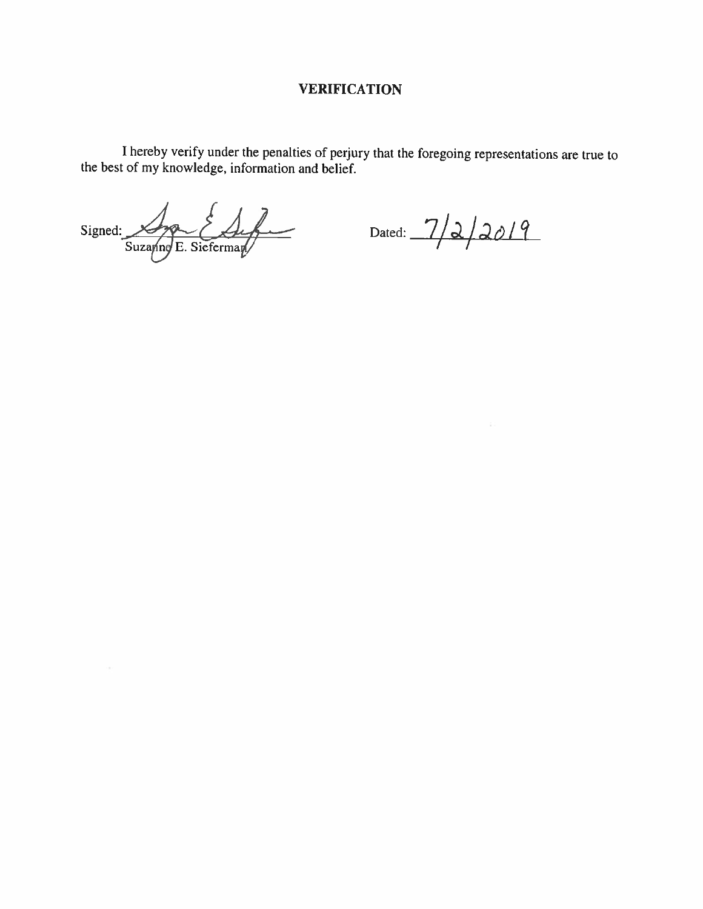# VERIFICATION

I hereby verify under the penalties of perjury that the foregoing representations are true to the best of my knowledge, information and belief.

Signed: ______________________ Dated: 7/2/2019
Suzanne E. Sieferman